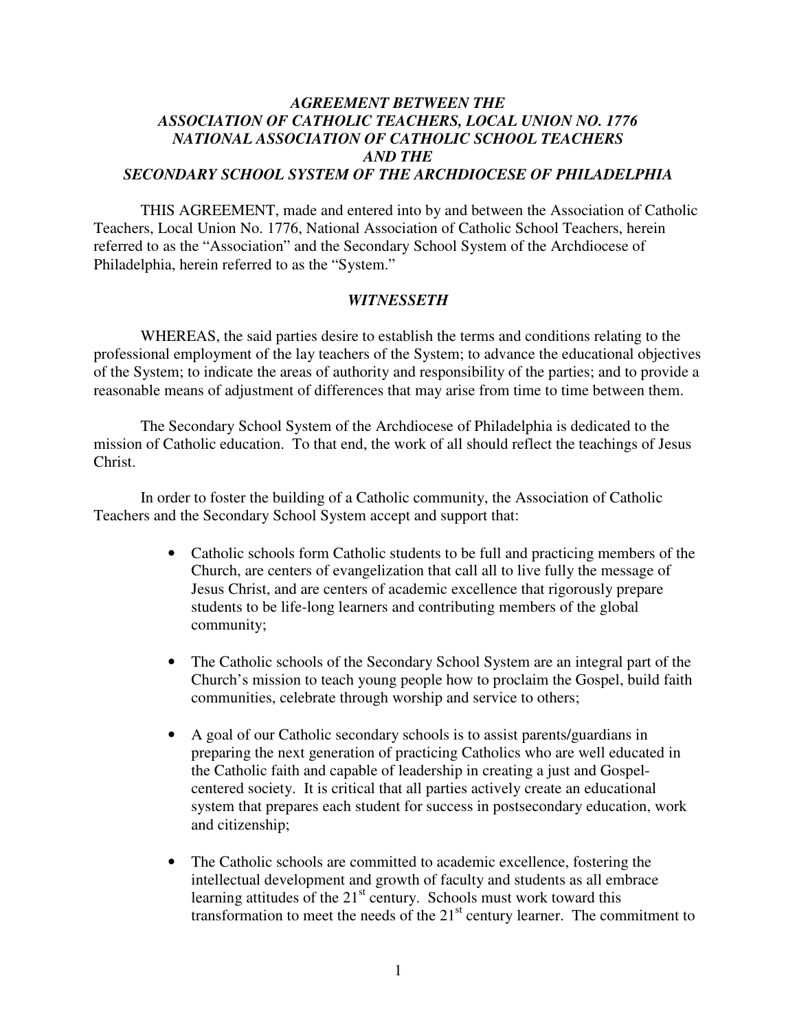# *AGREEMENT BETWEEN THE ASSOCIATION OF CATHOLIC TEACHERS, LOCAL UNION NO. 1776 NATIONAL ASSOCIATION OF CATHOLIC SCHOOL TEACHERS AND THE SECONDARY SCHOOL SYSTEM OF THE ARCHDIOCESE OF PHILADELPHIA*

THIS AGREEMENT, made and entered into by and between the Association of Catholic Teachers, Local Union No. 1776, National Association of Catholic School Teachers, herein referred to as the "Association" and the Secondary School System of the Archdiocese of Philadelphia, herein referred to as the "System."

## *WITNESSETH*

WHEREAS, the said parties desire to establish the terms and conditions relating to the professional employment of the lay teachers of the System; to advance the educational objectives of the System; to indicate the areas of authority and responsibility of the parties; and to provide a reasonable means of adjustment of differences that may arise from time to time between them.

The Secondary School System of the Archdiocese of Philadelphia is dedicated to the mission of Catholic education. To that end, the work of all should reflect the teachings of Jesus Christ.

In order to foster the building of a Catholic community, the Association of Catholic Teachers and the Secondary School System accept and support that:

- Catholic schools form Catholic students to be full and practicing members of the Church, are centers of evangelization that call all to live fully the message of Jesus Christ, and are centers of academic excellence that rigorously prepare students to be life-long learners and contributing members of the global community;

- The Catholic schools of the Secondary School System are an integral part of the Church's mission to teach young people how to proclaim the Gospel, build faith communities, celebrate through worship and service to others;

- A goal of our Catholic secondary schools is to assist parents/guardians in preparing the next generation of practicing Catholics who are well educated in the Catholic faith and capable of leadership in creating a just and Gospel-centered society. It is critical that all parties actively create an educational system that prepares each student for success in postsecondary education, work and citizenship;

- The Catholic schools are committed to academic excellence, fostering the intellectual development and growth of faculty and students as all embrace learning attitudes of the 21st century. Schools must work toward this transformation to meet the needs of the 21st century learner. The commitment to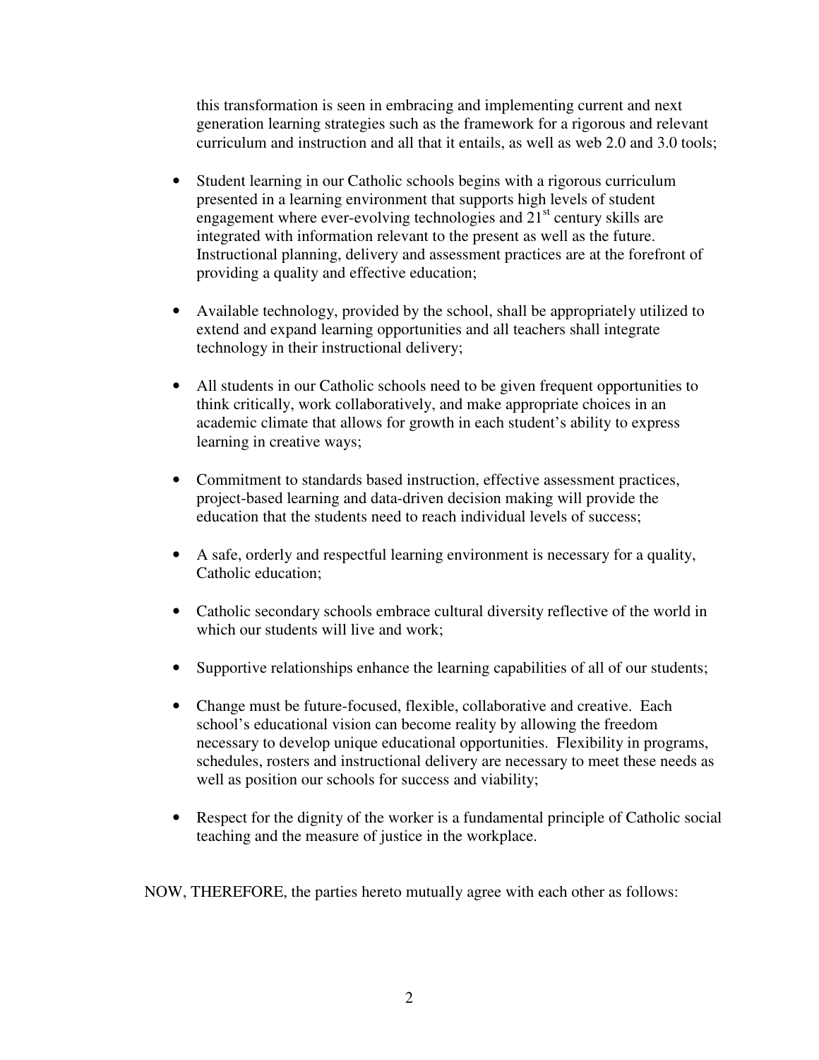this transformation is seen in embracing and implementing current and next generation learning strategies such as the framework for a rigorous and relevant curriculum and instruction and all that it entails, as well as web 2.0 and 3.0 tools;

- Student learning in our Catholic schools begins with a rigorous curriculum presented in a learning environment that supports high levels of student engagement where ever-evolving technologies and 21st century skills are integrated with information relevant to the present as well as the future. Instructional planning, delivery and assessment practices are at the forefront of providing a quality and effective education;

- Available technology, provided by the school, shall be appropriately utilized to extend and expand learning opportunities and all teachers shall integrate technology in their instructional delivery;

- All students in our Catholic schools need to be given frequent opportunities to think critically, work collaboratively, and make appropriate choices in an academic climate that allows for growth in each student's ability to express learning in creative ways;

- Commitment to standards based instruction, effective assessment practices, project-based learning and data-driven decision making will provide the education that the students need to reach individual levels of success;

- A safe, orderly and respectful learning environment is necessary for a quality, Catholic education;

- Catholic secondary schools embrace cultural diversity reflective of the world in which our students will live and work;

- Supportive relationships enhance the learning capabilities of all of our students;

- Change must be future-focused, flexible, collaborative and creative. Each school's educational vision can become reality by allowing the freedom necessary to develop unique educational opportunities. Flexibility in programs, schedules, rosters and instructional delivery are necessary to meet these needs as well as position our schools for success and viability;

- Respect for the dignity of the worker is a fundamental principle of Catholic social teaching and the measure of justice in the workplace.

NOW, THEREFORE, the parties hereto mutually agree with each other as follows: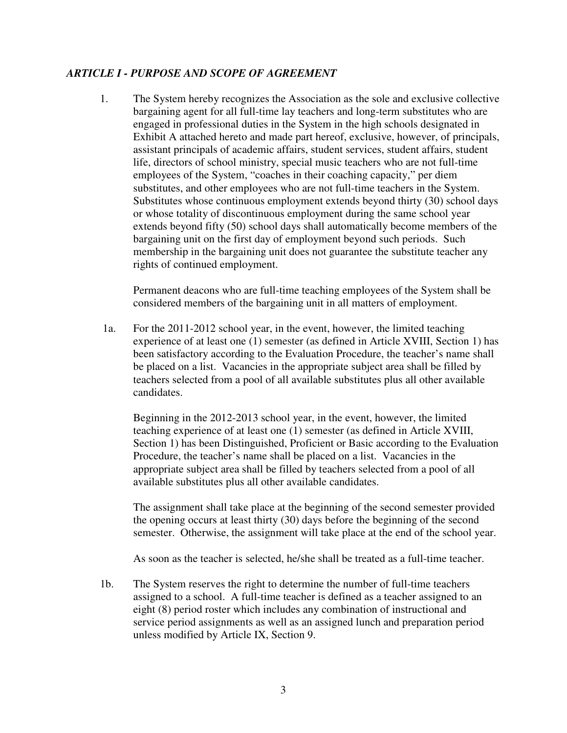## *ARTICLE I - PURPOSE AND SCOPE OF AGREEMENT*

1. The System hereby recognizes the Association as the sole and exclusive collective bargaining agent for all full-time lay teachers and long-term substitutes who are engaged in professional duties in the System in the high schools designated in Exhibit A attached hereto and made part hereof, exclusive, however, of principals, assistant principals of academic affairs, student services, student affairs, student life, directors of school ministry, special music teachers who are not full-time employees of the System, "coaches in their coaching capacity," per diem substitutes, and other employees who are not full-time teachers in the System. Substitutes whose continuous employment extends beyond thirty (30) school days or whose totality of discontinuous employment during the same school year extends beyond fifty (50) school days shall automatically become members of the bargaining unit on the first day of employment beyond such periods. Such membership in the bargaining unit does not guarantee the substitute teacher any rights of continued employment.

   Permanent deacons who are full-time teaching employees of the System shall be considered members of the bargaining unit in all matters of employment.

1a. For the 2011-2012 school year, in the event, however, the limited teaching experience of at least one (1) semester (as defined in Article XVIII, Section 1) has been satisfactory according to the Evaluation Procedure, the teacher's name shall be placed on a list. Vacancies in the appropriate subject area shall be filled by teachers selected from a pool of all available substitutes plus all other available candidates.

   Beginning in the 2012-2013 school year, in the event, however, the limited teaching experience of at least one (1) semester (as defined in Article XVIII, Section 1) has been Distinguished, Proficient or Basic according to the Evaluation Procedure, the teacher's name shall be placed on a list. Vacancies in the appropriate subject area shall be filled by teachers selected from a pool of all available substitutes plus all other available candidates.

   The assignment shall take place at the beginning of the second semester provided the opening occurs at least thirty (30) days before the beginning of the second semester. Otherwise, the assignment will take place at the end of the school year.

   As soon as the teacher is selected, he/she shall be treated as a full-time teacher.

1b. The System reserves the right to determine the number of full-time teachers assigned to a school. A full-time teacher is defined as a teacher assigned to an eight (8) period roster which includes any combination of instructional and service period assignments as well as an assigned lunch and preparation period unless modified by Article IX, Section 9.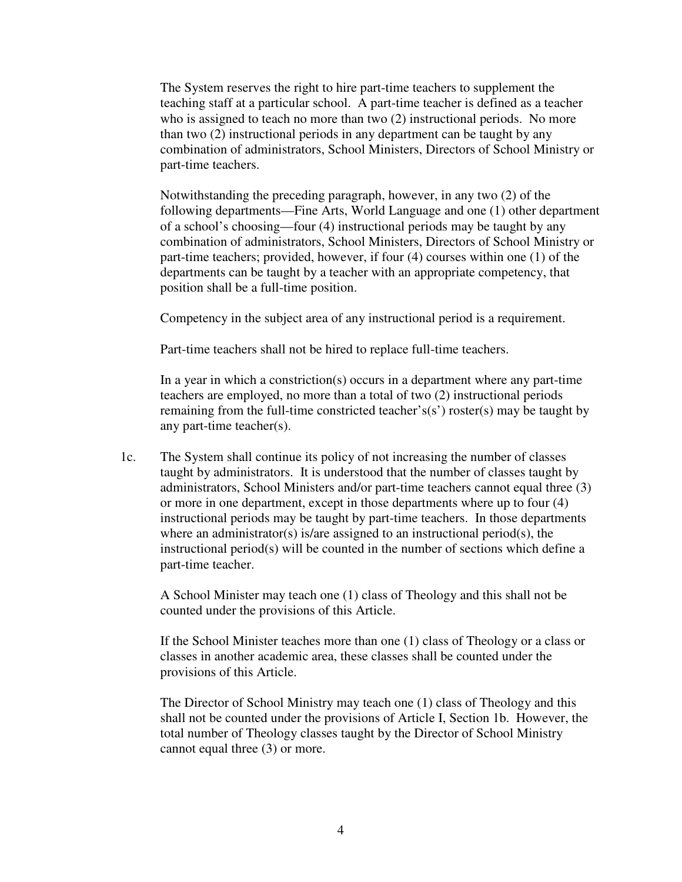The System reserves the right to hire part-time teachers to supplement the teaching staff at a particular school. A part-time teacher is defined as a teacher who is assigned to teach no more than two (2) instructional periods. No more than two (2) instructional periods in any department can be taught by any combination of administrators, School Ministers, Directors of School Ministry or part-time teachers.

Notwithstanding the preceding paragraph, however, in any two (2) of the following departments—Fine Arts, World Language and one (1) other department of a school's choosing—four (4) instructional periods may be taught by any combination of administrators, School Ministers, Directors of School Ministry or part-time teachers; provided, however, if four (4) courses within one (1) of the departments can be taught by a teacher with an appropriate competency, that position shall be a full-time position.

Competency in the subject area of any instructional period is a requirement.

Part-time teachers shall not be hired to replace full-time teachers.

In a year in which a constriction(s) occurs in a department where any part-time teachers are employed, no more than a total of two (2) instructional periods remaining from the full-time constricted teacher's(s') roster(s) may be taught by any part-time teacher(s).

1c. The System shall continue its policy of not increasing the number of classes taught by administrators. It is understood that the number of classes taught by administrators, School Ministers and/or part-time teachers cannot equal three (3) or more in one department, except in those departments where up to four (4) instructional periods may be taught by part-time teachers. In those departments where an administrator(s) is/are assigned to an instructional period(s), the instructional period(s) will be counted in the number of sections which define a part-time teacher.

A School Minister may teach one (1) class of Theology and this shall not be counted under the provisions of this Article.

If the School Minister teaches more than one (1) class of Theology or a class or classes in another academic area, these classes shall be counted under the provisions of this Article.

The Director of School Ministry may teach one (1) class of Theology and this shall not be counted under the provisions of Article I, Section 1b. However, the total number of Theology classes taught by the Director of School Ministry cannot equal three (3) or more.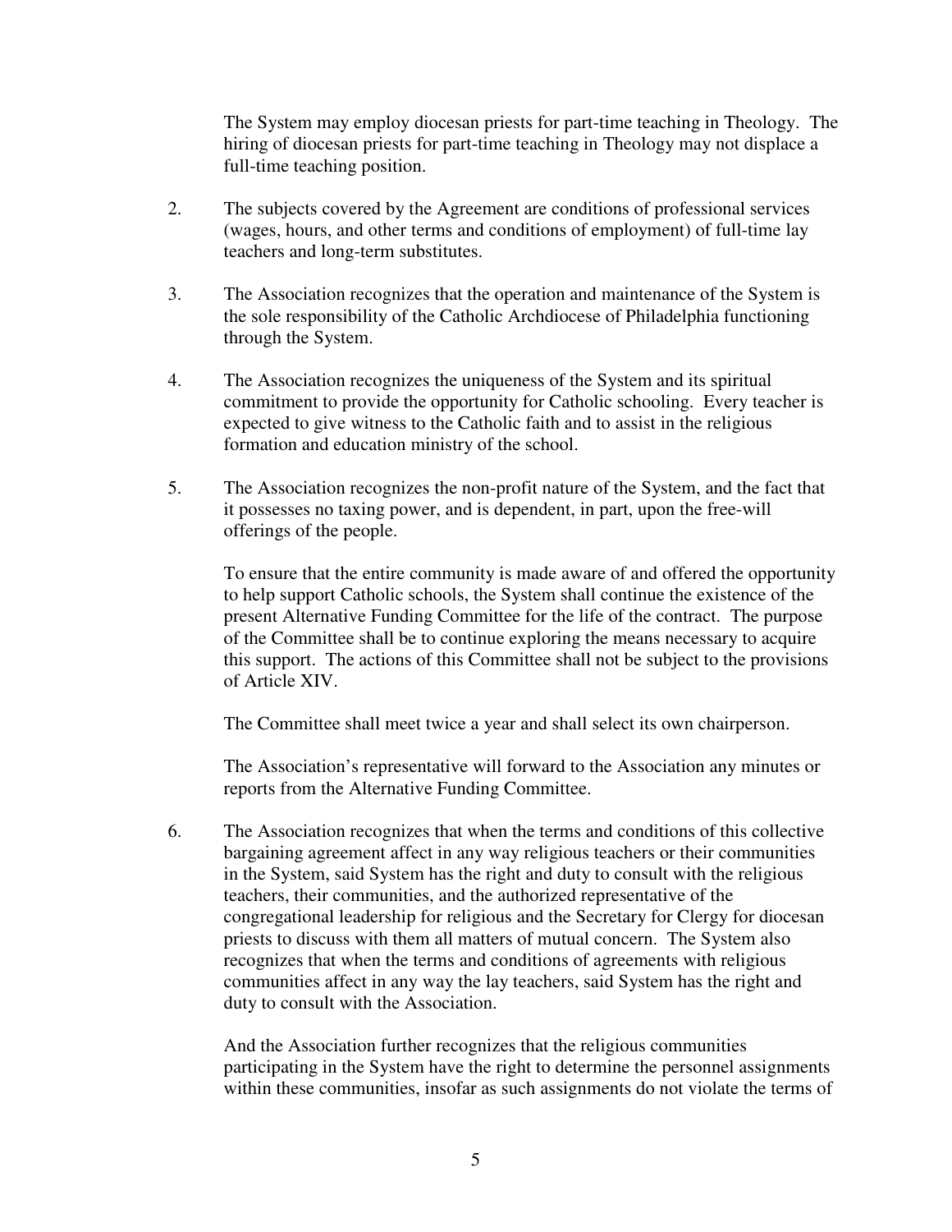The System may employ diocesan priests for part-time teaching in Theology. The hiring of diocesan priests for part-time teaching in Theology may not displace a full-time teaching position.

2. The subjects covered by the Agreement are conditions of professional services (wages, hours, and other terms and conditions of employment) of full-time lay teachers and long-term substitutes.

3. The Association recognizes that the operation and maintenance of the System is the sole responsibility of the Catholic Archdiocese of Philadelphia functioning through the System.

4. The Association recognizes the uniqueness of the System and its spiritual commitment to provide the opportunity for Catholic schooling. Every teacher is expected to give witness to the Catholic faith and to assist in the religious formation and education ministry of the school.

5. The Association recognizes the non-profit nature of the System, and the fact that it possesses no taxing power, and is dependent, in part, upon the free-will offerings of the people.

   To ensure that the entire community is made aware of and offered the opportunity to help support Catholic schools, the System shall continue the existence of the present Alternative Funding Committee for the life of the contract. The purpose of the Committee shall be to continue exploring the means necessary to acquire this support. The actions of this Committee shall not be subject to the provisions of Article XIV.

   The Committee shall meet twice a year and shall select its own chairperson.

   The Association's representative will forward to the Association any minutes or reports from the Alternative Funding Committee.

6. The Association recognizes that when the terms and conditions of this collective bargaining agreement affect in any way religious teachers or their communities in the System, said System has the right and duty to consult with the religious teachers, their communities, and the authorized representative of the congregational leadership for religious and the Secretary for Clergy for diocesan priests to discuss with them all matters of mutual concern. The System also recognizes that when the terms and conditions of agreements with religious communities affect in any way the lay teachers, said System has the right and duty to consult with the Association.

   And the Association further recognizes that the religious communities participating in the System have the right to determine the personnel assignments within these communities, insofar as such assignments do not violate the terms of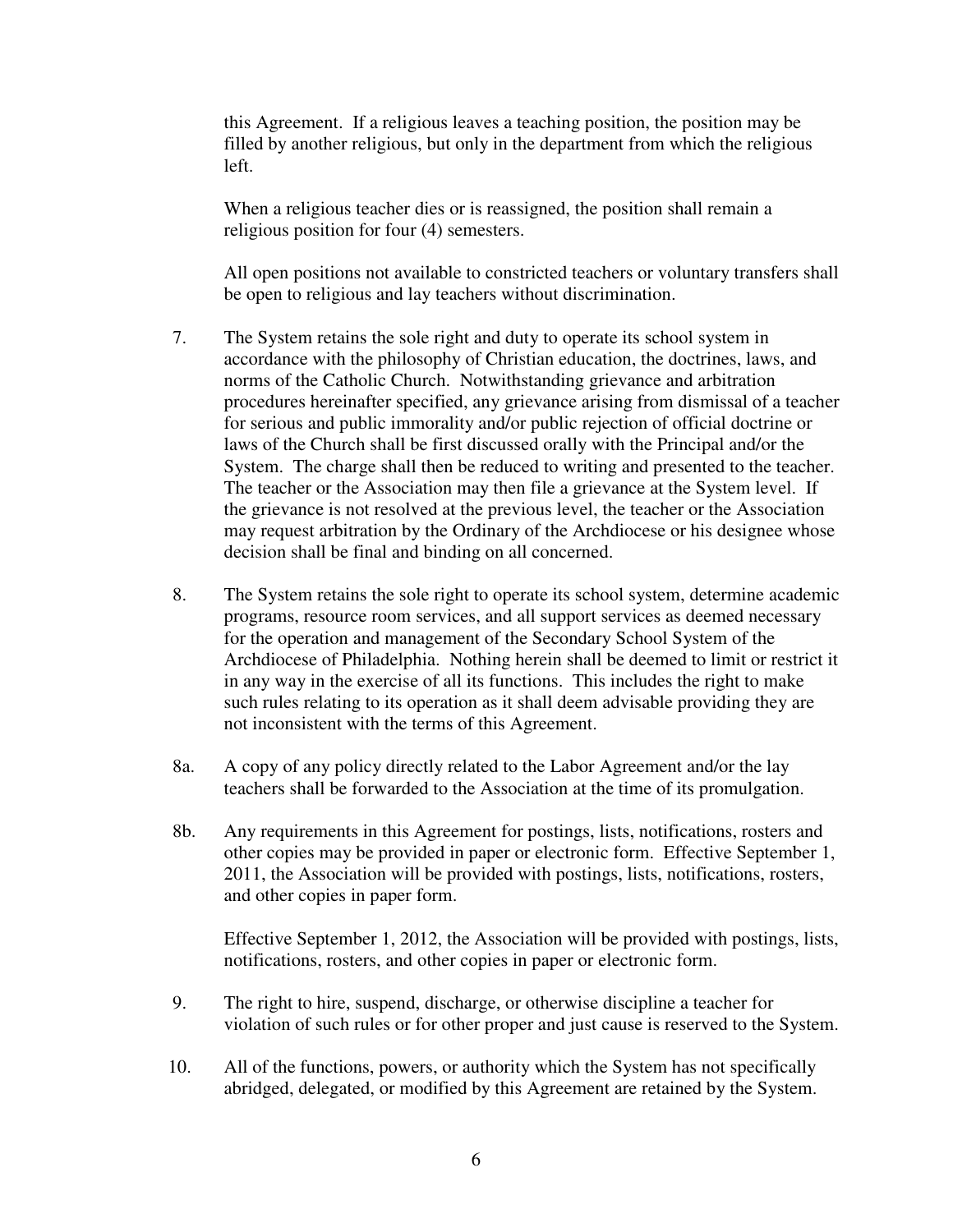this Agreement. If a religious leaves a teaching position, the position may be filled by another religious, but only in the department from which the religious left.

When a religious teacher dies or is reassigned, the position shall remain a religious position for four (4) semesters.

All open positions not available to constricted teachers or voluntary transfers shall be open to religious and lay teachers without discrimination.

7. The System retains the sole right and duty to operate its school system in accordance with the philosophy of Christian education, the doctrines, laws, and norms of the Catholic Church. Notwithstanding grievance and arbitration procedures hereinafter specified, any grievance arising from dismissal of a teacher for serious and public immorality and/or public rejection of official doctrine or laws of the Church shall be first discussed orally with the Principal and/or the System. The charge shall then be reduced to writing and presented to the teacher. The teacher or the Association may then file a grievance at the System level. If the grievance is not resolved at the previous level, the teacher or the Association may request arbitration by the Ordinary of the Archdiocese or his designee whose decision shall be final and binding on all concerned.

8. The System retains the sole right to operate its school system, determine academic programs, resource room services, and all support services as deemed necessary for the operation and management of the Secondary School System of the Archdiocese of Philadelphia. Nothing herein shall be deemed to limit or restrict it in any way in the exercise of all its functions. This includes the right to make such rules relating to its operation as it shall deem advisable providing they are not inconsistent with the terms of this Agreement.

8a. A copy of any policy directly related to the Labor Agreement and/or the lay teachers shall be forwarded to the Association at the time of its promulgation.

8b. Any requirements in this Agreement for postings, lists, notifications, rosters and other copies may be provided in paper or electronic form. Effective September 1, 2011, the Association will be provided with postings, lists, notifications, rosters, and other copies in paper form.

Effective September 1, 2012, the Association will be provided with postings, lists, notifications, rosters, and other copies in paper or electronic form.

9. The right to hire, suspend, discharge, or otherwise discipline a teacher for violation of such rules or for other proper and just cause is reserved to the System.

10. All of the functions, powers, or authority which the System has not specifically abridged, delegated, or modified by this Agreement are retained by the System.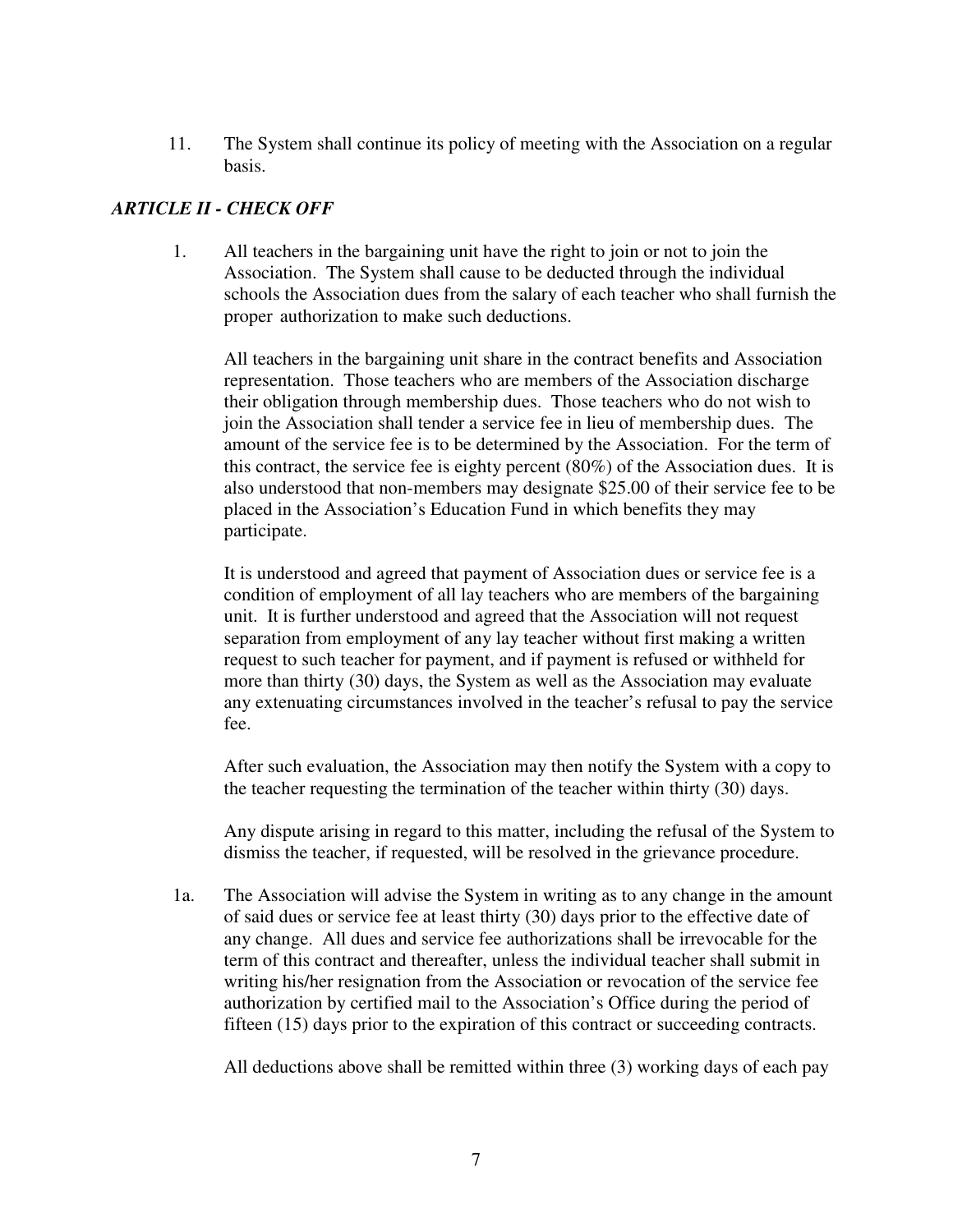11. The System shall continue its policy of meeting with the Association on a regular basis.

### *ARTICLE II - CHECK OFF*

1. All teachers in the bargaining unit have the right to join or not to join the Association. The System shall cause to be deducted through the individual schools the Association dues from the salary of each teacher who shall furnish the proper authorization to make such deductions.

   All teachers in the bargaining unit share in the contract benefits and Association representation. Those teachers who are members of the Association discharge their obligation through membership dues. Those teachers who do not wish to join the Association shall tender a service fee in lieu of membership dues. The amount of the service fee is to be determined by the Association. For the term of this contract, the service fee is eighty percent (80%) of the Association dues. It is also understood that non-members may designate $25.00 of their service fee to be placed in the Association's Education Fund in which benefits they may participate.

   It is understood and agreed that payment of Association dues or service fee is a condition of employment of all lay teachers who are members of the bargaining unit. It is further understood and agreed that the Association will not request separation from employment of any lay teacher without first making a written request to such teacher for payment, and if payment is refused or withheld for more than thirty (30) days, the System as well as the Association may evaluate any extenuating circumstances involved in the teacher's refusal to pay the service fee.

   After such evaluation, the Association may then notify the System with a copy to the teacher requesting the termination of the teacher within thirty (30) days.

   Any dispute arising in regard to this matter, including the refusal of the System to dismiss the teacher, if requested, will be resolved in the grievance procedure.

1a. The Association will advise the System in writing as to any change in the amount of said dues or service fee at least thirty (30) days prior to the effective date of any change. All dues and service fee authorizations shall be irrevocable for the term of this contract and thereafter, unless the individual teacher shall submit in writing his/her resignation from the Association or revocation of the service fee authorization by certified mail to the Association's Office during the period of fifteen (15) days prior to the expiration of this contract or succeeding contracts.

   All deductions above shall be remitted within three (3) working days of each pay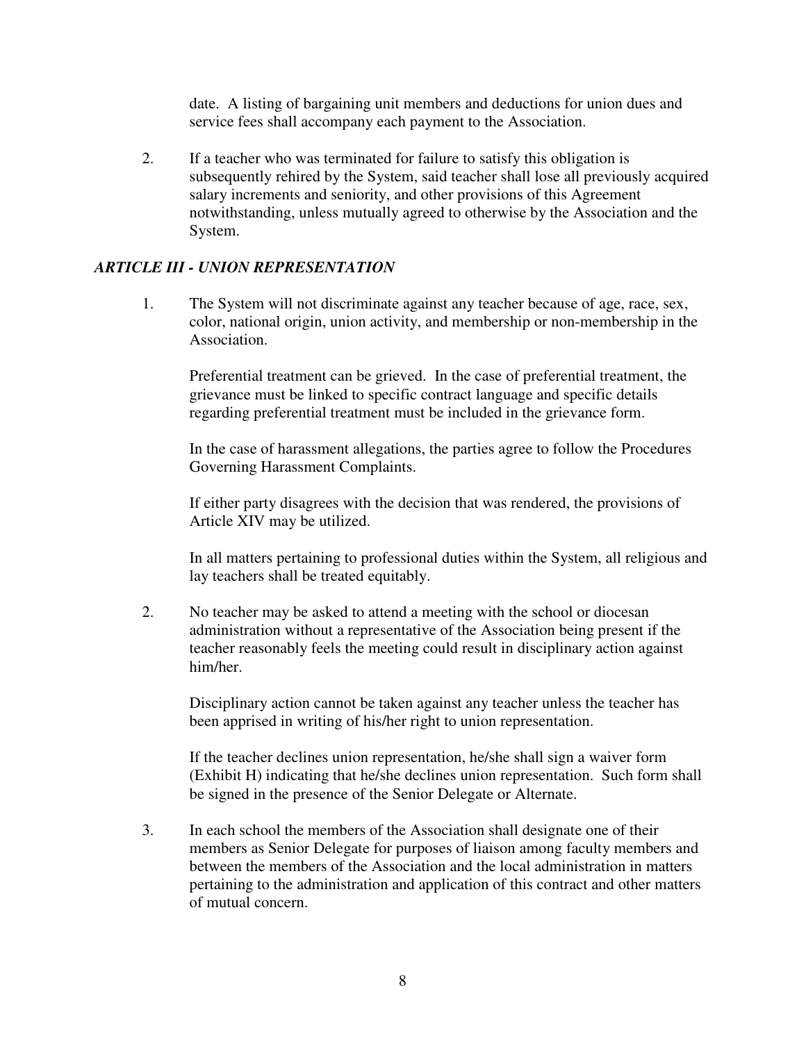date. A listing of bargaining unit members and deductions for union dues and service fees shall accompany each payment to the Association.

2. If a teacher who was terminated for failure to satisfy this obligation is subsequently rehired by the System, said teacher shall lose all previously acquired salary increments and seniority, and other provisions of this Agreement notwithstanding, unless mutually agreed to otherwise by the Association and the System.

## *ARTICLE III - UNION REPRESENTATION*

1. The System will not discriminate against any teacher because of age, race, sex, color, national origin, union activity, and membership or non-membership in the Association.

   Preferential treatment can be grieved. In the case of preferential treatment, the grievance must be linked to specific contract language and specific details regarding preferential treatment must be included in the grievance form.

   In the case of harassment allegations, the parties agree to follow the Procedures Governing Harassment Complaints.

   If either party disagrees with the decision that was rendered, the provisions of Article XIV may be utilized.

   In all matters pertaining to professional duties within the System, all religious and lay teachers shall be treated equitably.

2. No teacher may be asked to attend a meeting with the school or diocesan administration without a representative of the Association being present if the teacher reasonably feels the meeting could result in disciplinary action against him/her.

   Disciplinary action cannot be taken against any teacher unless the teacher has been apprised in writing of his/her right to union representation.

   If the teacher declines union representation, he/she shall sign a waiver form (Exhibit H) indicating that he/she declines union representation. Such form shall be signed in the presence of the Senior Delegate or Alternate.

3. In each school the members of the Association shall designate one of their members as Senior Delegate for purposes of liaison among faculty members and between the members of the Association and the local administration in matters pertaining to the administration and application of this contract and other matters of mutual concern.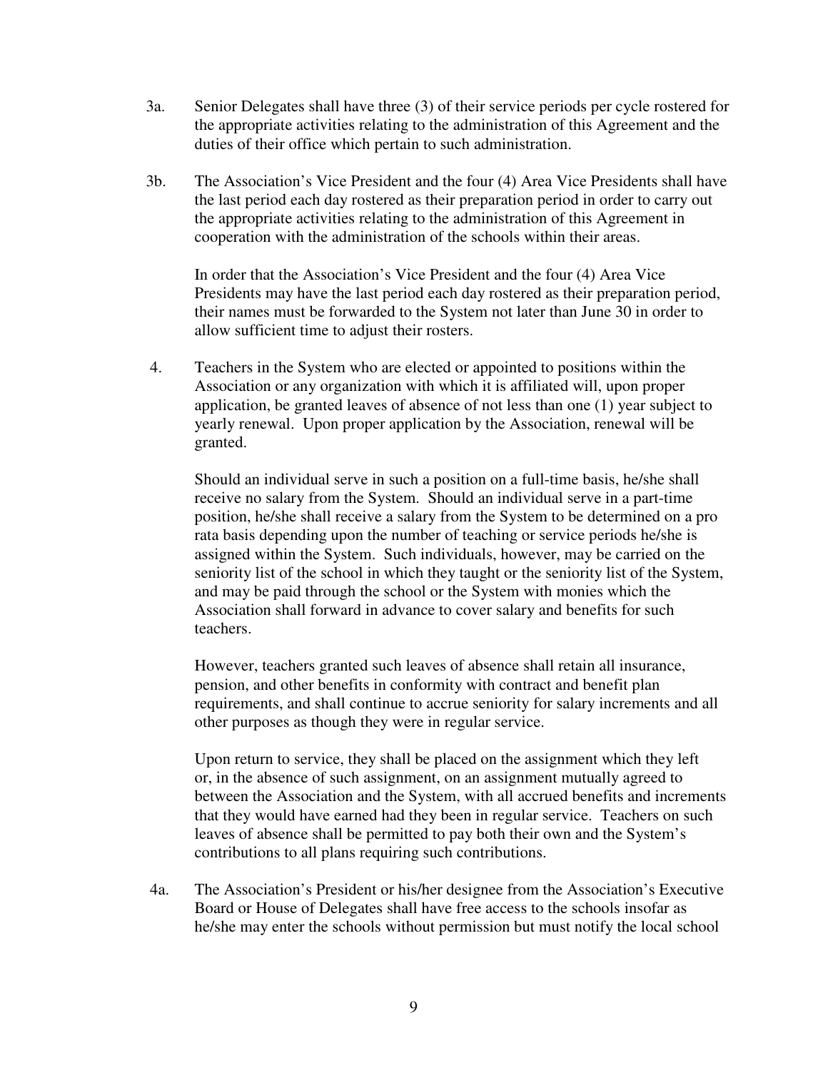3a. Senior Delegates shall have three (3) of their service periods per cycle rostered for the appropriate activities relating to the administration of this Agreement and the duties of their office which pertain to such administration.

3b. The Association's Vice President and the four (4) Area Vice Presidents shall have the last period each day rostered as their preparation period in order to carry out the appropriate activities relating to the administration of this Agreement in cooperation with the administration of the schools within their areas.

In order that the Association's Vice President and the four (4) Area Vice Presidents may have the last period each day rostered as their preparation period, their names must be forwarded to the System not later than June 30 in order to allow sufficient time to adjust their rosters.

4. Teachers in the System who are elected or appointed to positions within the Association or any organization with which it is affiliated will, upon proper application, be granted leaves of absence of not less than one (1) year subject to yearly renewal. Upon proper application by the Association, renewal will be granted.

Should an individual serve in such a position on a full-time basis, he/she shall receive no salary from the System. Should an individual serve in a part-time position, he/she shall receive a salary from the System to be determined on a pro rata basis depending upon the number of teaching or service periods he/she is assigned within the System. Such individuals, however, may be carried on the seniority list of the school in which they taught or the seniority list of the System, and may be paid through the school or the System with monies which the Association shall forward in advance to cover salary and benefits for such teachers.

However, teachers granted such leaves of absence shall retain all insurance, pension, and other benefits in conformity with contract and benefit plan requirements, and shall continue to accrue seniority for salary increments and all other purposes as though they were in regular service.

Upon return to service, they shall be placed on the assignment which they left or, in the absence of such assignment, on an assignment mutually agreed to between the Association and the System, with all accrued benefits and increments that they would have earned had they been in regular service. Teachers on such leaves of absence shall be permitted to pay both their own and the System's contributions to all plans requiring such contributions.

4a. The Association's President or his/her designee from the Association's Executive Board or House of Delegates shall have free access to the schools insofar as he/she may enter the schools without permission but must notify the local school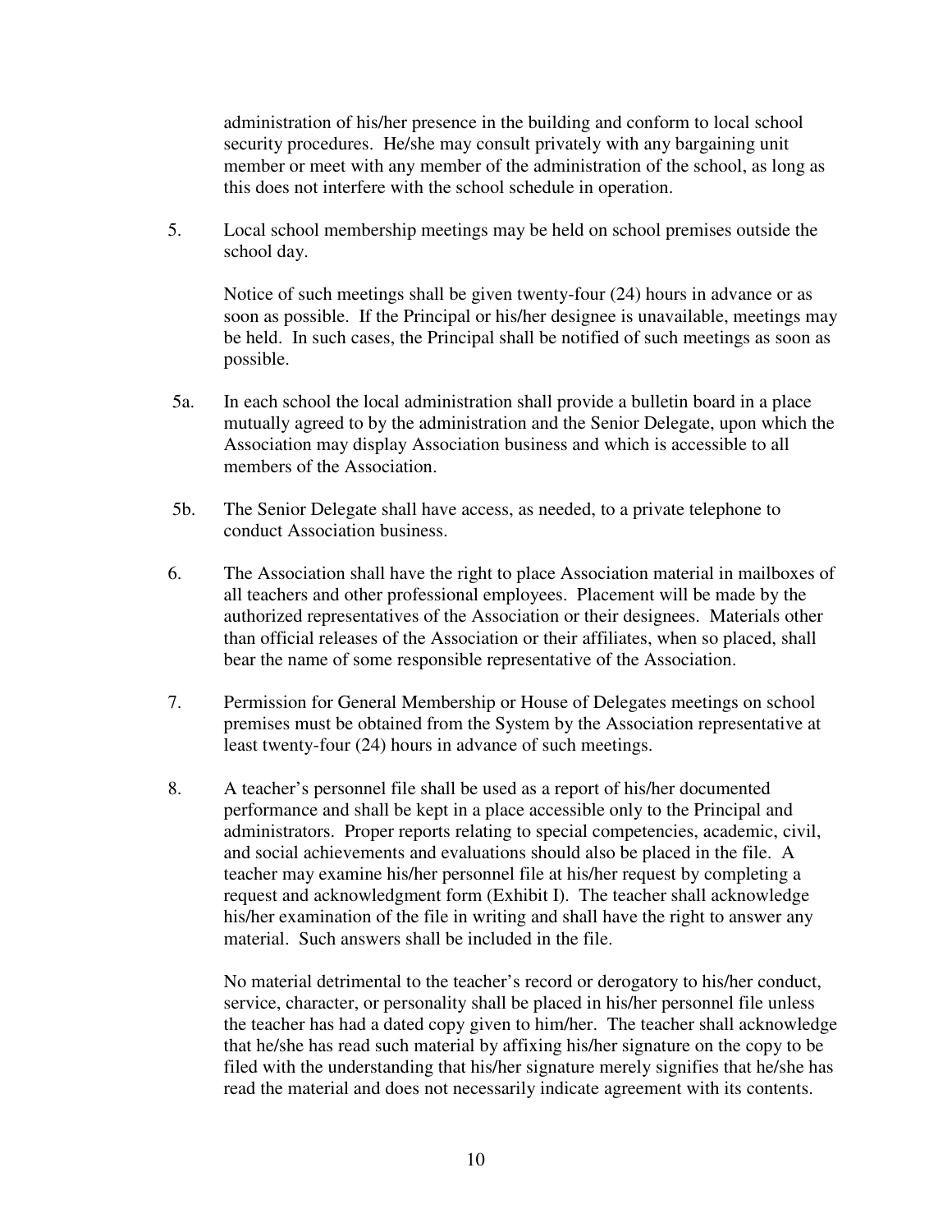administration of his/her presence in the building and conform to local school security procedures. He/she may consult privately with any bargaining unit member or meet with any member of the administration of the school, as long as this does not interfere with the school schedule in operation.

5. Local school membership meetings may be held on school premises outside the school day.

   Notice of such meetings shall be given twenty-four (24) hours in advance or as soon as possible. If the Principal or his/her designee is unavailable, meetings may be held. In such cases, the Principal shall be notified of such meetings as soon as possible.

5a. In each school the local administration shall provide a bulletin board in a place mutually agreed to by the administration and the Senior Delegate, upon which the Association may display Association business and which is accessible to all members of the Association.

5b. The Senior Delegate shall have access, as needed, to a private telephone to conduct Association business.

6. The Association shall have the right to place Association material in mailboxes of all teachers and other professional employees. Placement will be made by the authorized representatives of the Association or their designees. Materials other than official releases of the Association or their affiliates, when so placed, shall bear the name of some responsible representative of the Association.

7. Permission for General Membership or House of Delegates meetings on school premises must be obtained from the System by the Association representative at least twenty-four (24) hours in advance of such meetings.

8. A teacher's personnel file shall be used as a report of his/her documented performance and shall be kept in a place accessible only to the Principal and administrators. Proper reports relating to special competencies, academic, civil, and social achievements and evaluations should also be placed in the file. A teacher may examine his/her personnel file at his/her request by completing a request and acknowledgment form (Exhibit I). The teacher shall acknowledge his/her examination of the file in writing and shall have the right to answer any material. Such answers shall be included in the file.

   No material detrimental to the teacher's record or derogatory to his/her conduct, service, character, or personality shall be placed in his/her personnel file unless the teacher has had a dated copy given to him/her. The teacher shall acknowledge that he/she has read such material by affixing his/her signature on the copy to be filed with the understanding that his/her signature merely signifies that he/she has read the material and does not necessarily indicate agreement with its contents.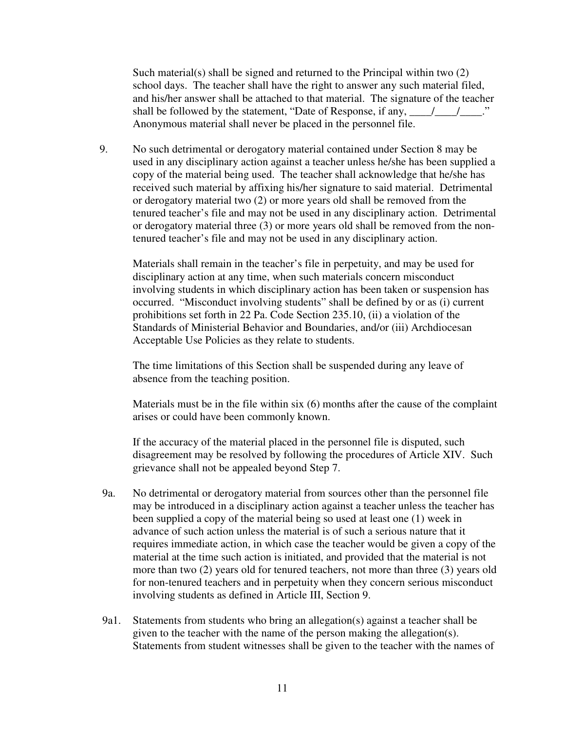Such material(s) shall be signed and returned to the Principal within two (2) school days. The teacher shall have the right to answer any such material filed, and his/her answer shall be attached to that material. The signature of the teacher shall be followed by the statement, "Date of Response, if any, ____/____/____." Anonymous material shall never be placed in the personnel file.

9. No such detrimental or derogatory material contained under Section 8 may be used in any disciplinary action against a teacher unless he/she has been supplied a copy of the material being used. The teacher shall acknowledge that he/she has received such material by affixing his/her signature to said material. Detrimental or derogatory material two (2) or more years old shall be removed from the tenured teacher's file and may not be used in any disciplinary action. Detrimental or derogatory material three (3) or more years old shall be removed from the non-tenured teacher's file and may not be used in any disciplinary action.

   Materials shall remain in the teacher's file in perpetuity, and may be used for disciplinary action at any time, when such materials concern misconduct involving students in which disciplinary action has been taken or suspension has occurred. "Misconduct involving students" shall be defined by or as (i) current prohibitions set forth in 22 Pa. Code Section 235.10, (ii) a violation of the Standards of Ministerial Behavior and Boundaries, and/or (iii) Archdiocesan Acceptable Use Policies as they relate to students.

   The time limitations of this Section shall be suspended during any leave of absence from the teaching position.

   Materials must be in the file within six (6) months after the cause of the complaint arises or could have been commonly known.

   If the accuracy of the material placed in the personnel file is disputed, such disagreement may be resolved by following the procedures of Article XIV. Such grievance shall not be appealed beyond Step 7.

9a. No detrimental or derogatory material from sources other than the personnel file may be introduced in a disciplinary action against a teacher unless the teacher has been supplied a copy of the material being so used at least one (1) week in advance of such action unless the material is of such a serious nature that it requires immediate action, in which case the teacher would be given a copy of the material at the time such action is initiated, and provided that the material is not more than two (2) years old for tenured teachers, not more than three (3) years old for non-tenured teachers and in perpetuity when they concern serious misconduct involving students as defined in Article III, Section 9.

9a1. Statements from students who bring an allegation(s) against a teacher shall be given to the teacher with the name of the person making the allegation(s). Statements from student witnesses shall be given to the teacher with the names of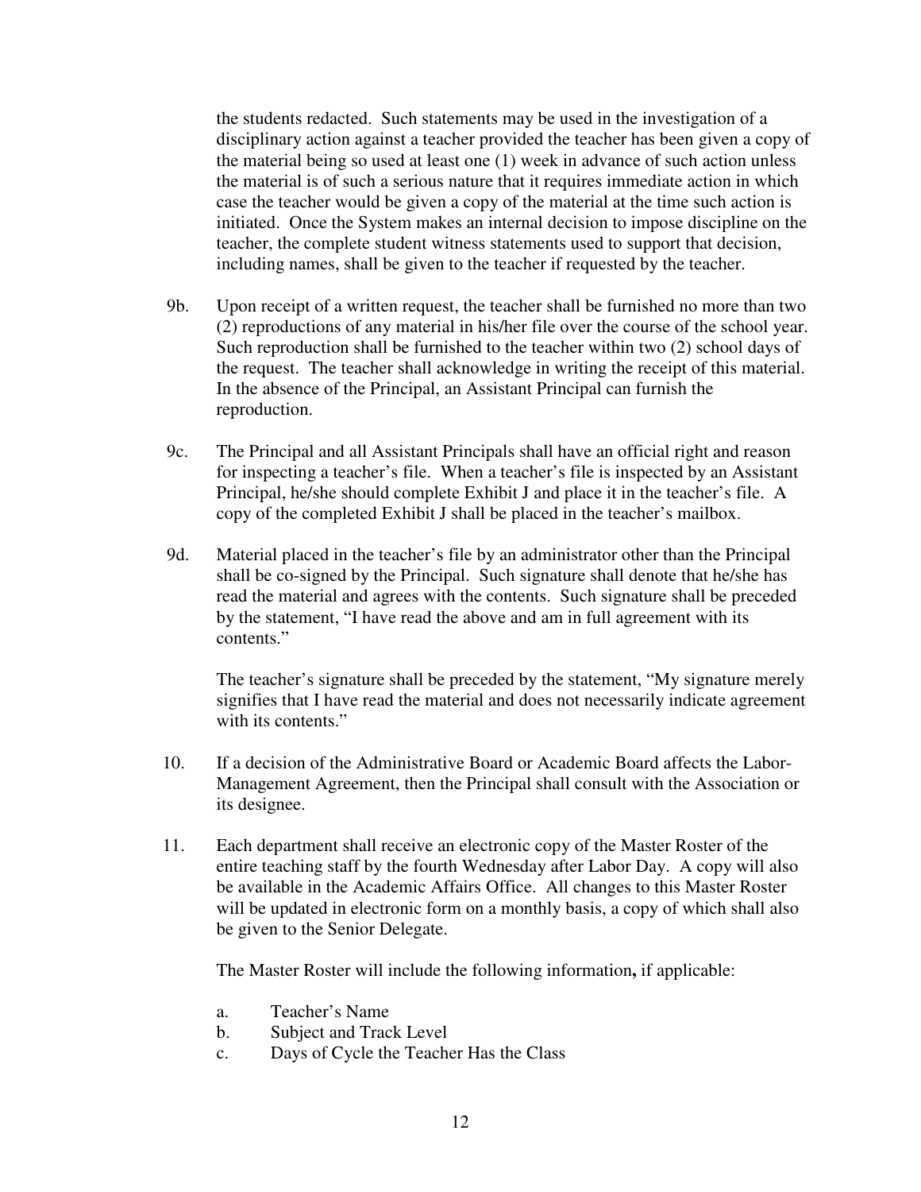the students redacted. Such statements may be used in the investigation of a disciplinary action against a teacher provided the teacher has been given a copy of the material being so used at least one (1) week in advance of such action unless the material is of such a serious nature that it requires immediate action in which case the teacher would be given a copy of the material at the time such action is initiated. Once the System makes an internal decision to impose discipline on the teacher, the complete student witness statements used to support that decision, including names, shall be given to the teacher if requested by the teacher.

9b. Upon receipt of a written request, the teacher shall be furnished no more than two (2) reproductions of any material in his/her file over the course of the school year. Such reproduction shall be furnished to the teacher within two (2) school days of the request. The teacher shall acknowledge in writing the receipt of this material. In the absence of the Principal, an Assistant Principal can furnish the reproduction.

9c. The Principal and all Assistant Principals shall have an official right and reason for inspecting a teacher's file. When a teacher's file is inspected by an Assistant Principal, he/she should complete Exhibit J and place it in the teacher's file. A copy of the completed Exhibit J shall be placed in the teacher's mailbox.

9d. Material placed in the teacher's file by an administrator other than the Principal shall be co-signed by the Principal. Such signature shall denote that he/she has read the material and agrees with the contents. Such signature shall be preceded by the statement, "I have read the above and am in full agreement with its contents."

The teacher's signature shall be preceded by the statement, "My signature merely signifies that I have read the material and does not necessarily indicate agreement with its contents."

10. If a decision of the Administrative Board or Academic Board affects the Labor-Management Agreement, then the Principal shall consult with the Association or its designee.

11. Each department shall receive an electronic copy of the Master Roster of the entire teaching staff by the fourth Wednesday after Labor Day. A copy will also be available in the Academic Affairs Office. All changes to this Master Roster will be updated in electronic form on a monthly basis, a copy of which shall also be given to the Senior Delegate.

The Master Roster will include the following information**,** if applicable:

a. Teacher's Name
b. Subject and Track Level
c. Days of Cycle the Teacher Has the Class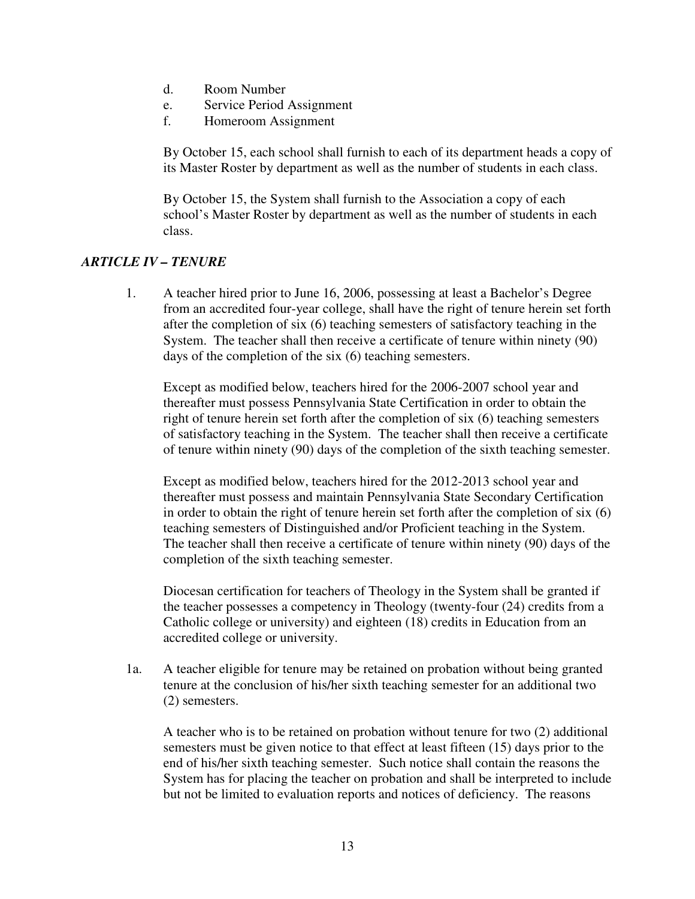d. Room Number
e. Service Period Assignment
f. Homeroom Assignment

By October 15, each school shall furnish to each of its department heads a copy of its Master Roster by department as well as the number of students in each class.

By October 15, the System shall furnish to the Association a copy of each school's Master Roster by department as well as the number of students in each class.

### *ARTICLE IV – TENURE*

1. A teacher hired prior to June 16, 2006, possessing at least a Bachelor's Degree from an accredited four-year college, shall have the right of tenure herein set forth after the completion of six (6) teaching semesters of satisfactory teaching in the System. The teacher shall then receive a certificate of tenure within ninety (90) days of the completion of the six (6) teaching semesters.

   Except as modified below, teachers hired for the 2006-2007 school year and thereafter must possess Pennsylvania State Certification in order to obtain the right of tenure herein set forth after the completion of six (6) teaching semesters of satisfactory teaching in the System. The teacher shall then receive a certificate of tenure within ninety (90) days of the completion of the sixth teaching semester.

   Except as modified below, teachers hired for the 2012-2013 school year and thereafter must possess and maintain Pennsylvania State Secondary Certification in order to obtain the right of tenure herein set forth after the completion of six (6) teaching semesters of Distinguished and/or Proficient teaching in the System. The teacher shall then receive a certificate of tenure within ninety (90) days of the completion of the sixth teaching semester.

   Diocesan certification for teachers of Theology in the System shall be granted if the teacher possesses a competency in Theology (twenty-four (24) credits from a Catholic college or university) and eighteen (18) credits in Education from an accredited college or university.

1a. A teacher eligible for tenure may be retained on probation without being granted tenure at the conclusion of his/her sixth teaching semester for an additional two (2) semesters.

   A teacher who is to be retained on probation without tenure for two (2) additional semesters must be given notice to that effect at least fifteen (15) days prior to the end of his/her sixth teaching semester. Such notice shall contain the reasons the System has for placing the teacher on probation and shall be interpreted to include but not be limited to evaluation reports and notices of deficiency. The reasons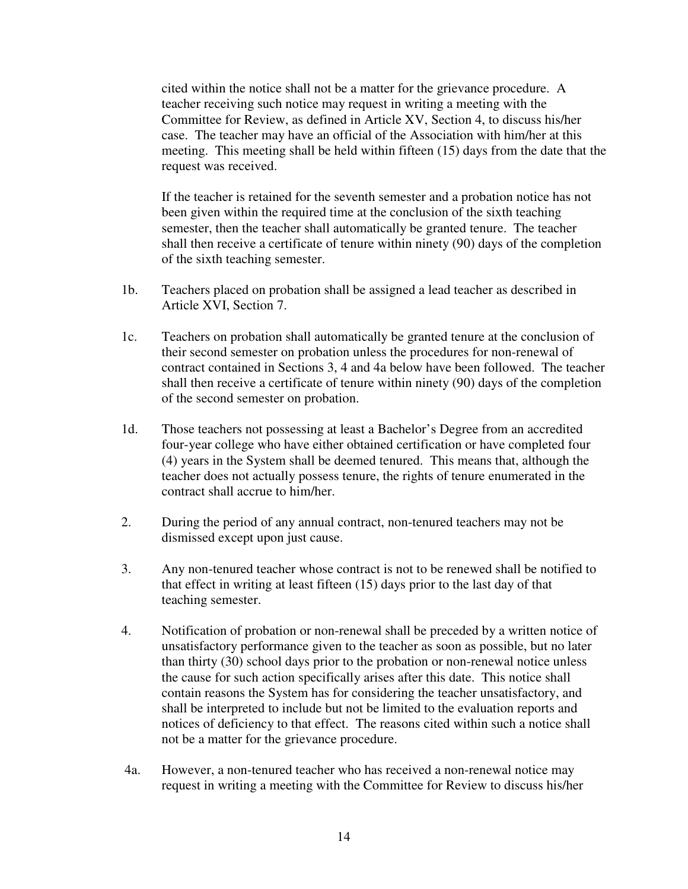cited within the notice shall not be a matter for the grievance procedure. A teacher receiving such notice may request in writing a meeting with the Committee for Review, as defined in Article XV, Section 4, to discuss his/her case. The teacher may have an official of the Association with him/her at this meeting. This meeting shall be held within fifteen (15) days from the date that the request was received.

If the teacher is retained for the seventh semester and a probation notice has not been given within the required time at the conclusion of the sixth teaching semester, then the teacher shall automatically be granted tenure. The teacher shall then receive a certificate of tenure within ninety (90) days of the completion of the sixth teaching semester.

1b. Teachers placed on probation shall be assigned a lead teacher as described in Article XVI, Section 7.

1c. Teachers on probation shall automatically be granted tenure at the conclusion of their second semester on probation unless the procedures for non-renewal of contract contained in Sections 3, 4 and 4a below have been followed. The teacher shall then receive a certificate of tenure within ninety (90) days of the completion of the second semester on probation.

1d. Those teachers not possessing at least a Bachelor's Degree from an accredited four-year college who have either obtained certification or have completed four (4) years in the System shall be deemed tenured. This means that, although the teacher does not actually possess tenure, the rights of tenure enumerated in the contract shall accrue to him/her.

2. During the period of any annual contract, non-tenured teachers may not be dismissed except upon just cause.

3. Any non-tenured teacher whose contract is not to be renewed shall be notified to that effect in writing at least fifteen (15) days prior to the last day of that teaching semester.

4. Notification of probation or non-renewal shall be preceded by a written notice of unsatisfactory performance given to the teacher as soon as possible, but no later than thirty (30) school days prior to the probation or non-renewal notice unless the cause for such action specifically arises after this date. This notice shall contain reasons the System has for considering the teacher unsatisfactory, and shall be interpreted to include but not be limited to the evaluation reports and notices of deficiency to that effect. The reasons cited within such a notice shall not be a matter for the grievance procedure.

4a. However, a non-tenured teacher who has received a non-renewal notice may request in writing a meeting with the Committee for Review to discuss his/her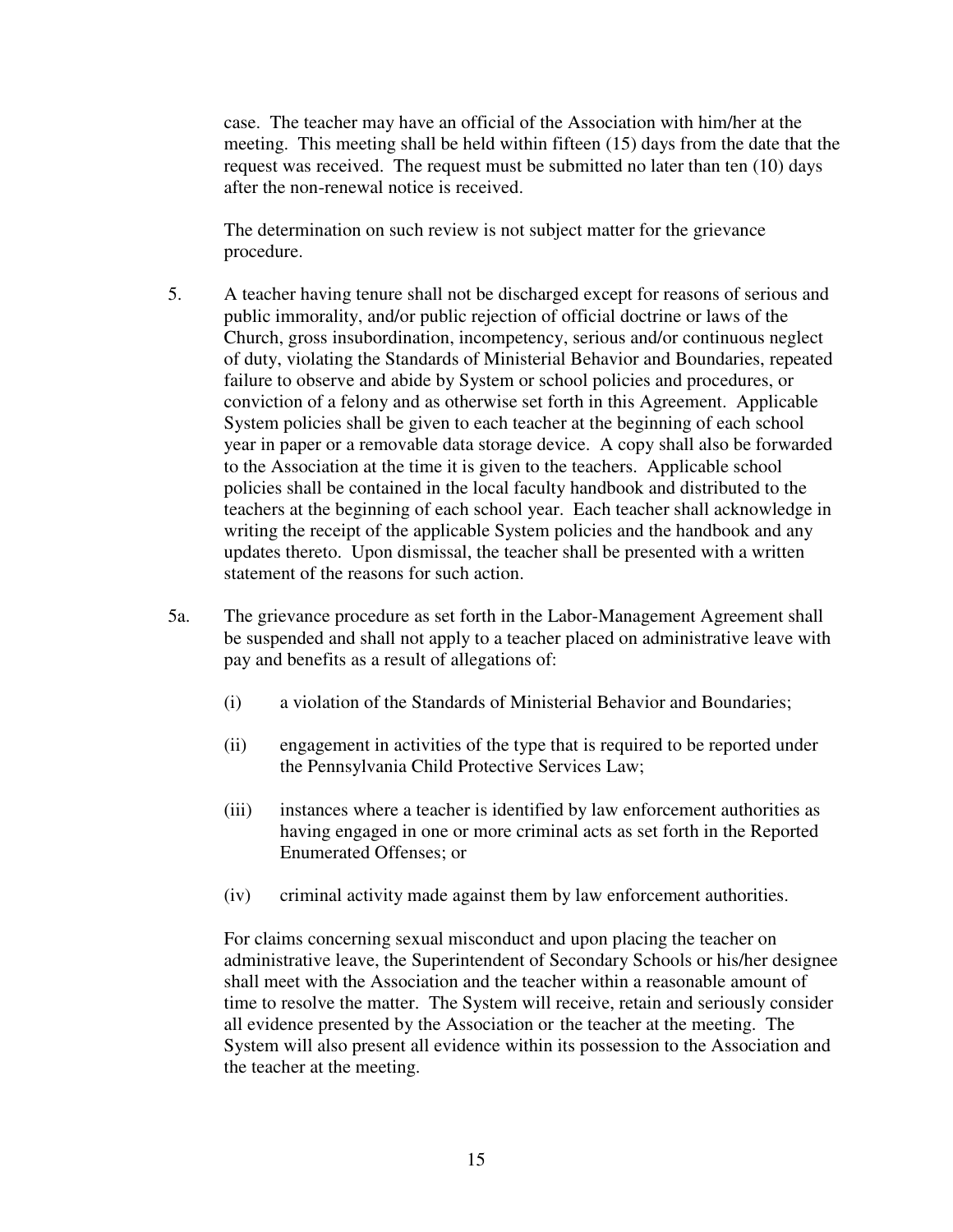case. The teacher may have an official of the Association with him/her at the meeting. This meeting shall be held within fifteen (15) days from the date that the request was received. The request must be submitted no later than ten (10) days after the non-renewal notice is received.

The determination on such review is not subject matter for the grievance procedure.

5. A teacher having tenure shall not be discharged except for reasons of serious and public immorality, and/or public rejection of official doctrine or laws of the Church, gross insubordination, incompetency, serious and/or continuous neglect of duty, violating the Standards of Ministerial Behavior and Boundaries, repeated failure to observe and abide by System or school policies and procedures, or conviction of a felony and as otherwise set forth in this Agreement. Applicable System policies shall be given to each teacher at the beginning of each school year in paper or a removable data storage device. A copy shall also be forwarded to the Association at the time it is given to the teachers. Applicable school policies shall be contained in the local faculty handbook and distributed to the teachers at the beginning of each school year. Each teacher shall acknowledge in writing the receipt of the applicable System policies and the handbook and any updates thereto. Upon dismissal, the teacher shall be presented with a written statement of the reasons for such action.

5a. The grievance procedure as set forth in the Labor-Management Agreement shall be suspended and shall not apply to a teacher placed on administrative leave with pay and benefits as a result of allegations of:

(i) a violation of the Standards of Ministerial Behavior and Boundaries;

(ii) engagement in activities of the type that is required to be reported under the Pennsylvania Child Protective Services Law;

(iii) instances where a teacher is identified by law enforcement authorities as having engaged in one or more criminal acts as set forth in the Reported Enumerated Offenses; or

(iv) criminal activity made against them by law enforcement authorities.

For claims concerning sexual misconduct and upon placing the teacher on administrative leave, the Superintendent of Secondary Schools or his/her designee shall meet with the Association and the teacher within a reasonable amount of time to resolve the matter. The System will receive, retain and seriously consider all evidence presented by the Association or the teacher at the meeting. The System will also present all evidence within its possession to the Association and the teacher at the meeting.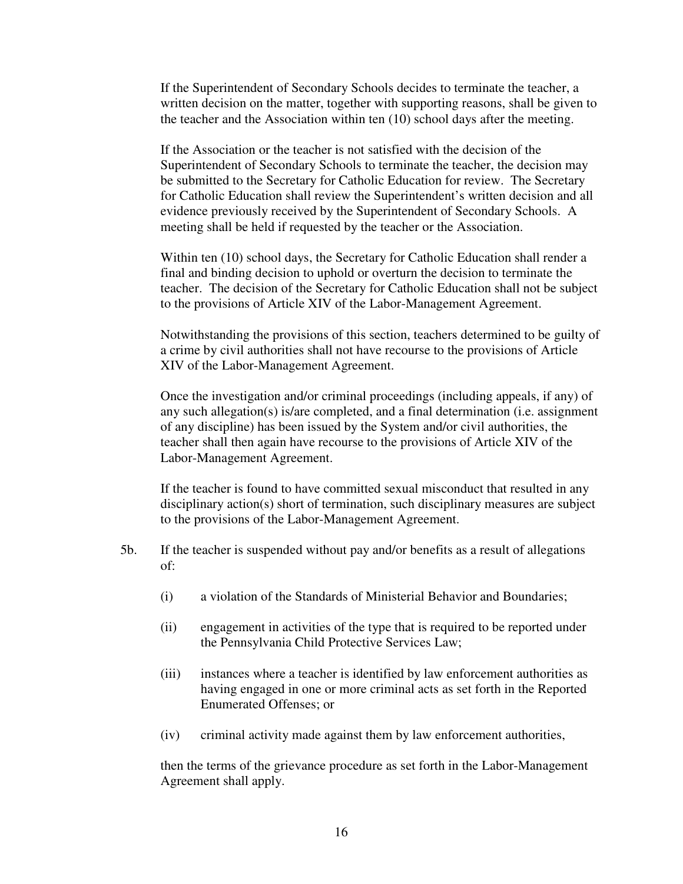If the Superintendent of Secondary Schools decides to terminate the teacher, a written decision on the matter, together with supporting reasons, shall be given to the teacher and the Association within ten (10) school days after the meeting.

If the Association or the teacher is not satisfied with the decision of the Superintendent of Secondary Schools to terminate the teacher, the decision may be submitted to the Secretary for Catholic Education for review. The Secretary for Catholic Education shall review the Superintendent's written decision and all evidence previously received by the Superintendent of Secondary Schools. A meeting shall be held if requested by the teacher or the Association.

Within ten (10) school days, the Secretary for Catholic Education shall render a final and binding decision to uphold or overturn the decision to terminate the teacher. The decision of the Secretary for Catholic Education shall not be subject to the provisions of Article XIV of the Labor-Management Agreement.

Notwithstanding the provisions of this section, teachers determined to be guilty of a crime by civil authorities shall not have recourse to the provisions of Article XIV of the Labor-Management Agreement.

Once the investigation and/or criminal proceedings (including appeals, if any) of any such allegation(s) is/are completed, and a final determination (i.e. assignment of any discipline) has been issued by the System and/or civil authorities, the teacher shall then again have recourse to the provisions of Article XIV of the Labor-Management Agreement.

If the teacher is found to have committed sexual misconduct that resulted in any disciplinary action(s) short of termination, such disciplinary measures are subject to the provisions of the Labor-Management Agreement.

5b. If the teacher is suspended without pay and/or benefits as a result of allegations of:

(i) a violation of the Standards of Ministerial Behavior and Boundaries;

(ii) engagement in activities of the type that is required to be reported under the Pennsylvania Child Protective Services Law;

(iii) instances where a teacher is identified by law enforcement authorities as having engaged in one or more criminal acts as set forth in the Reported Enumerated Offenses; or

(iv) criminal activity made against them by law enforcement authorities,

then the terms of the grievance procedure as set forth in the Labor-Management Agreement shall apply.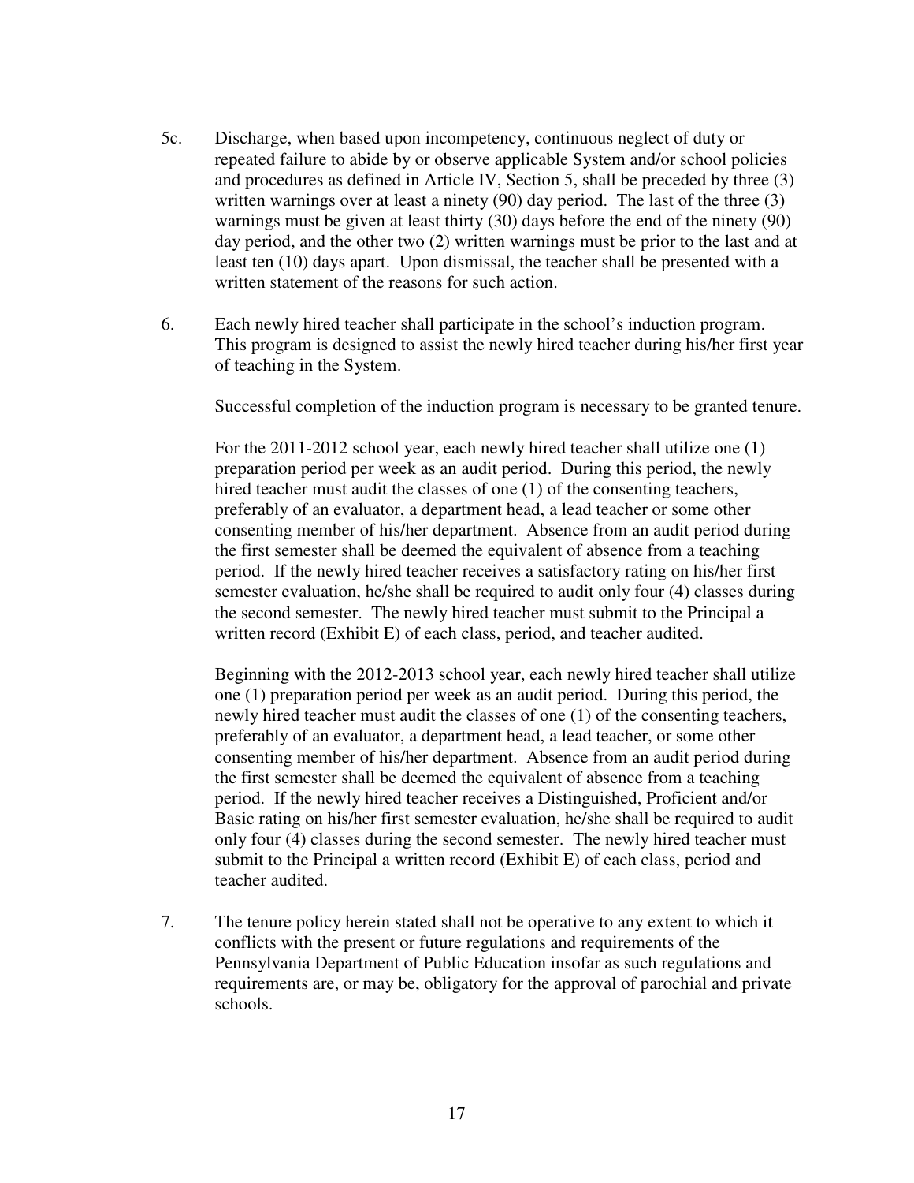5c. Discharge, when based upon incompetency, continuous neglect of duty or repeated failure to abide by or observe applicable System and/or school policies and procedures as defined in Article IV, Section 5, shall be preceded by three (3) written warnings over at least a ninety (90) day period. The last of the three (3) warnings must be given at least thirty (30) days before the end of the ninety (90) day period, and the other two (2) written warnings must be prior to the last and at least ten (10) days apart. Upon dismissal, the teacher shall be presented with a written statement of the reasons for such action.

6. Each newly hired teacher shall participate in the school's induction program. This program is designed to assist the newly hired teacher during his/her first year of teaching in the System.

   Successful completion of the induction program is necessary to be granted tenure.

   For the 2011-2012 school year, each newly hired teacher shall utilize one (1) preparation period per week as an audit period. During this period, the newly hired teacher must audit the classes of one (1) of the consenting teachers, preferably of an evaluator, a department head, a lead teacher or some other consenting member of his/her department. Absence from an audit period during the first semester shall be deemed the equivalent of absence from a teaching period. If the newly hired teacher receives a satisfactory rating on his/her first semester evaluation, he/she shall be required to audit only four (4) classes during the second semester. The newly hired teacher must submit to the Principal a written record (Exhibit E) of each class, period, and teacher audited.

   Beginning with the 2012-2013 school year, each newly hired teacher shall utilize one (1) preparation period per week as an audit period. During this period, the newly hired teacher must audit the classes of one (1) of the consenting teachers, preferably of an evaluator, a department head, a lead teacher, or some other consenting member of his/her department. Absence from an audit period during the first semester shall be deemed the equivalent of absence from a teaching period. If the newly hired teacher receives a Distinguished, Proficient and/or Basic rating on his/her first semester evaluation, he/she shall be required to audit only four (4) classes during the second semester. The newly hired teacher must submit to the Principal a written record (Exhibit E) of each class, period and teacher audited.

7. The tenure policy herein stated shall not be operative to any extent to which it conflicts with the present or future regulations and requirements of the Pennsylvania Department of Public Education insofar as such regulations and requirements are, or may be, obligatory for the approval of parochial and private schools.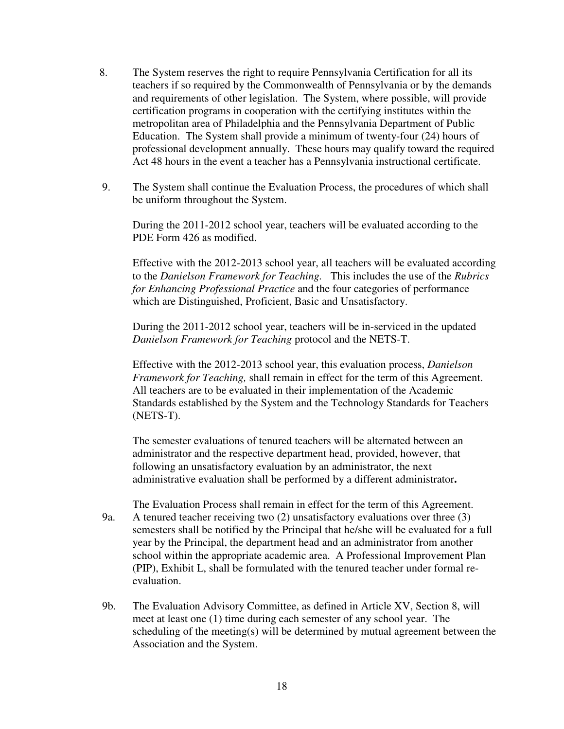8. The System reserves the right to require Pennsylvania Certification for all its teachers if so required by the Commonwealth of Pennsylvania or by the demands and requirements of other legislation. The System, where possible, will provide certification programs in cooperation with the certifying institutes within the metropolitan area of Philadelphia and the Pennsylvania Department of Public Education. The System shall provide a minimum of twenty-four (24) hours of professional development annually. These hours may qualify toward the required Act 48 hours in the event a teacher has a Pennsylvania instructional certificate.

9. The System shall continue the Evaluation Process, the procedures of which shall be uniform throughout the System.

   During the 2011-2012 school year, teachers will be evaluated according to the PDE Form 426 as modified.

   Effective with the 2012-2013 school year, all teachers will be evaluated according to the *Danielson Framework for Teaching.* This includes the use of the *Rubrics for Enhancing Professional Practice* and the four categories of performance which are Distinguished, Proficient, Basic and Unsatisfactory.

   During the 2011-2012 school year, teachers will be in-serviced in the updated *Danielson Framework for Teaching* protocol and the NETS-T.

   Effective with the 2012-2013 school year, this evaluation process, *Danielson Framework for Teaching,* shall remain in effect for the term of this Agreement. All teachers are to be evaluated in their implementation of the Academic Standards established by the System and the Technology Standards for Teachers (NETS-T).

   The semester evaluations of tenured teachers will be alternated between an administrator and the respective department head, provided, however, that following an unsatisfactory evaluation by an administrator, the next administrative evaluation shall be performed by a different administrator**.**

   The Evaluation Process shall remain in effect for the term of this Agreement.

9a. A tenured teacher receiving two (2) unsatisfactory evaluations over three (3) semesters shall be notified by the Principal that he/she will be evaluated for a full year by the Principal, the department head and an administrator from another school within the appropriate academic area. A Professional Improvement Plan (PIP), Exhibit L, shall be formulated with the tenured teacher under formal re-evaluation.

9b. The Evaluation Advisory Committee, as defined in Article XV, Section 8, will meet at least one (1) time during each semester of any school year. The scheduling of the meeting(s) will be determined by mutual agreement between the Association and the System.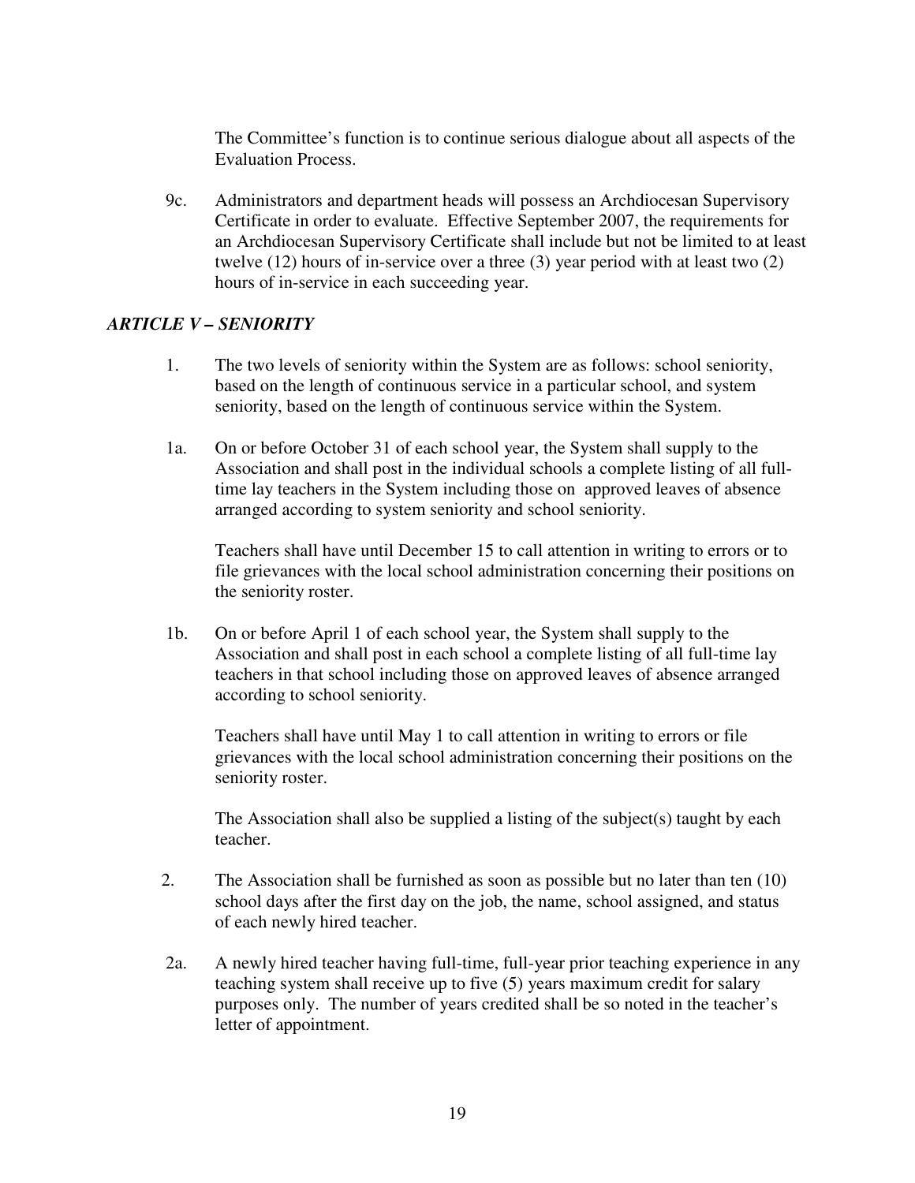The Committee's function is to continue serious dialogue about all aspects of the Evaluation Process.

9c. Administrators and department heads will possess an Archdiocesan Supervisory Certificate in order to evaluate. Effective September 2007, the requirements for an Archdiocesan Supervisory Certificate shall include but not be limited to at least twelve (12) hours of in-service over a three (3) year period with at least two (2) hours of in-service in each succeeding year.

### *ARTICLE V – SENIORITY*

1. The two levels of seniority within the System are as follows: school seniority, based on the length of continuous service in a particular school, and system seniority, based on the length of continuous service within the System.

1a. On or before October 31 of each school year, the System shall supply to the Association and shall post in the individual schools a complete listing of all full-time lay teachers in the System including those on approved leaves of absence arranged according to system seniority and school seniority.

Teachers shall have until December 15 to call attention in writing to errors or to file grievances with the local school administration concerning their positions on the seniority roster.

1b. On or before April 1 of each school year, the System shall supply to the Association and shall post in each school a complete listing of all full-time lay teachers in that school including those on approved leaves of absence arranged according to school seniority.

Teachers shall have until May 1 to call attention in writing to errors or file grievances with the local school administration concerning their positions on the seniority roster.

The Association shall also be supplied a listing of the subject(s) taught by each teacher.

2. The Association shall be furnished as soon as possible but no later than ten (10) school days after the first day on the job, the name, school assigned, and status of each newly hired teacher.

2a. A newly hired teacher having full-time, full-year prior teaching experience in any teaching system shall receive up to five (5) years maximum credit for salary purposes only. The number of years credited shall be so noted in the teacher's letter of appointment.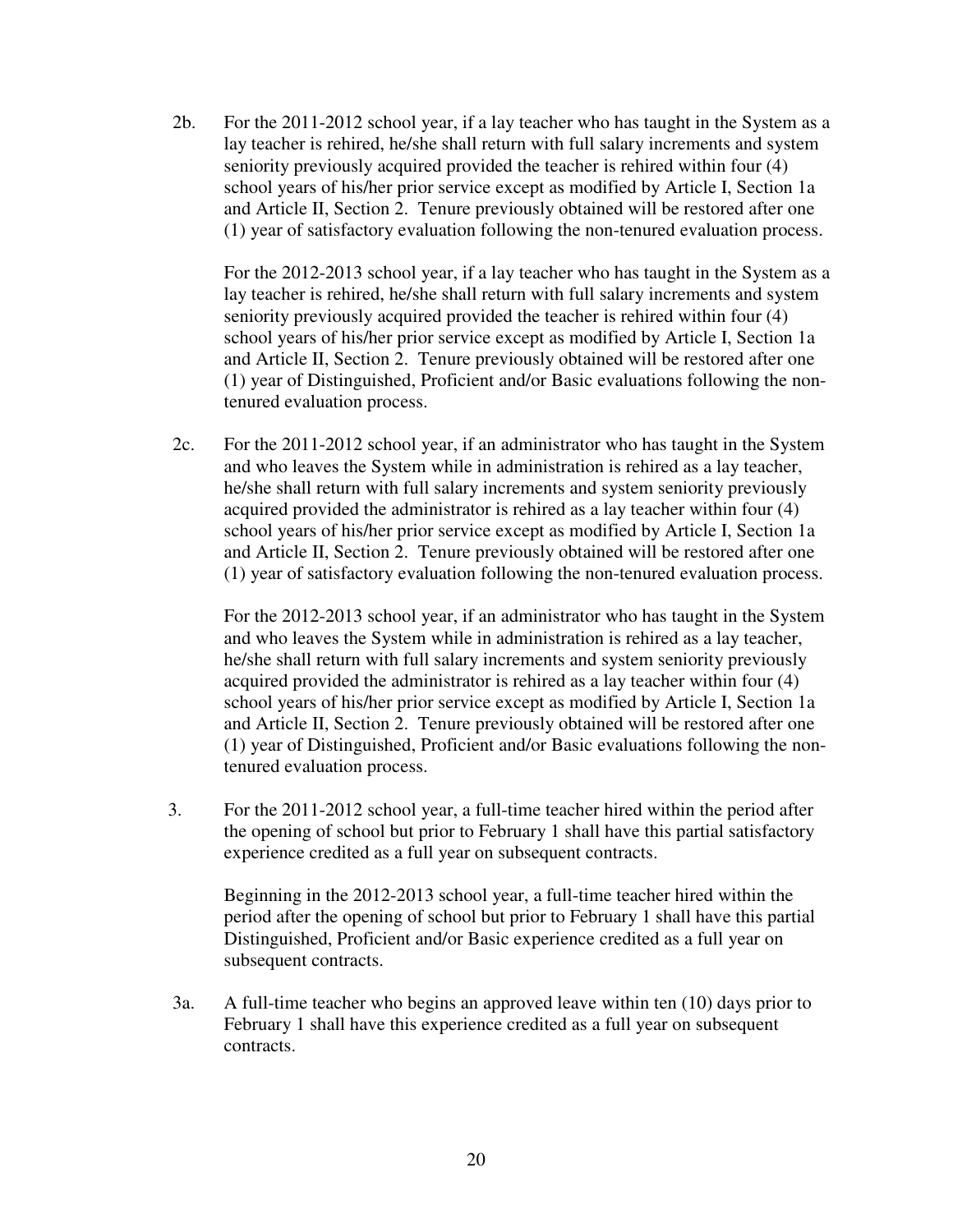2b. For the 2011-2012 school year, if a lay teacher who has taught in the System as a lay teacher is rehired, he/she shall return with full salary increments and system seniority previously acquired provided the teacher is rehired within four (4) school years of his/her prior service except as modified by Article I, Section 1a and Article II, Section 2. Tenure previously obtained will be restored after one (1) year of satisfactory evaluation following the non-tenured evaluation process.

For the 2012-2013 school year, if a lay teacher who has taught in the System as a lay teacher is rehired, he/she shall return with full salary increments and system seniority previously acquired provided the teacher is rehired within four (4) school years of his/her prior service except as modified by Article I, Section 1a and Article II, Section 2. Tenure previously obtained will be restored after one (1) year of Distinguished, Proficient and/or Basic evaluations following the non-tenured evaluation process.

2c. For the 2011-2012 school year, if an administrator who has taught in the System and who leaves the System while in administration is rehired as a lay teacher, he/she shall return with full salary increments and system seniority previously acquired provided the administrator is rehired as a lay teacher within four (4) school years of his/her prior service except as modified by Article I, Section 1a and Article II, Section 2. Tenure previously obtained will be restored after one (1) year of satisfactory evaluation following the non-tenured evaluation process.

For the 2012-2013 school year, if an administrator who has taught in the System and who leaves the System while in administration is rehired as a lay teacher, he/she shall return with full salary increments and system seniority previously acquired provided the administrator is rehired as a lay teacher within four (4) school years of his/her prior service except as modified by Article I, Section 1a and Article II, Section 2. Tenure previously obtained will be restored after one (1) year of Distinguished, Proficient and/or Basic evaluations following the non-tenured evaluation process.

3. For the 2011-2012 school year, a full-time teacher hired within the period after the opening of school but prior to February 1 shall have this partial satisfactory experience credited as a full year on subsequent contracts.

Beginning in the 2012-2013 school year, a full-time teacher hired within the period after the opening of school but prior to February 1 shall have this partial Distinguished, Proficient and/or Basic experience credited as a full year on subsequent contracts.

3a. A full-time teacher who begins an approved leave within ten (10) days prior to February 1 shall have this experience credited as a full year on subsequent contracts.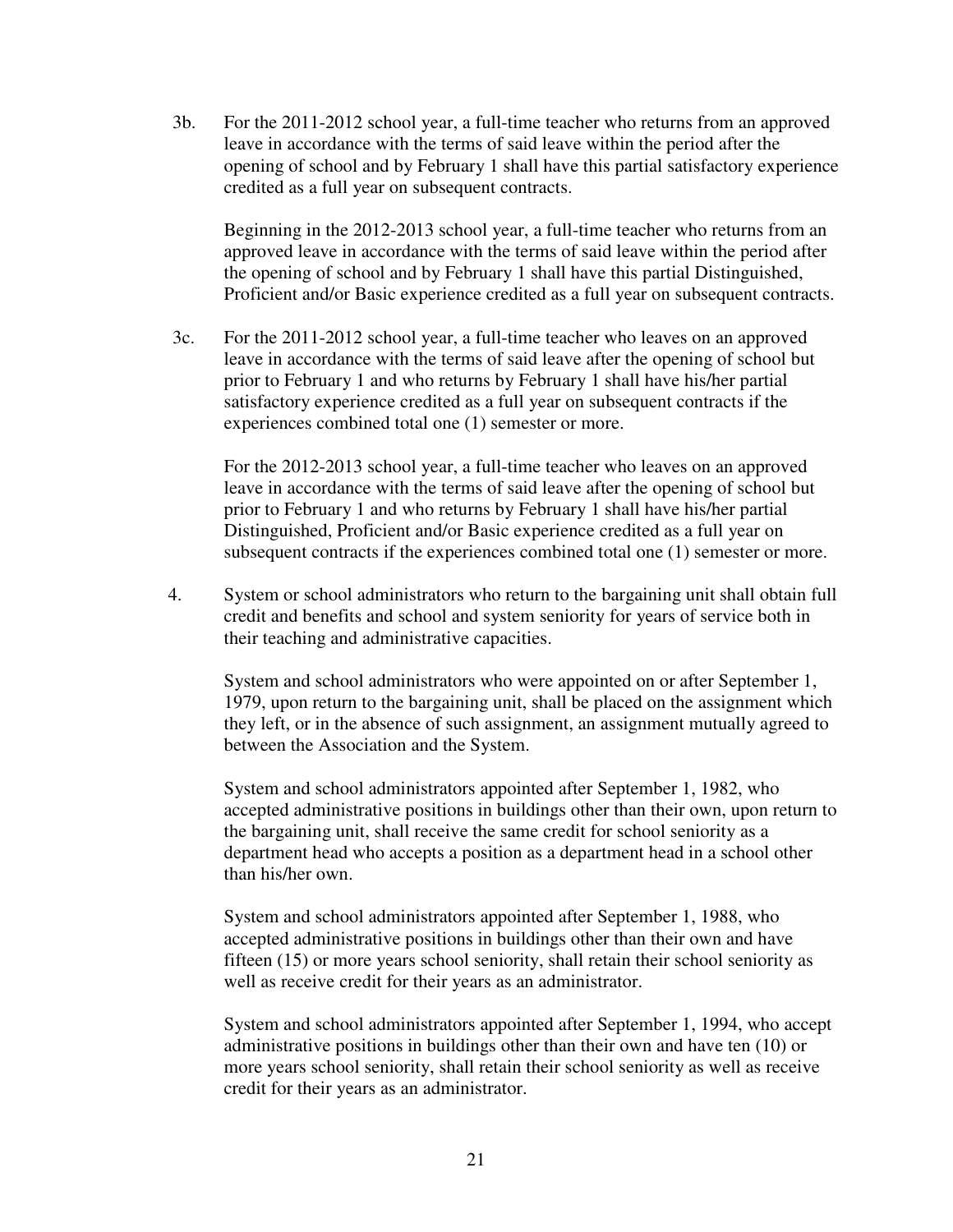3b. For the 2011-2012 school year, a full-time teacher who returns from an approved leave in accordance with the terms of said leave within the period after the opening of school and by February 1 shall have this partial satisfactory experience credited as a full year on subsequent contracts.

Beginning in the 2012-2013 school year, a full-time teacher who returns from an approved leave in accordance with the terms of said leave within the period after the opening of school and by February 1 shall have this partial Distinguished, Proficient and/or Basic experience credited as a full year on subsequent contracts.

3c. For the 2011-2012 school year, a full-time teacher who leaves on an approved leave in accordance with the terms of said leave after the opening of school but prior to February 1 and who returns by February 1 shall have his/her partial satisfactory experience credited as a full year on subsequent contracts if the experiences combined total one (1) semester or more.

For the 2012-2013 school year, a full-time teacher who leaves on an approved leave in accordance with the terms of said leave after the opening of school but prior to February 1 and who returns by February 1 shall have his/her partial Distinguished, Proficient and/or Basic experience credited as a full year on subsequent contracts if the experiences combined total one (1) semester or more.

4. System or school administrators who return to the bargaining unit shall obtain full credit and benefits and school and system seniority for years of service both in their teaching and administrative capacities.

System and school administrators who were appointed on or after September 1, 1979, upon return to the bargaining unit, shall be placed on the assignment which they left, or in the absence of such assignment, an assignment mutually agreed to between the Association and the System.

System and school administrators appointed after September 1, 1982, who accepted administrative positions in buildings other than their own, upon return to the bargaining unit, shall receive the same credit for school seniority as a department head who accepts a position as a department head in a school other than his/her own.

System and school administrators appointed after September 1, 1988, who accepted administrative positions in buildings other than their own and have fifteen (15) or more years school seniority, shall retain their school seniority as well as receive credit for their years as an administrator.

System and school administrators appointed after September 1, 1994, who accept administrative positions in buildings other than their own and have ten (10) or more years school seniority, shall retain their school seniority as well as receive credit for their years as an administrator.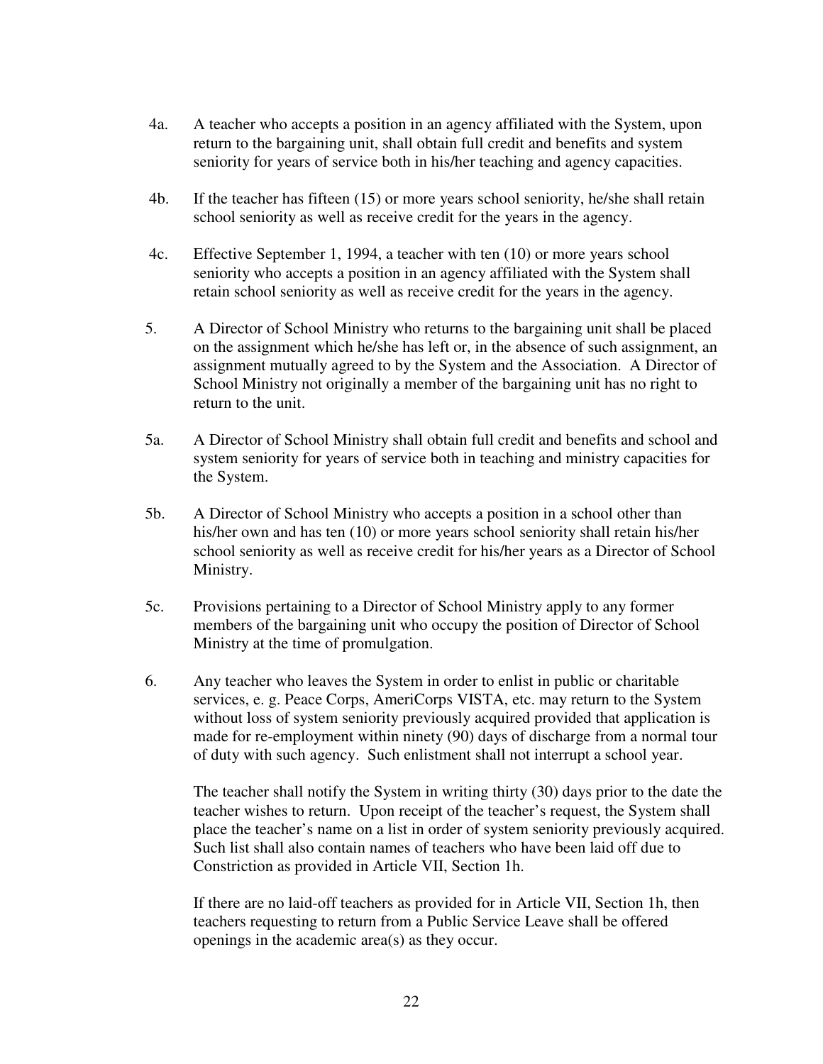4a. A teacher who accepts a position in an agency affiliated with the System, upon return to the bargaining unit, shall obtain full credit and benefits and system seniority for years of service both in his/her teaching and agency capacities.

4b. If the teacher has fifteen (15) or more years school seniority, he/she shall retain school seniority as well as receive credit for the years in the agency.

4c. Effective September 1, 1994, a teacher with ten (10) or more years school seniority who accepts a position in an agency affiliated with the System shall retain school seniority as well as receive credit for the years in the agency.

5. A Director of School Ministry who returns to the bargaining unit shall be placed on the assignment which he/she has left or, in the absence of such assignment, an assignment mutually agreed to by the System and the Association. A Director of School Ministry not originally a member of the bargaining unit has no right to return to the unit.

5a. A Director of School Ministry shall obtain full credit and benefits and school and system seniority for years of service both in teaching and ministry capacities for the System.

5b. A Director of School Ministry who accepts a position in a school other than his/her own and has ten (10) or more years school seniority shall retain his/her school seniority as well as receive credit for his/her years as a Director of School Ministry.

5c. Provisions pertaining to a Director of School Ministry apply to any former members of the bargaining unit who occupy the position of Director of School Ministry at the time of promulgation.

6. Any teacher who leaves the System in order to enlist in public or charitable services, e. g. Peace Corps, AmeriCorps VISTA, etc. may return to the System without loss of system seniority previously acquired provided that application is made for re-employment within ninety (90) days of discharge from a normal tour of duty with such agency. Such enlistment shall not interrupt a school year.

   The teacher shall notify the System in writing thirty (30) days prior to the date the teacher wishes to return. Upon receipt of the teacher's request, the System shall place the teacher's name on a list in order of system seniority previously acquired. Such list shall also contain names of teachers who have been laid off due to Constriction as provided in Article VII, Section 1h.

   If there are no laid-off teachers as provided for in Article VII, Section 1h, then teachers requesting to return from a Public Service Leave shall be offered openings in the academic area(s) as they occur.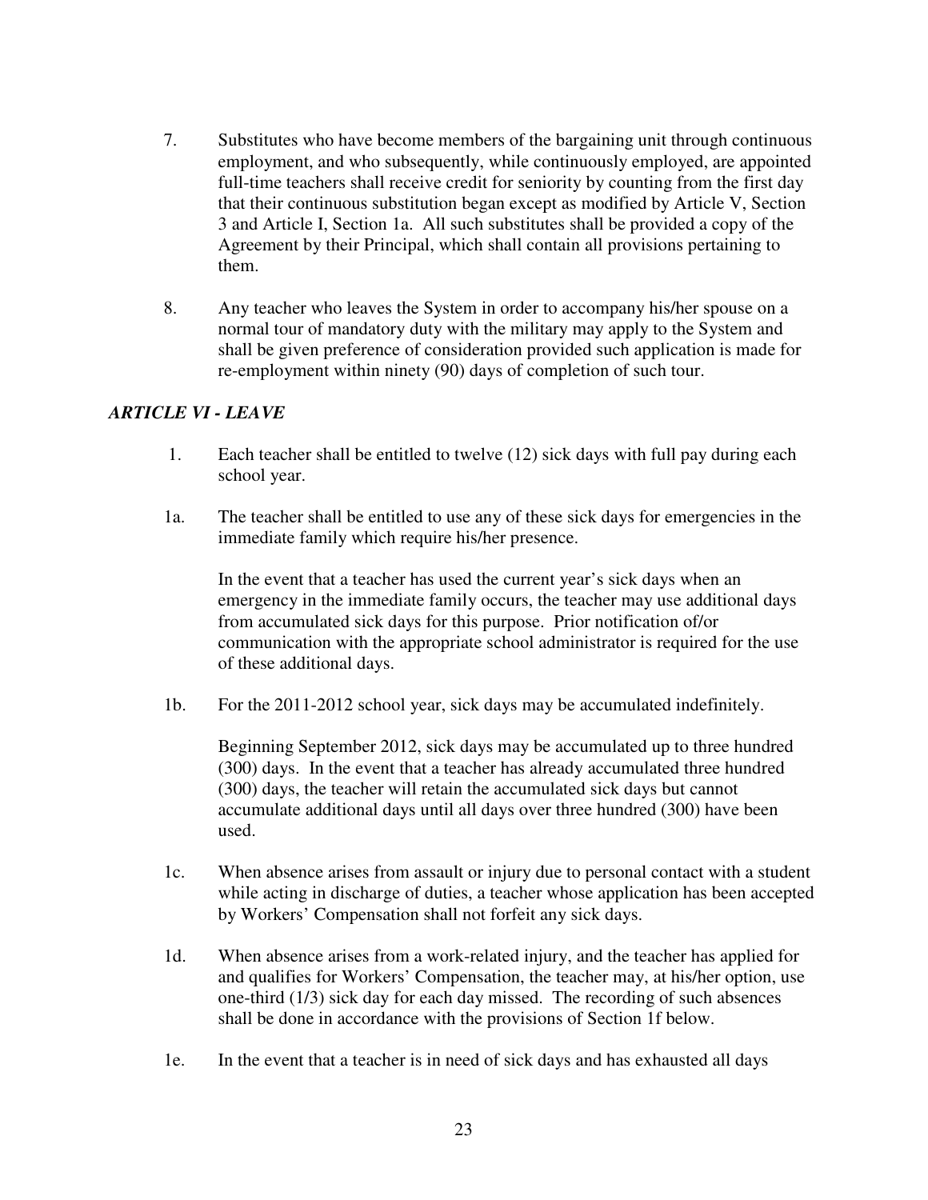7. Substitutes who have become members of the bargaining unit through continuous employment, and who subsequently, while continuously employed, are appointed full-time teachers shall receive credit for seniority by counting from the first day that their continuous substitution began except as modified by Article V, Section 3 and Article I, Section 1a. All such substitutes shall be provided a copy of the Agreement by their Principal, which shall contain all provisions pertaining to them.

8. Any teacher who leaves the System in order to accompany his/her spouse on a normal tour of mandatory duty with the military may apply to the System and shall be given preference of consideration provided such application is made for re-employment within ninety (90) days of completion of such tour.

### *ARTICLE VI - LEAVE*

1. Each teacher shall be entitled to twelve (12) sick days with full pay during each school year.

1a. The teacher shall be entitled to use any of these sick days for emergencies in the immediate family which require his/her presence.

In the event that a teacher has used the current year's sick days when an emergency in the immediate family occurs, the teacher may use additional days from accumulated sick days for this purpose. Prior notification of/or communication with the appropriate school administrator is required for the use of these additional days.

1b. For the 2011-2012 school year, sick days may be accumulated indefinitely.

Beginning September 2012, sick days may be accumulated up to three hundred (300) days. In the event that a teacher has already accumulated three hundred (300) days, the teacher will retain the accumulated sick days but cannot accumulate additional days until all days over three hundred (300) have been used.

1c. When absence arises from assault or injury due to personal contact with a student while acting in discharge of duties, a teacher whose application has been accepted by Workers' Compensation shall not forfeit any sick days.

1d. When absence arises from a work-related injury, and the teacher has applied for and qualifies for Workers' Compensation, the teacher may, at his/her option, use one-third (1/3) sick day for each day missed. The recording of such absences shall be done in accordance with the provisions of Section 1f below.

1e. In the event that a teacher is in need of sick days and has exhausted all days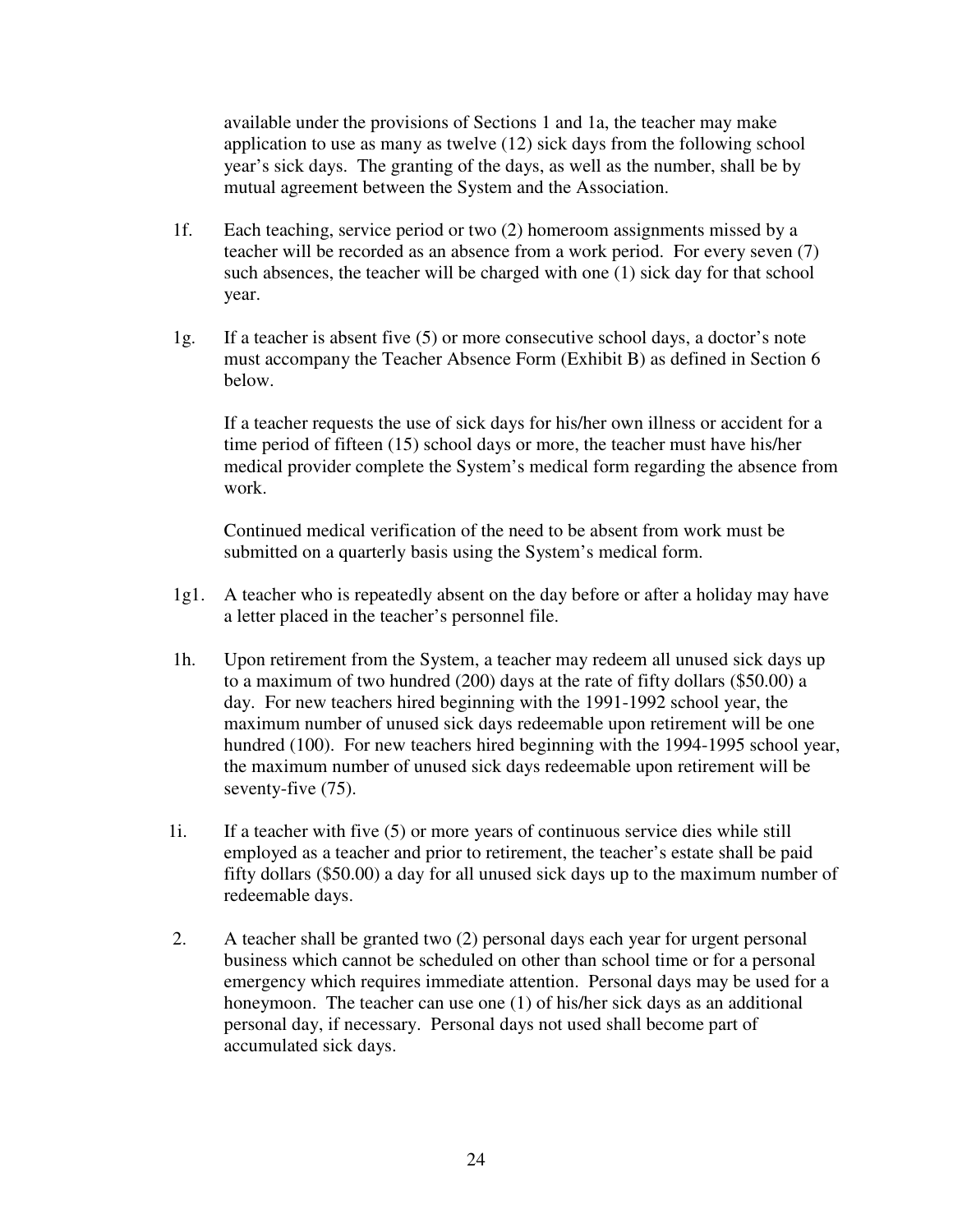available under the provisions of Sections 1 and 1a, the teacher may make application to use as many as twelve (12) sick days from the following school year's sick days. The granting of the days, as well as the number, shall be by mutual agreement between the System and the Association.

1f. Each teaching, service period or two (2) homeroom assignments missed by a teacher will be recorded as an absence from a work period. For every seven (7) such absences, the teacher will be charged with one (1) sick day for that school year.

1g. If a teacher is absent five (5) or more consecutive school days, a doctor's note must accompany the Teacher Absence Form (Exhibit B) as defined in Section 6 below.

If a teacher requests the use of sick days for his/her own illness or accident for a time period of fifteen (15) school days or more, the teacher must have his/her medical provider complete the System's medical form regarding the absence from work.

Continued medical verification of the need to be absent from work must be submitted on a quarterly basis using the System's medical form.

1g1. A teacher who is repeatedly absent on the day before or after a holiday may have a letter placed in the teacher's personnel file.

1h. Upon retirement from the System, a teacher may redeem all unused sick days up to a maximum of two hundred (200) days at the rate of fifty dollars ($50.00) a day. For new teachers hired beginning with the 1991-1992 school year, the maximum number of unused sick days redeemable upon retirement will be one hundred (100). For new teachers hired beginning with the 1994-1995 school year, the maximum number of unused sick days redeemable upon retirement will be seventy-five (75).

1i. If a teacher with five (5) or more years of continuous service dies while still employed as a teacher and prior to retirement, the teacher's estate shall be paid fifty dollars ($50.00) a day for all unused sick days up to the maximum number of redeemable days.

2. A teacher shall be granted two (2) personal days each year for urgent personal business which cannot be scheduled on other than school time or for a personal emergency which requires immediate attention. Personal days may be used for a honeymoon. The teacher can use one (1) of his/her sick days as an additional personal day, if necessary. Personal days not used shall become part of accumulated sick days.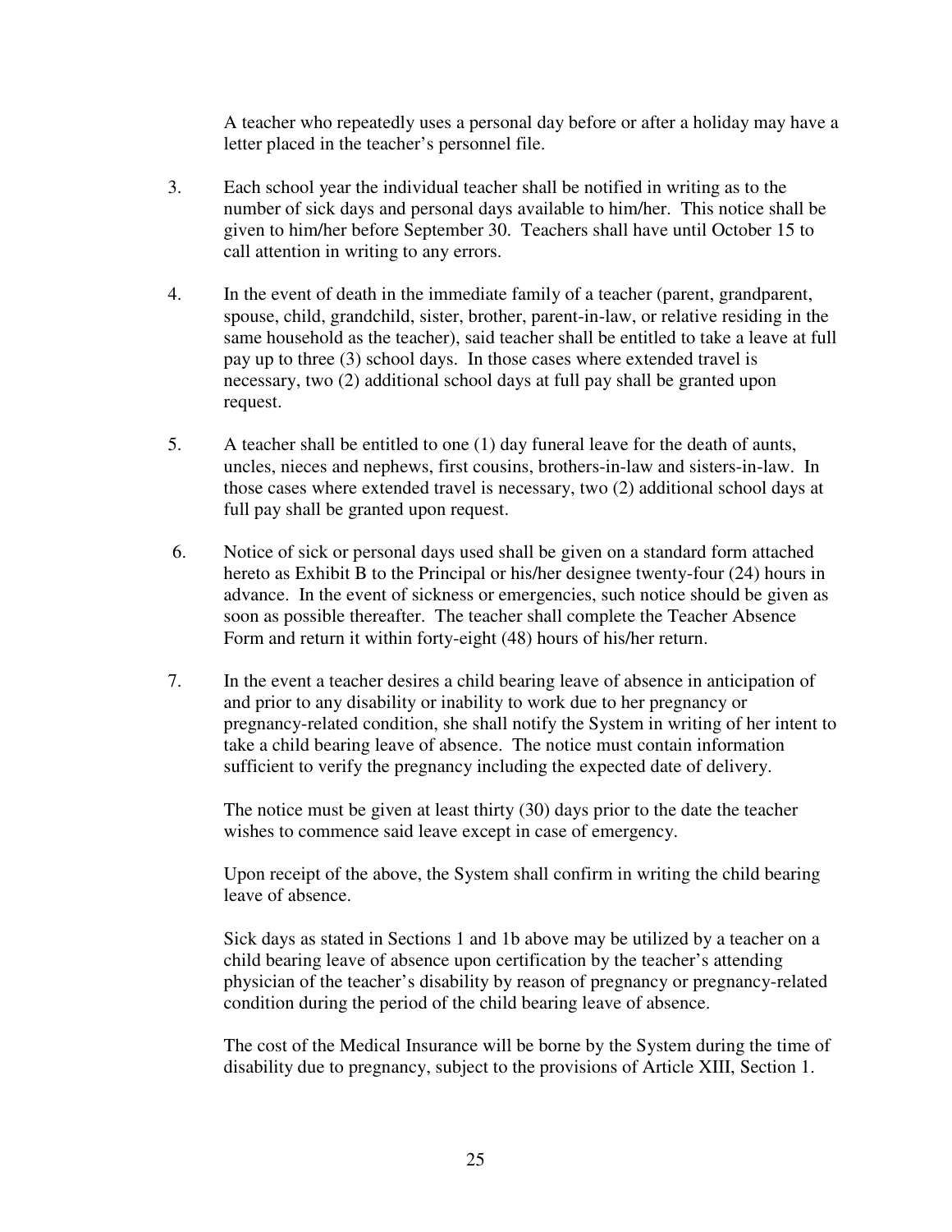A teacher who repeatedly uses a personal day before or after a holiday may have a letter placed in the teacher's personnel file.

3. Each school year the individual teacher shall be notified in writing as to the number of sick days and personal days available to him/her. This notice shall be given to him/her before September 30. Teachers shall have until October 15 to call attention in writing to any errors.

4. In the event of death in the immediate family of a teacher (parent, grandparent, spouse, child, grandchild, sister, brother, parent-in-law, or relative residing in the same household as the teacher), said teacher shall be entitled to take a leave at full pay up to three (3) school days. In those cases where extended travel is necessary, two (2) additional school days at full pay shall be granted upon request.

5. A teacher shall be entitled to one (1) day funeral leave for the death of aunts, uncles, nieces and nephews, first cousins, brothers-in-law and sisters-in-law. In those cases where extended travel is necessary, two (2) additional school days at full pay shall be granted upon request.

6. Notice of sick or personal days used shall be given on a standard form attached hereto as Exhibit B to the Principal or his/her designee twenty-four (24) hours in advance. In the event of sickness or emergencies, such notice should be given as soon as possible thereafter. The teacher shall complete the Teacher Absence Form and return it within forty-eight (48) hours of his/her return.

7. In the event a teacher desires a child bearing leave of absence in anticipation of and prior to any disability or inability to work due to her pregnancy or pregnancy-related condition, she shall notify the System in writing of her intent to take a child bearing leave of absence. The notice must contain information sufficient to verify the pregnancy including the expected date of delivery.

   The notice must be given at least thirty (30) days prior to the date the teacher wishes to commence said leave except in case of emergency.

   Upon receipt of the above, the System shall confirm in writing the child bearing leave of absence.

   Sick days as stated in Sections 1 and 1b above may be utilized by a teacher on a child bearing leave of absence upon certification by the teacher's attending physician of the teacher's disability by reason of pregnancy or pregnancy-related condition during the period of the child bearing leave of absence.

   The cost of the Medical Insurance will be borne by the System during the time of disability due to pregnancy, subject to the provisions of Article XIII, Section 1.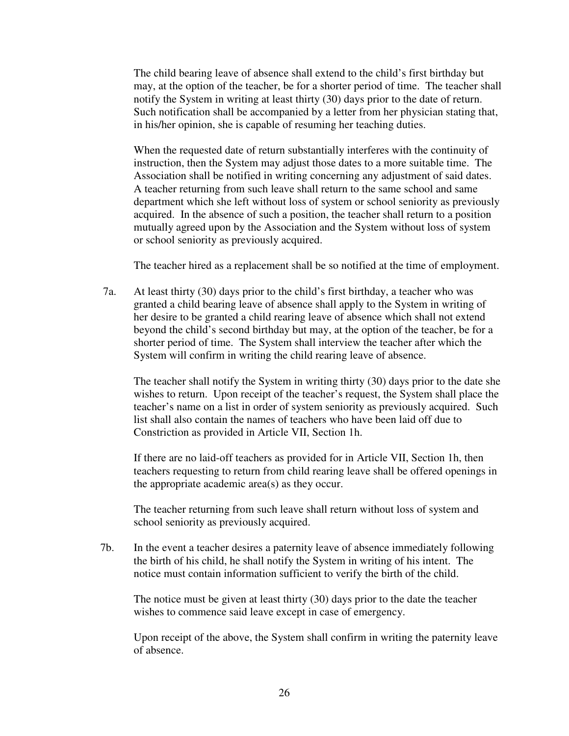The child bearing leave of absence shall extend to the child's first birthday but may, at the option of the teacher, be for a shorter period of time. The teacher shall notify the System in writing at least thirty (30) days prior to the date of return. Such notification shall be accompanied by a letter from her physician stating that, in his/her opinion, she is capable of resuming her teaching duties.

When the requested date of return substantially interferes with the continuity of instruction, then the System may adjust those dates to a more suitable time. The Association shall be notified in writing concerning any adjustment of said dates. A teacher returning from such leave shall return to the same school and same department which she left without loss of system or school seniority as previously acquired. In the absence of such a position, the teacher shall return to a position mutually agreed upon by the Association and the System without loss of system or school seniority as previously acquired.

The teacher hired as a replacement shall be so notified at the time of employment.

7a. At least thirty (30) days prior to the child's first birthday, a teacher who was granted a child bearing leave of absence shall apply to the System in writing of her desire to be granted a child rearing leave of absence which shall not extend beyond the child's second birthday but may, at the option of the teacher, be for a shorter period of time. The System shall interview the teacher after which the System will confirm in writing the child rearing leave of absence.

The teacher shall notify the System in writing thirty (30) days prior to the date she wishes to return. Upon receipt of the teacher's request, the System shall place the teacher's name on a list in order of system seniority as previously acquired. Such list shall also contain the names of teachers who have been laid off due to Constriction as provided in Article VII, Section 1h.

If there are no laid-off teachers as provided for in Article VII, Section 1h, then teachers requesting to return from child rearing leave shall be offered openings in the appropriate academic area(s) as they occur.

The teacher returning from such leave shall return without loss of system and school seniority as previously acquired.

7b. In the event a teacher desires a paternity leave of absence immediately following the birth of his child, he shall notify the System in writing of his intent. The notice must contain information sufficient to verify the birth of the child.

The notice must be given at least thirty (30) days prior to the date the teacher wishes to commence said leave except in case of emergency.

Upon receipt of the above, the System shall confirm in writing the paternity leave of absence.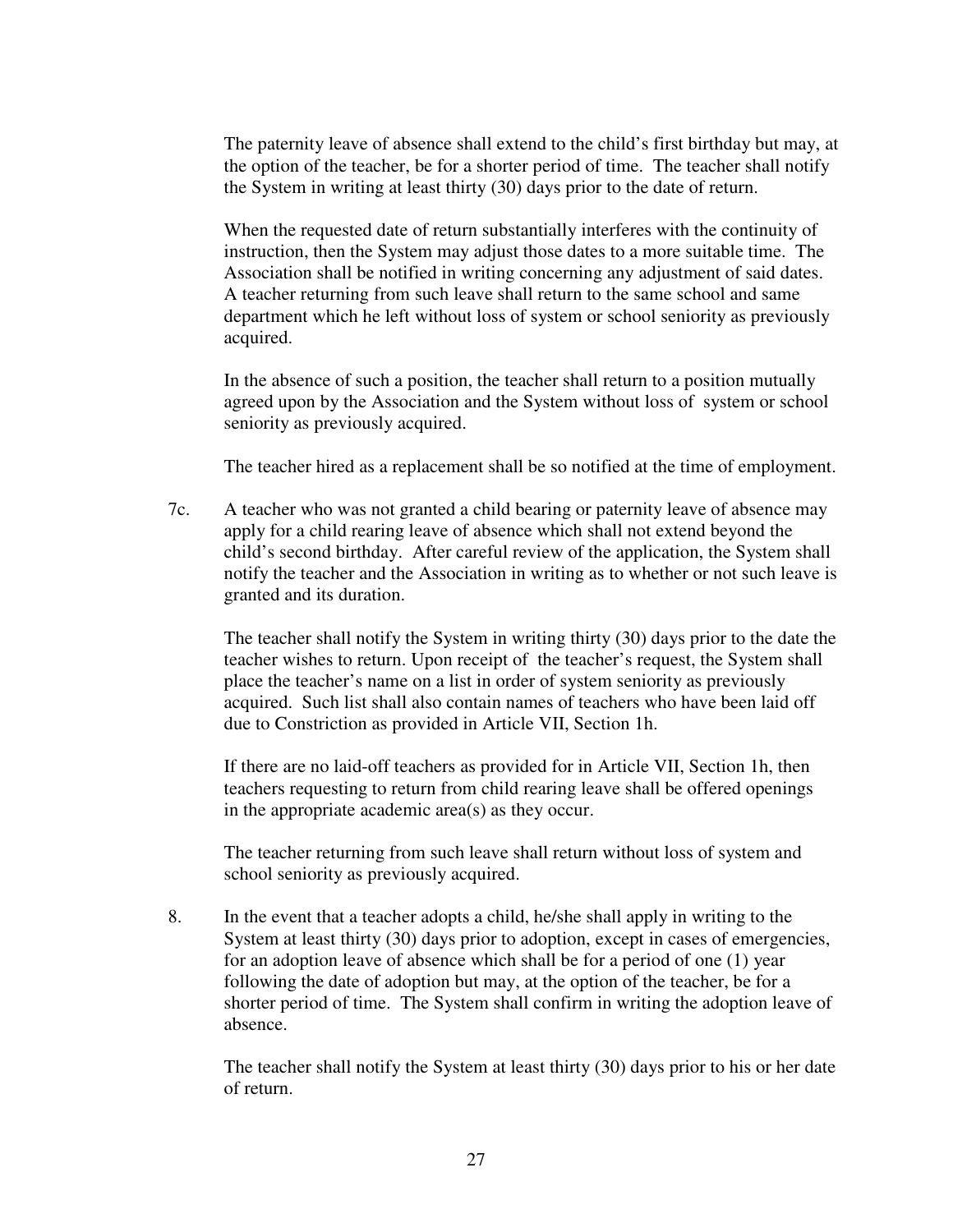The paternity leave of absence shall extend to the child's first birthday but may, at the option of the teacher, be for a shorter period of time. The teacher shall notify the System in writing at least thirty (30) days prior to the date of return.

When the requested date of return substantially interferes with the continuity of instruction, then the System may adjust those dates to a more suitable time. The Association shall be notified in writing concerning any adjustment of said dates. A teacher returning from such leave shall return to the same school and same department which he left without loss of system or school seniority as previously acquired.

In the absence of such a position, the teacher shall return to a position mutually agreed upon by the Association and the System without loss of system or school seniority as previously acquired.

The teacher hired as a replacement shall be so notified at the time of employment.

7c. A teacher who was not granted a child bearing or paternity leave of absence may apply for a child rearing leave of absence which shall not extend beyond the child's second birthday. After careful review of the application, the System shall notify the teacher and the Association in writing as to whether or not such leave is granted and its duration.

The teacher shall notify the System in writing thirty (30) days prior to the date the teacher wishes to return. Upon receipt of the teacher's request, the System shall place the teacher's name on a list in order of system seniority as previously acquired. Such list shall also contain names of teachers who have been laid off due to Constriction as provided in Article VII, Section 1h.

If there are no laid-off teachers as provided for in Article VII, Section 1h, then teachers requesting to return from child rearing leave shall be offered openings in the appropriate academic area(s) as they occur.

The teacher returning from such leave shall return without loss of system and school seniority as previously acquired.

8. In the event that a teacher adopts a child, he/she shall apply in writing to the System at least thirty (30) days prior to adoption, except in cases of emergencies, for an adoption leave of absence which shall be for a period of one (1) year following the date of adoption but may, at the option of the teacher, be for a shorter period of time. The System shall confirm in writing the adoption leave of absence.

The teacher shall notify the System at least thirty (30) days prior to his or her date of return.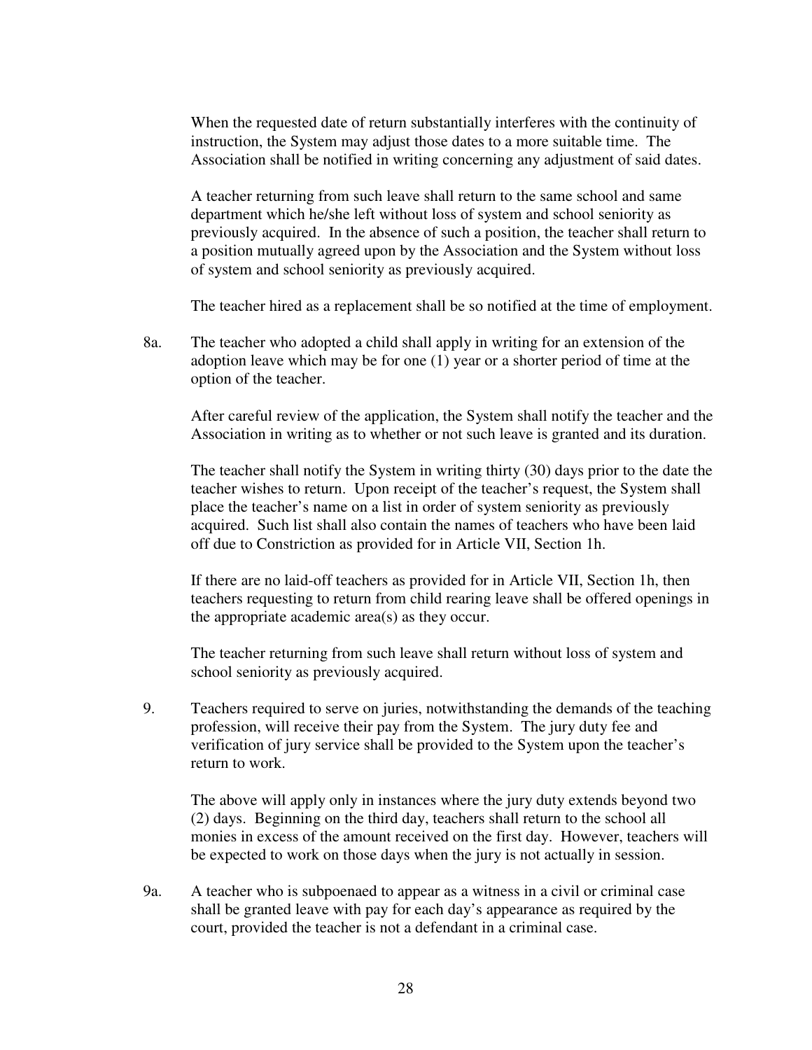When the requested date of return substantially interferes with the continuity of instruction, the System may adjust those dates to a more suitable time. The Association shall be notified in writing concerning any adjustment of said dates.

A teacher returning from such leave shall return to the same school and same department which he/she left without loss of system and school seniority as previously acquired. In the absence of such a position, the teacher shall return to a position mutually agreed upon by the Association and the System without loss of system and school seniority as previously acquired.

The teacher hired as a replacement shall be so notified at the time of employment.

8a. The teacher who adopted a child shall apply in writing for an extension of the adoption leave which may be for one (1) year or a shorter period of time at the option of the teacher.

After careful review of the application, the System shall notify the teacher and the Association in writing as to whether or not such leave is granted and its duration.

The teacher shall notify the System in writing thirty (30) days prior to the date the teacher wishes to return. Upon receipt of the teacher's request, the System shall place the teacher's name on a list in order of system seniority as previously acquired. Such list shall also contain the names of teachers who have been laid off due to Constriction as provided for in Article VII, Section 1h.

If there are no laid-off teachers as provided for in Article VII, Section 1h, then teachers requesting to return from child rearing leave shall be offered openings in the appropriate academic area(s) as they occur.

The teacher returning from such leave shall return without loss of system and school seniority as previously acquired.

9. Teachers required to serve on juries, notwithstanding the demands of the teaching profession, will receive their pay from the System. The jury duty fee and verification of jury service shall be provided to the System upon the teacher's return to work.

The above will apply only in instances where the jury duty extends beyond two (2) days. Beginning on the third day, teachers shall return to the school all monies in excess of the amount received on the first day. However, teachers will be expected to work on those days when the jury is not actually in session.

9a. A teacher who is subpoenaed to appear as a witness in a civil or criminal case shall be granted leave with pay for each day's appearance as required by the court, provided the teacher is not a defendant in a criminal case.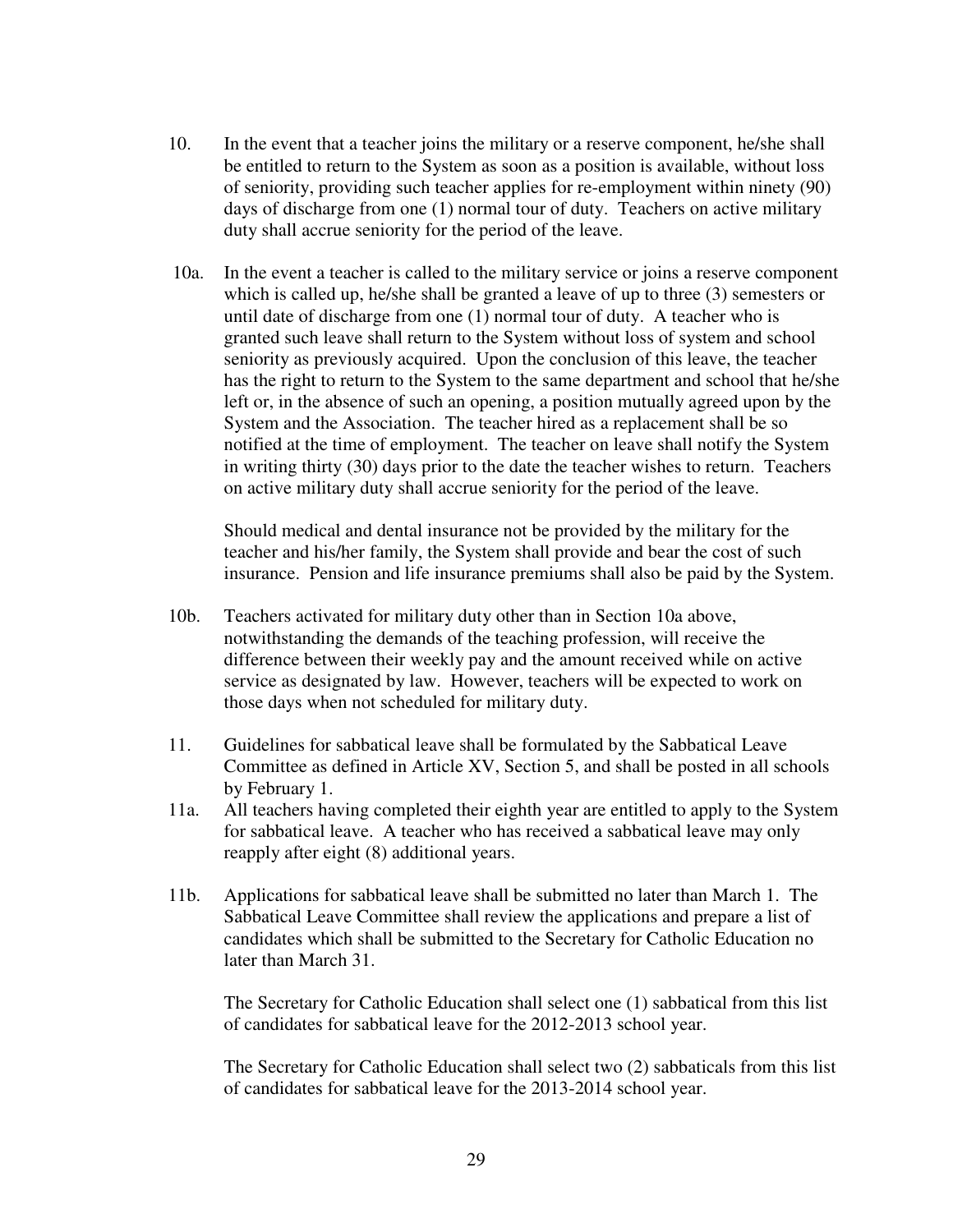10. In the event that a teacher joins the military or a reserve component, he/she shall be entitled to return to the System as soon as a position is available, without loss of seniority, providing such teacher applies for re-employment within ninety (90) days of discharge from one (1) normal tour of duty. Teachers on active military duty shall accrue seniority for the period of the leave.

10a. In the event a teacher is called to the military service or joins a reserve component which is called up, he/she shall be granted a leave of up to three (3) semesters or until date of discharge from one (1) normal tour of duty. A teacher who is granted such leave shall return to the System without loss of system and school seniority as previously acquired. Upon the conclusion of this leave, the teacher has the right to return to the System to the same department and school that he/she left or, in the absence of such an opening, a position mutually agreed upon by the System and the Association. The teacher hired as a replacement shall be so notified at the time of employment. The teacher on leave shall notify the System in writing thirty (30) days prior to the date the teacher wishes to return. Teachers on active military duty shall accrue seniority for the period of the leave.

    Should medical and dental insurance not be provided by the military for the teacher and his/her family, the System shall provide and bear the cost of such insurance. Pension and life insurance premiums shall also be paid by the System.

10b. Teachers activated for military duty other than in Section 10a above, notwithstanding the demands of the teaching profession, will receive the difference between their weekly pay and the amount received while on active service as designated by law. However, teachers will be expected to work on those days when not scheduled for military duty.

11. Guidelines for sabbatical leave shall be formulated by the Sabbatical Leave Committee as defined in Article XV, Section 5, and shall be posted in all schools by February 1.

11a. All teachers having completed their eighth year are entitled to apply to the System for sabbatical leave. A teacher who has received a sabbatical leave may only reapply after eight (8) additional years.

11b. Applications for sabbatical leave shall be submitted no later than March 1. The Sabbatical Leave Committee shall review the applications and prepare a list of candidates which shall be submitted to the Secretary for Catholic Education no later than March 31.

    The Secretary for Catholic Education shall select one (1) sabbatical from this list of candidates for sabbatical leave for the 2012-2013 school year.

    The Secretary for Catholic Education shall select two (2) sabbaticals from this list of candidates for sabbatical leave for the 2013-2014 school year.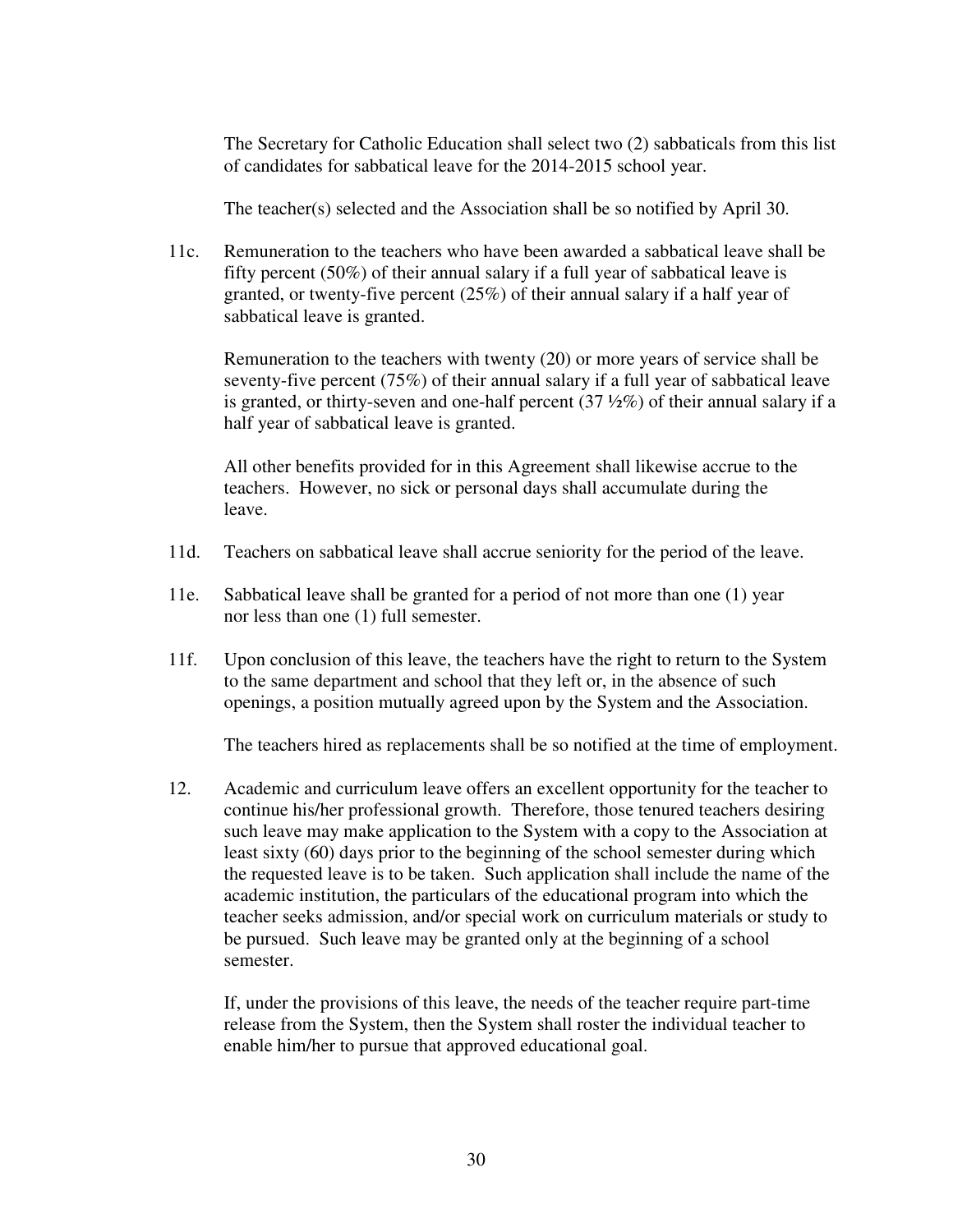The Secretary for Catholic Education shall select two (2) sabbaticals from this list of candidates for sabbatical leave for the 2014-2015 school year.

The teacher(s) selected and the Association shall be so notified by April 30.

11c. Remuneration to the teachers who have been awarded a sabbatical leave shall be fifty percent (50%) of their annual salary if a full year of sabbatical leave is granted, or twenty-five percent (25%) of their annual salary if a half year of sabbatical leave is granted.

Remuneration to the teachers with twenty (20) or more years of service shall be seventy-five percent (75%) of their annual salary if a full year of sabbatical leave is granted, or thirty-seven and one-half percent (37 ½%) of their annual salary if a half year of sabbatical leave is granted.

All other benefits provided for in this Agreement shall likewise accrue to the teachers. However, no sick or personal days shall accumulate during the leave.

11d. Teachers on sabbatical leave shall accrue seniority for the period of the leave.

11e. Sabbatical leave shall be granted for a period of not more than one (1) year nor less than one (1) full semester.

11f. Upon conclusion of this leave, the teachers have the right to return to the System to the same department and school that they left or, in the absence of such openings, a position mutually agreed upon by the System and the Association.

The teachers hired as replacements shall be so notified at the time of employment.

12. Academic and curriculum leave offers an excellent opportunity for the teacher to continue his/her professional growth. Therefore, those tenured teachers desiring such leave may make application to the System with a copy to the Association at least sixty (60) days prior to the beginning of the school semester during which the requested leave is to be taken. Such application shall include the name of the academic institution, the particulars of the educational program into which the teacher seeks admission, and/or special work on curriculum materials or study to be pursued. Such leave may be granted only at the beginning of a school semester.

If, under the provisions of this leave, the needs of the teacher require part-time release from the System, then the System shall roster the individual teacher to enable him/her to pursue that approved educational goal.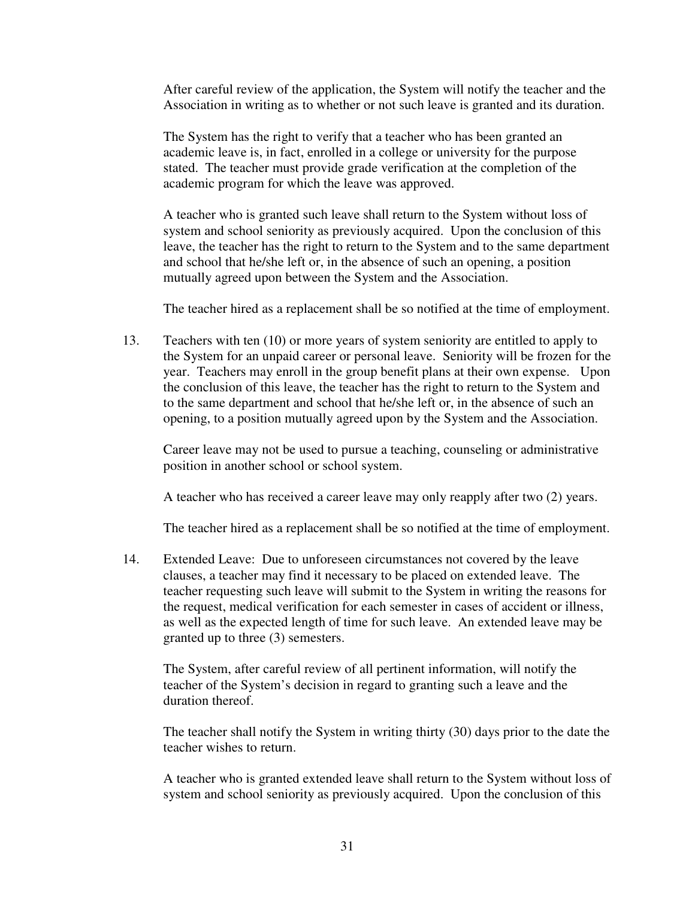After careful review of the application, the System will notify the teacher and the Association in writing as to whether or not such leave is granted and its duration.

The System has the right to verify that a teacher who has been granted an academic leave is, in fact, enrolled in a college or university for the purpose stated. The teacher must provide grade verification at the completion of the academic program for which the leave was approved.

A teacher who is granted such leave shall return to the System without loss of system and school seniority as previously acquired. Upon the conclusion of this leave, the teacher has the right to return to the System and to the same department and school that he/she left or, in the absence of such an opening, a position mutually agreed upon between the System and the Association.

The teacher hired as a replacement shall be so notified at the time of employment.

13. Teachers with ten (10) or more years of system seniority are entitled to apply to the System for an unpaid career or personal leave. Seniority will be frozen for the year. Teachers may enroll in the group benefit plans at their own expense. Upon the conclusion of this leave, the teacher has the right to return to the System and to the same department and school that he/she left or, in the absence of such an opening, to a position mutually agreed upon by the System and the Association.

    Career leave may not be used to pursue a teaching, counseling or administrative position in another school or school system.

    A teacher who has received a career leave may only reapply after two (2) years.

    The teacher hired as a replacement shall be so notified at the time of employment.

14. Extended Leave: Due to unforeseen circumstances not covered by the leave clauses, a teacher may find it necessary to be placed on extended leave. The teacher requesting such leave will submit to the System in writing the reasons for the request, medical verification for each semester in cases of accident or illness, as well as the expected length of time for such leave. An extended leave may be granted up to three (3) semesters.

    The System, after careful review of all pertinent information, will notify the teacher of the System's decision in regard to granting such a leave and the duration thereof.

    The teacher shall notify the System in writing thirty (30) days prior to the date the teacher wishes to return.

    A teacher who is granted extended leave shall return to the System without loss of system and school seniority as previously acquired. Upon the conclusion of this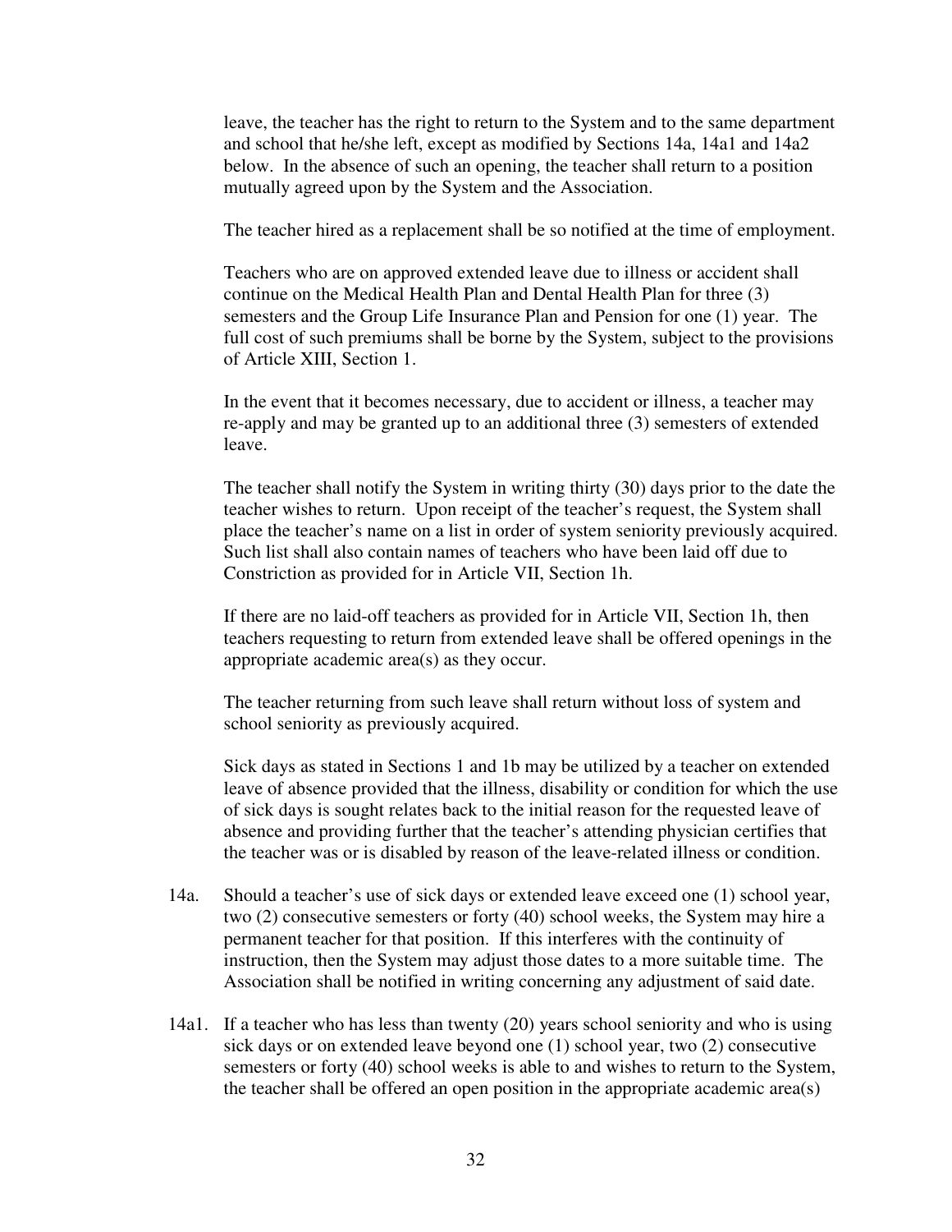leave, the teacher has the right to return to the System and to the same department and school that he/she left, except as modified by Sections 14a, 14a1 and 14a2 below. In the absence of such an opening, the teacher shall return to a position mutually agreed upon by the System and the Association.

The teacher hired as a replacement shall be so notified at the time of employment.

Teachers who are on approved extended leave due to illness or accident shall continue on the Medical Health Plan and Dental Health Plan for three (3) semesters and the Group Life Insurance Plan and Pension for one (1) year. The full cost of such premiums shall be borne by the System, subject to the provisions of Article XIII, Section 1.

In the event that it becomes necessary, due to accident or illness, a teacher may re-apply and may be granted up to an additional three (3) semesters of extended leave.

The teacher shall notify the System in writing thirty (30) days prior to the date the teacher wishes to return. Upon receipt of the teacher's request, the System shall place the teacher's name on a list in order of system seniority previously acquired. Such list shall also contain names of teachers who have been laid off due to Constriction as provided for in Article VII, Section 1h.

If there are no laid-off teachers as provided for in Article VII, Section 1h, then teachers requesting to return from extended leave shall be offered openings in the appropriate academic area(s) as they occur.

The teacher returning from such leave shall return without loss of system and school seniority as previously acquired.

Sick days as stated in Sections 1 and 1b may be utilized by a teacher on extended leave of absence provided that the illness, disability or condition for which the use of sick days is sought relates back to the initial reason for the requested leave of absence and providing further that the teacher's attending physician certifies that the teacher was or is disabled by reason of the leave-related illness or condition.

14a. Should a teacher's use of sick days or extended leave exceed one (1) school year, two (2) consecutive semesters or forty (40) school weeks, the System may hire a permanent teacher for that position. If this interferes with the continuity of instruction, then the System may adjust those dates to a more suitable time. The Association shall be notified in writing concerning any adjustment of said date.

14a1. If a teacher who has less than twenty (20) years school seniority and who is using sick days or on extended leave beyond one (1) school year, two (2) consecutive semesters or forty (40) school weeks is able to and wishes to return to the System, the teacher shall be offered an open position in the appropriate academic area(s)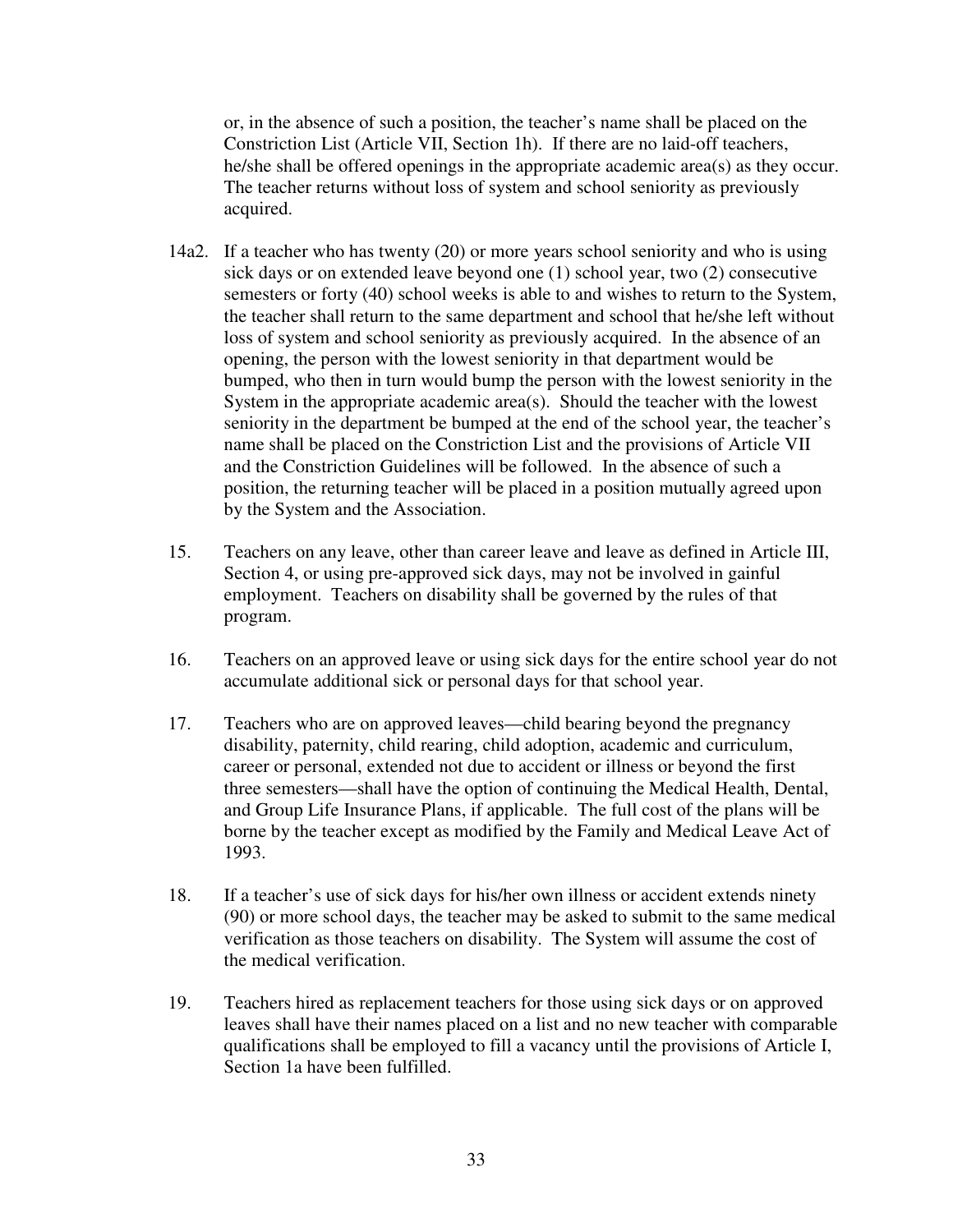or, in the absence of such a position, the teacher's name shall be placed on the Constriction List (Article VII, Section 1h). If there are no laid-off teachers, he/she shall be offered openings in the appropriate academic area(s) as they occur. The teacher returns without loss of system and school seniority as previously acquired.

14a2. If a teacher who has twenty (20) or more years school seniority and who is using sick days or on extended leave beyond one (1) school year, two (2) consecutive semesters or forty (40) school weeks is able to and wishes to return to the System, the teacher shall return to the same department and school that he/she left without loss of system and school seniority as previously acquired. In the absence of an opening, the person with the lowest seniority in that department would be bumped, who then in turn would bump the person with the lowest seniority in the System in the appropriate academic area(s). Should the teacher with the lowest seniority in the department be bumped at the end of the school year, the teacher's name shall be placed on the Constriction List and the provisions of Article VII and the Constriction Guidelines will be followed. In the absence of such a position, the returning teacher will be placed in a position mutually agreed upon by the System and the Association.

15. Teachers on any leave, other than career leave and leave as defined in Article III, Section 4, or using pre-approved sick days, may not be involved in gainful employment. Teachers on disability shall be governed by the rules of that program.

16. Teachers on an approved leave or using sick days for the entire school year do not accumulate additional sick or personal days for that school year.

17. Teachers who are on approved leaves—child bearing beyond the pregnancy disability, paternity, child rearing, child adoption, academic and curriculum, career or personal, extended not due to accident or illness or beyond the first three semesters—shall have the option of continuing the Medical Health, Dental, and Group Life Insurance Plans, if applicable. The full cost of the plans will be borne by the teacher except as modified by the Family and Medical Leave Act of 1993.

18. If a teacher's use of sick days for his/her own illness or accident extends ninety (90) or more school days, the teacher may be asked to submit to the same medical verification as those teachers on disability. The System will assume the cost of the medical verification.

19. Teachers hired as replacement teachers for those using sick days or on approved leaves shall have their names placed on a list and no new teacher with comparable qualifications shall be employed to fill a vacancy until the provisions of Article I, Section 1a have been fulfilled.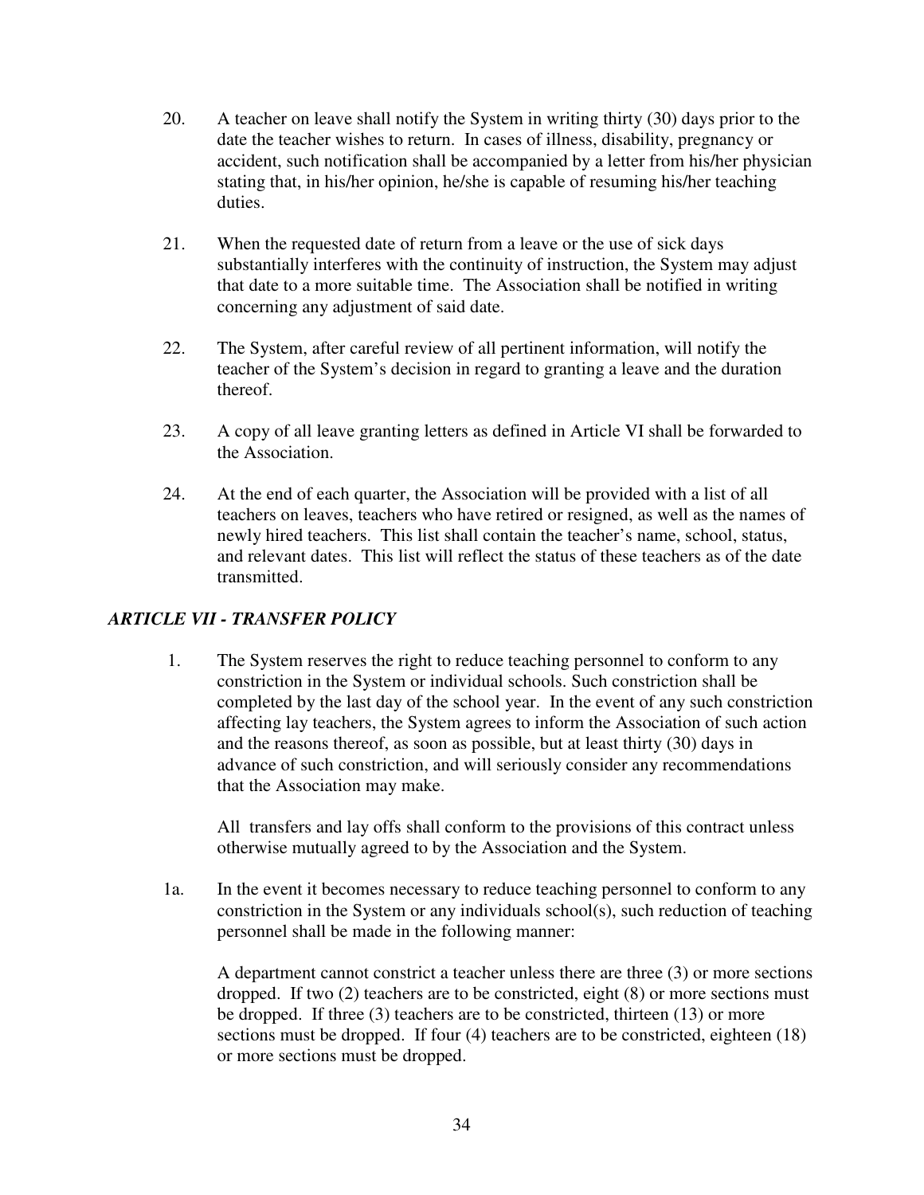20. A teacher on leave shall notify the System in writing thirty (30) days prior to the date the teacher wishes to return. In cases of illness, disability, pregnancy or accident, such notification shall be accompanied by a letter from his/her physician stating that, in his/her opinion, he/she is capable of resuming his/her teaching duties.

21. When the requested date of return from a leave or the use of sick days substantially interferes with the continuity of instruction, the System may adjust that date to a more suitable time. The Association shall be notified in writing concerning any adjustment of said date.

22. The System, after careful review of all pertinent information, will notify the teacher of the System's decision in regard to granting a leave and the duration thereof.

23. A copy of all leave granting letters as defined in Article VI shall be forwarded to the Association.

24. At the end of each quarter, the Association will be provided with a list of all teachers on leaves, teachers who have retired or resigned, as well as the names of newly hired teachers. This list shall contain the teacher's name, school, status, and relevant dates. This list will reflect the status of these teachers as of the date transmitted.

## *ARTICLE VII - TRANSFER POLICY*

1. The System reserves the right to reduce teaching personnel to conform to any constriction in the System or individual schools. Such constriction shall be completed by the last day of the school year. In the event of any such constriction affecting lay teachers, the System agrees to inform the Association of such action and the reasons thereof, as soon as possible, but at least thirty (30) days in advance of such constriction, and will seriously consider any recommendations that the Association may make.

   All transfers and lay offs shall conform to the provisions of this contract unless otherwise mutually agreed to by the Association and the System.

1a. In the event it becomes necessary to reduce teaching personnel to conform to any constriction in the System or any individuals school(s), such reduction of teaching personnel shall be made in the following manner:

   A department cannot constrict a teacher unless there are three (3) or more sections dropped. If two (2) teachers are to be constricted, eight (8) or more sections must be dropped. If three (3) teachers are to be constricted, thirteen (13) or more sections must be dropped. If four (4) teachers are to be constricted, eighteen (18) or more sections must be dropped.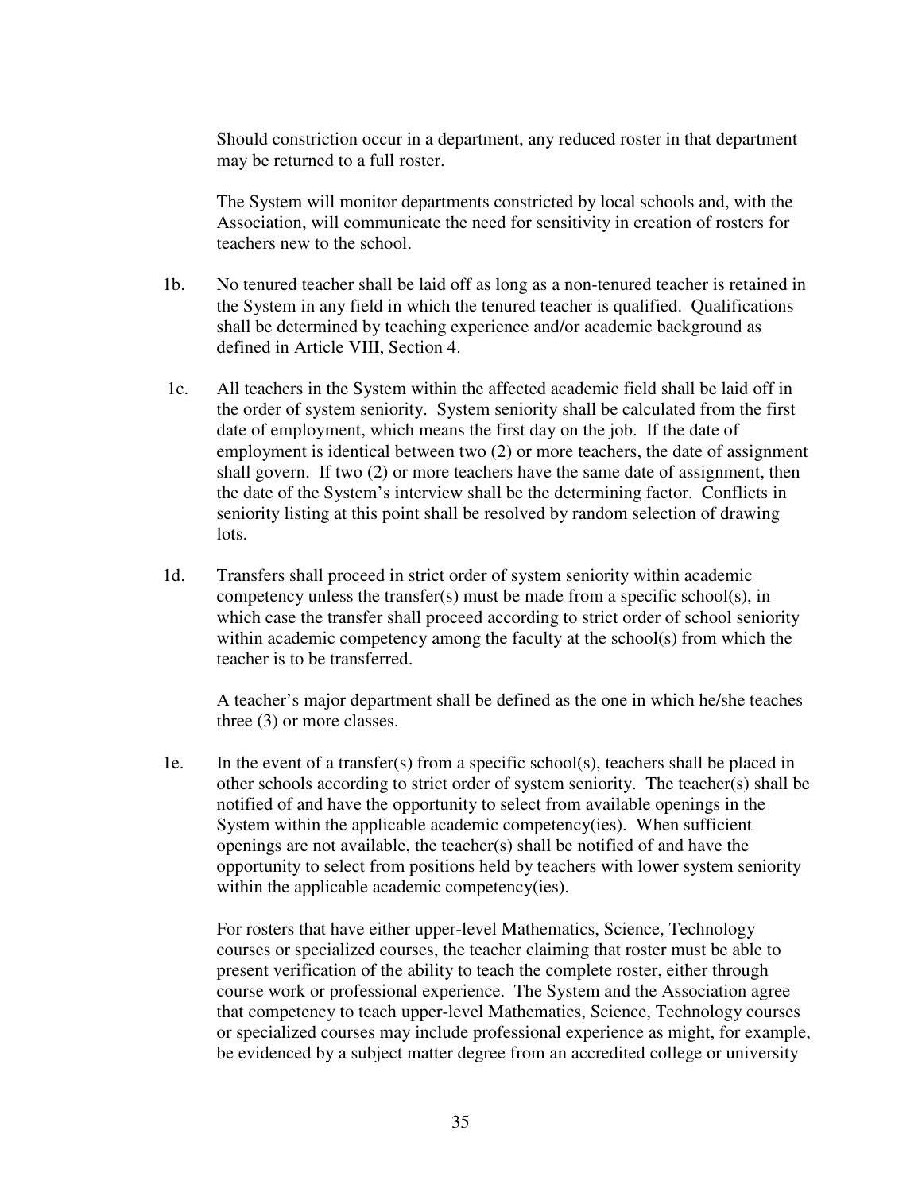Should constriction occur in a department, any reduced roster in that department may be returned to a full roster.

The System will monitor departments constricted by local schools and, with the Association, will communicate the need for sensitivity in creation of rosters for teachers new to the school.

1b. No tenured teacher shall be laid off as long as a non-tenured teacher is retained in the System in any field in which the tenured teacher is qualified. Qualifications shall be determined by teaching experience and/or academic background as defined in Article VIII, Section 4.

1c. All teachers in the System within the affected academic field shall be laid off in the order of system seniority. System seniority shall be calculated from the first date of employment, which means the first day on the job. If the date of employment is identical between two (2) or more teachers, the date of assignment shall govern. If two (2) or more teachers have the same date of assignment, then the date of the System's interview shall be the determining factor. Conflicts in seniority listing at this point shall be resolved by random selection of drawing lots.

1d. Transfers shall proceed in strict order of system seniority within academic competency unless the transfer(s) must be made from a specific school(s), in which case the transfer shall proceed according to strict order of school seniority within academic competency among the faculty at the school(s) from which the teacher is to be transferred.

A teacher's major department shall be defined as the one in which he/she teaches three (3) or more classes.

1e. In the event of a transfer(s) from a specific school(s), teachers shall be placed in other schools according to strict order of system seniority. The teacher(s) shall be notified of and have the opportunity to select from available openings in the System within the applicable academic competency(ies). When sufficient openings are not available, the teacher(s) shall be notified of and have the opportunity to select from positions held by teachers with lower system seniority within the applicable academic competency(ies).

For rosters that have either upper-level Mathematics, Science, Technology courses or specialized courses, the teacher claiming that roster must be able to present verification of the ability to teach the complete roster, either through course work or professional experience. The System and the Association agree that competency to teach upper-level Mathematics, Science, Technology courses or specialized courses may include professional experience as might, for example, be evidenced by a subject matter degree from an accredited college or university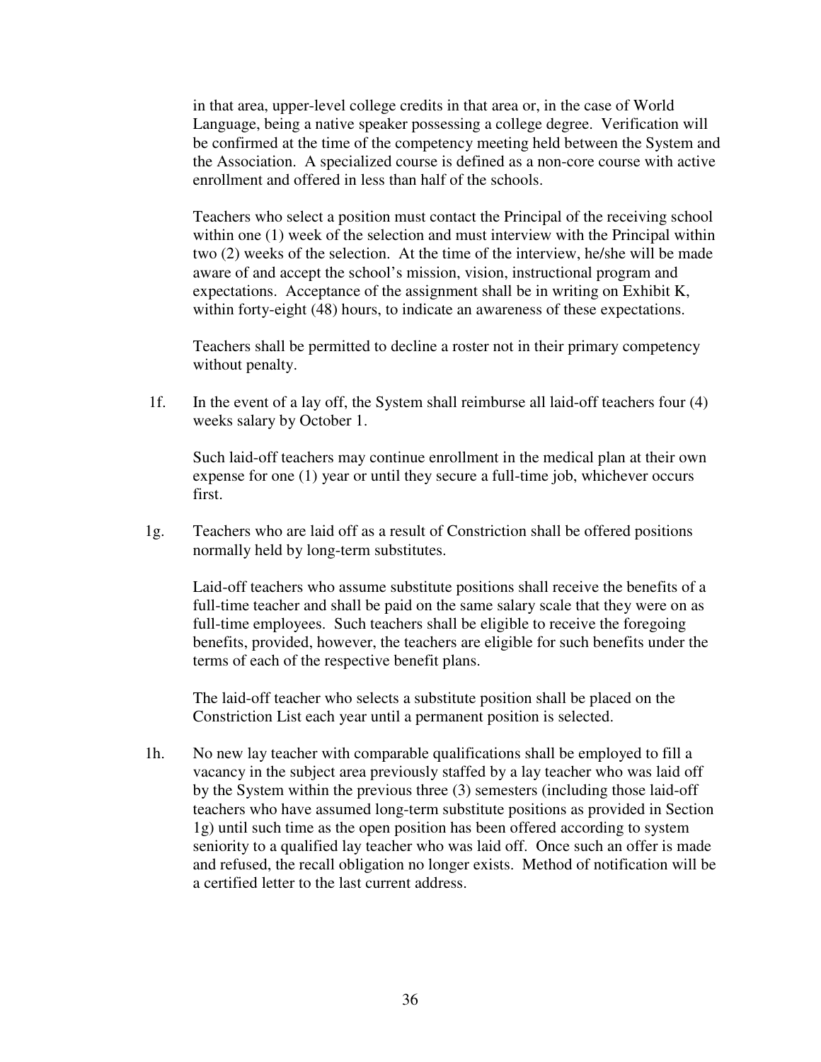in that area, upper-level college credits in that area or, in the case of World Language, being a native speaker possessing a college degree. Verification will be confirmed at the time of the competency meeting held between the System and the Association. A specialized course is defined as a non-core course with active enrollment and offered in less than half of the schools.

Teachers who select a position must contact the Principal of the receiving school within one (1) week of the selection and must interview with the Principal within two (2) weeks of the selection. At the time of the interview, he/she will be made aware of and accept the school's mission, vision, instructional program and expectations. Acceptance of the assignment shall be in writing on Exhibit K, within forty-eight (48) hours, to indicate an awareness of these expectations.

Teachers shall be permitted to decline a roster not in their primary competency without penalty.

1f. In the event of a lay off, the System shall reimburse all laid-off teachers four (4) weeks salary by October 1.

Such laid-off teachers may continue enrollment in the medical plan at their own expense for one (1) year or until they secure a full-time job, whichever occurs first.

1g. Teachers who are laid off as a result of Constriction shall be offered positions normally held by long-term substitutes.

Laid-off teachers who assume substitute positions shall receive the benefits of a full-time teacher and shall be paid on the same salary scale that they were on as full-time employees. Such teachers shall be eligible to receive the foregoing benefits, provided, however, the teachers are eligible for such benefits under the terms of each of the respective benefit plans.

The laid-off teacher who selects a substitute position shall be placed on the Constriction List each year until a permanent position is selected.

1h. No new lay teacher with comparable qualifications shall be employed to fill a vacancy in the subject area previously staffed by a lay teacher who was laid off by the System within the previous three (3) semesters (including those laid-off teachers who have assumed long-term substitute positions as provided in Section 1g) until such time as the open position has been offered according to system seniority to a qualified lay teacher who was laid off. Once such an offer is made and refused, the recall obligation no longer exists. Method of notification will be a certified letter to the last current address.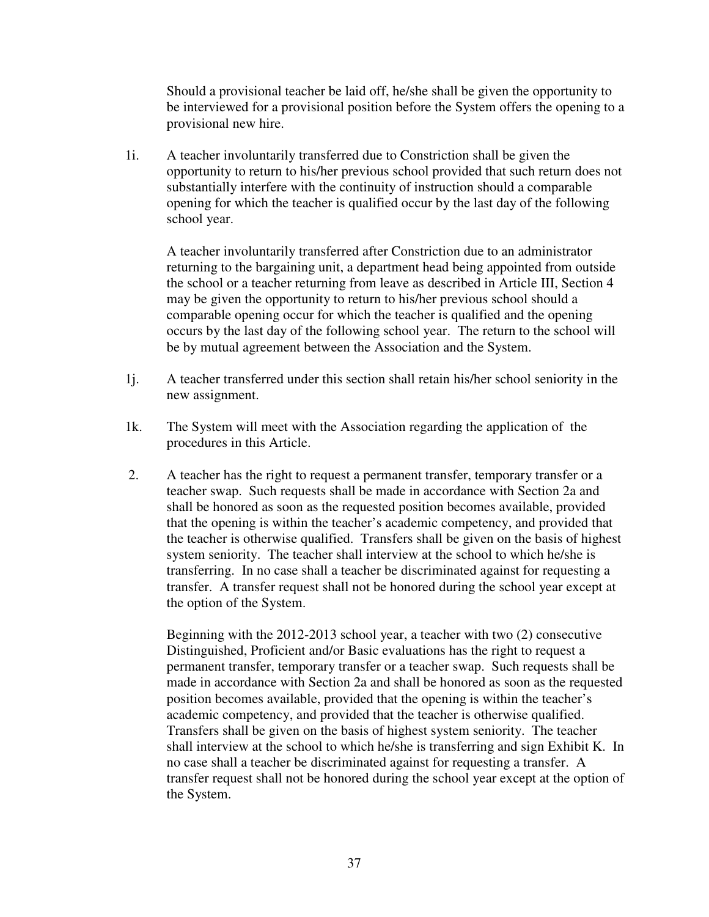Should a provisional teacher be laid off, he/she shall be given the opportunity to be interviewed for a provisional position before the System offers the opening to a provisional new hire.

1i. A teacher involuntarily transferred due to Constriction shall be given the opportunity to return to his/her previous school provided that such return does not substantially interfere with the continuity of instruction should a comparable opening for which the teacher is qualified occur by the last day of the following school year.

A teacher involuntarily transferred after Constriction due to an administrator returning to the bargaining unit, a department head being appointed from outside the school or a teacher returning from leave as described in Article III, Section 4 may be given the opportunity to return to his/her previous school should a comparable opening occur for which the teacher is qualified and the opening occurs by the last day of the following school year. The return to the school will be by mutual agreement between the Association and the System.

1j. A teacher transferred under this section shall retain his/her school seniority in the new assignment.

1k. The System will meet with the Association regarding the application of the procedures in this Article.

2. A teacher has the right to request a permanent transfer, temporary transfer or a teacher swap. Such requests shall be made in accordance with Section 2a and shall be honored as soon as the requested position becomes available, provided that the opening is within the teacher's academic competency, and provided that the teacher is otherwise qualified. Transfers shall be given on the basis of highest system seniority. The teacher shall interview at the school to which he/she is transferring. In no case shall a teacher be discriminated against for requesting a transfer. A transfer request shall not be honored during the school year except at the option of the System.

Beginning with the 2012-2013 school year, a teacher with two (2) consecutive Distinguished, Proficient and/or Basic evaluations has the right to request a permanent transfer, temporary transfer or a teacher swap. Such requests shall be made in accordance with Section 2a and shall be honored as soon as the requested position becomes available, provided that the opening is within the teacher's academic competency, and provided that the teacher is otherwise qualified. Transfers shall be given on the basis of highest system seniority. The teacher shall interview at the school to which he/she is transferring and sign Exhibit K. In no case shall a teacher be discriminated against for requesting a transfer. A transfer request shall not be honored during the school year except at the option of the System.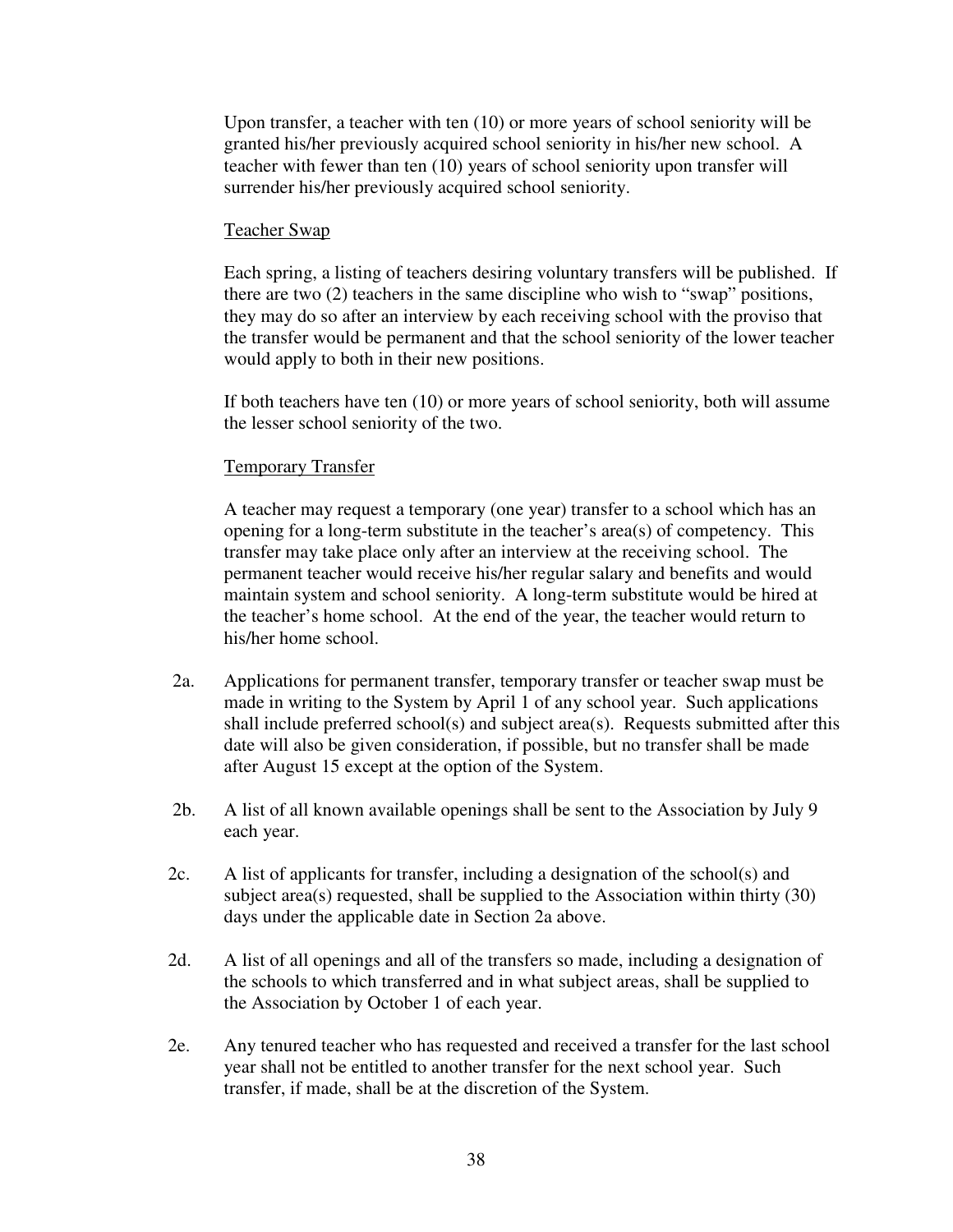Upon transfer, a teacher with ten (10) or more years of school seniority will be granted his/her previously acquired school seniority in his/her new school. A teacher with fewer than ten (10) years of school seniority upon transfer will surrender his/her previously acquired school seniority.

Teacher Swap

Each spring, a listing of teachers desiring voluntary transfers will be published. If there are two (2) teachers in the same discipline who wish to "swap" positions, they may do so after an interview by each receiving school with the proviso that the transfer would be permanent and that the school seniority of the lower teacher would apply to both in their new positions.

If both teachers have ten (10) or more years of school seniority, both will assume the lesser school seniority of the two.

Temporary Transfer

A teacher may request a temporary (one year) transfer to a school which has an opening for a long-term substitute in the teacher's area(s) of competency. This transfer may take place only after an interview at the receiving school. The permanent teacher would receive his/her regular salary and benefits and would maintain system and school seniority. A long-term substitute would be hired at the teacher's home school. At the end of the year, the teacher would return to his/her home school.

2a. Applications for permanent transfer, temporary transfer or teacher swap must be made in writing to the System by April 1 of any school year. Such applications shall include preferred school(s) and subject area(s). Requests submitted after this date will also be given consideration, if possible, but no transfer shall be made after August 15 except at the option of the System.

2b. A list of all known available openings shall be sent to the Association by July 9 each year.

2c. A list of applicants for transfer, including a designation of the school(s) and subject area(s) requested, shall be supplied to the Association within thirty (30) days under the applicable date in Section 2a above.

2d. A list of all openings and all of the transfers so made, including a designation of the schools to which transferred and in what subject areas, shall be supplied to the Association by October 1 of each year.

2e. Any tenured teacher who has requested and received a transfer for the last school year shall not be entitled to another transfer for the next school year. Such transfer, if made, shall be at the discretion of the System.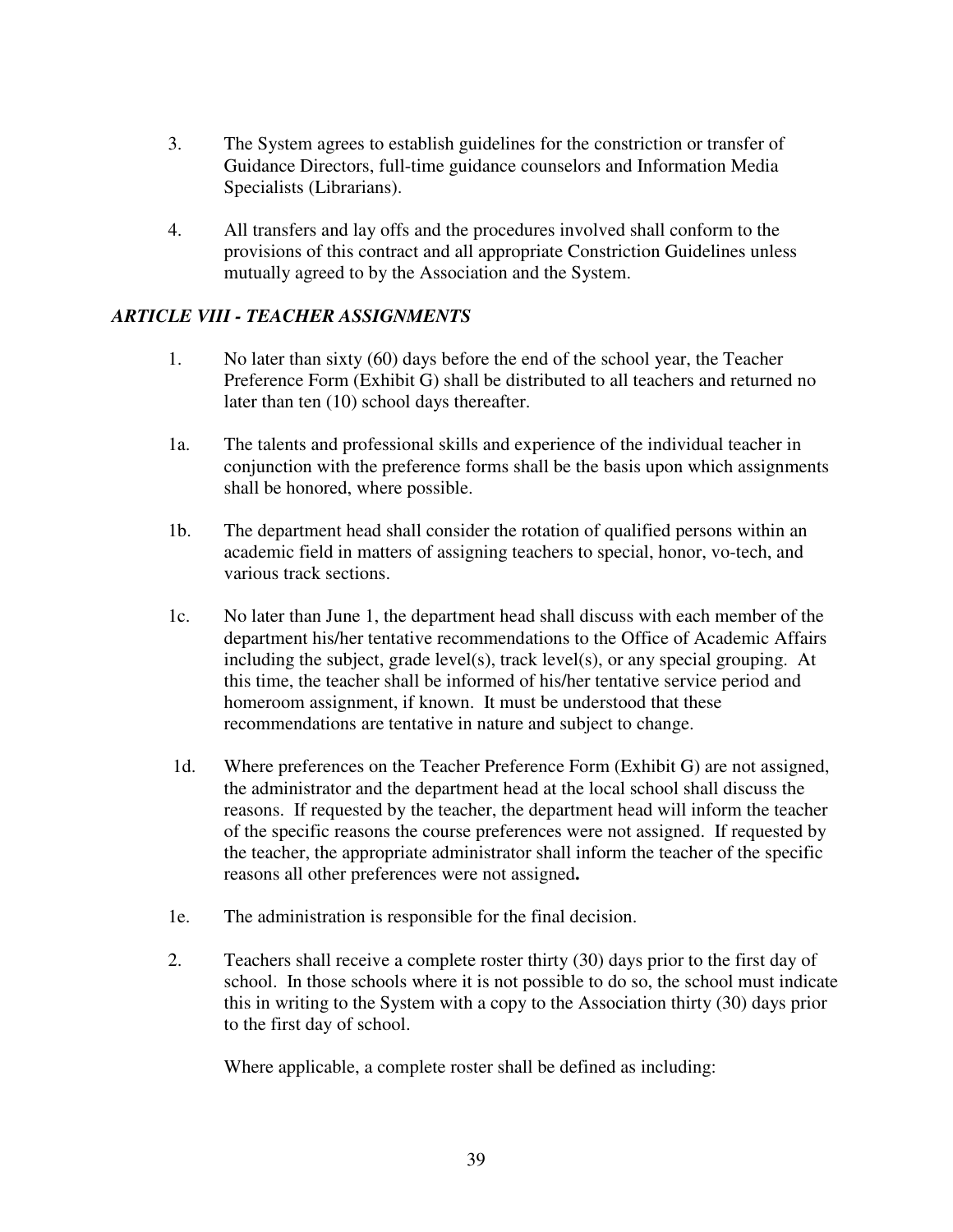3. The System agrees to establish guidelines for the constriction or transfer of Guidance Directors, full-time guidance counselors and Information Media Specialists (Librarians).

4. All transfers and lay offs and the procedures involved shall conform to the provisions of this contract and all appropriate Constriction Guidelines unless mutually agreed to by the Association and the System.

### *ARTICLE VIII - TEACHER ASSIGNMENTS*

1. No later than sixty (60) days before the end of the school year, the Teacher Preference Form (Exhibit G) shall be distributed to all teachers and returned no later than ten (10) school days thereafter.

1a. The talents and professional skills and experience of the individual teacher in conjunction with the preference forms shall be the basis upon which assignments shall be honored, where possible.

1b. The department head shall consider the rotation of qualified persons within an academic field in matters of assigning teachers to special, honor, vo-tech, and various track sections.

1c. No later than June 1, the department head shall discuss with each member of the department his/her tentative recommendations to the Office of Academic Affairs including the subject, grade level(s), track level(s), or any special grouping. At this time, the teacher shall be informed of his/her tentative service period and homeroom assignment, if known. It must be understood that these recommendations are tentative in nature and subject to change.

1d. Where preferences on the Teacher Preference Form (Exhibit G) are not assigned, the administrator and the department head at the local school shall discuss the reasons. If requested by the teacher, the department head will inform the teacher of the specific reasons the course preferences were not assigned. If requested by the teacher, the appropriate administrator shall inform the teacher of the specific reasons all other preferences were not assigned**.**

1e. The administration is responsible for the final decision.

2. Teachers shall receive a complete roster thirty (30) days prior to the first day of school. In those schools where it is not possible to do so, the school must indicate this in writing to the System with a copy to the Association thirty (30) days prior to the first day of school.

   Where applicable, a complete roster shall be defined as including: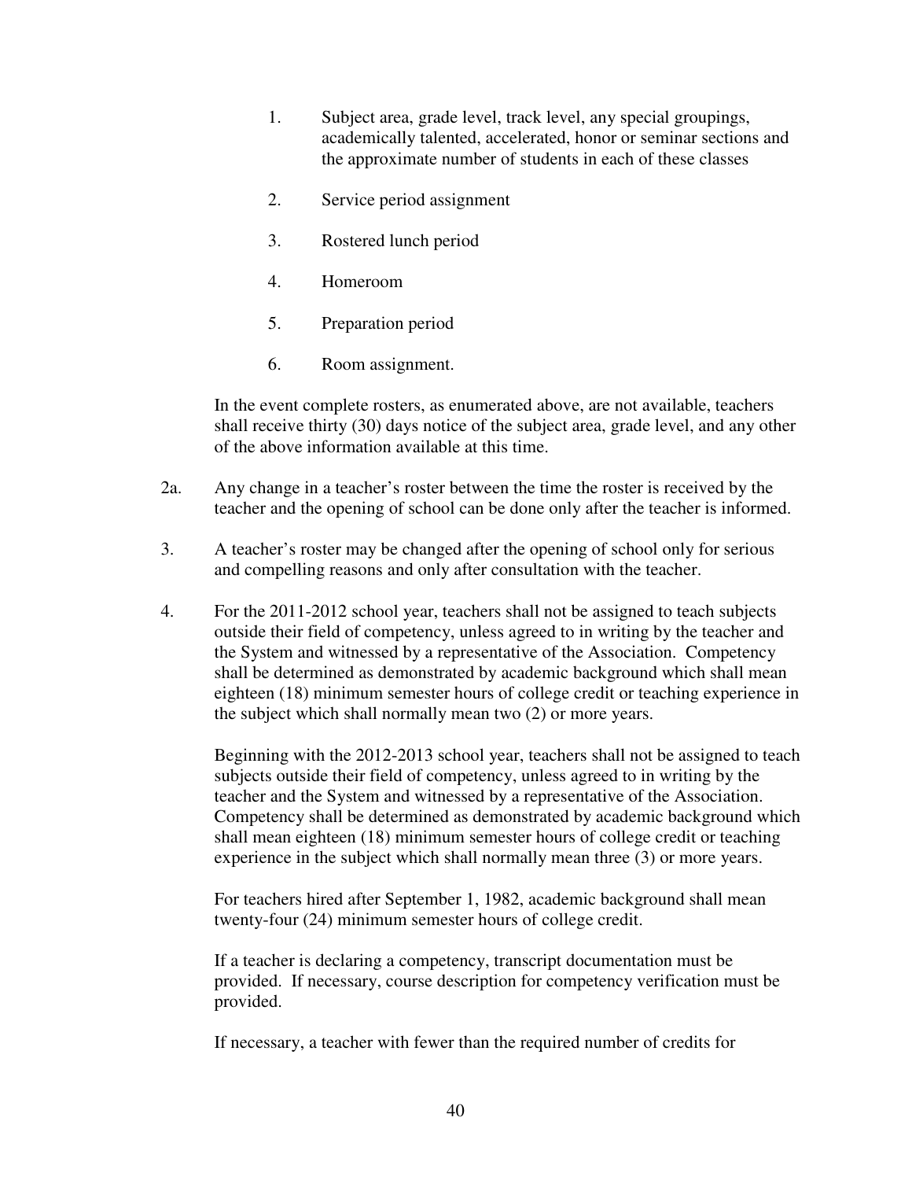1. Subject area, grade level, track level, any special groupings, academically talented, accelerated, honor or seminar sections and the approximate number of students in each of these classes

2. Service period assignment

3. Rostered lunch period

4. Homeroom

5. Preparation period

6. Room assignment.

In the event complete rosters, as enumerated above, are not available, teachers shall receive thirty (30) days notice of the subject area, grade level, and any other of the above information available at this time.

2a. Any change in a teacher's roster between the time the roster is received by the teacher and the opening of school can be done only after the teacher is informed.

3. A teacher's roster may be changed after the opening of school only for serious and compelling reasons and only after consultation with the teacher.

4. For the 2011-2012 school year, teachers shall not be assigned to teach subjects outside their field of competency, unless agreed to in writing by the teacher and the System and witnessed by a representative of the Association. Competency shall be determined as demonstrated by academic background which shall mean eighteen (18) minimum semester hours of college credit or teaching experience in the subject which shall normally mean two (2) or more years.

   Beginning with the 2012-2013 school year, teachers shall not be assigned to teach subjects outside their field of competency, unless agreed to in writing by the teacher and the System and witnessed by a representative of the Association. Competency shall be determined as demonstrated by academic background which shall mean eighteen (18) minimum semester hours of college credit or teaching experience in the subject which shall normally mean three (3) or more years.

   For teachers hired after September 1, 1982, academic background shall mean twenty-four (24) minimum semester hours of college credit.

   If a teacher is declaring a competency, transcript documentation must be provided. If necessary, course description for competency verification must be provided.

   If necessary, a teacher with fewer than the required number of credits for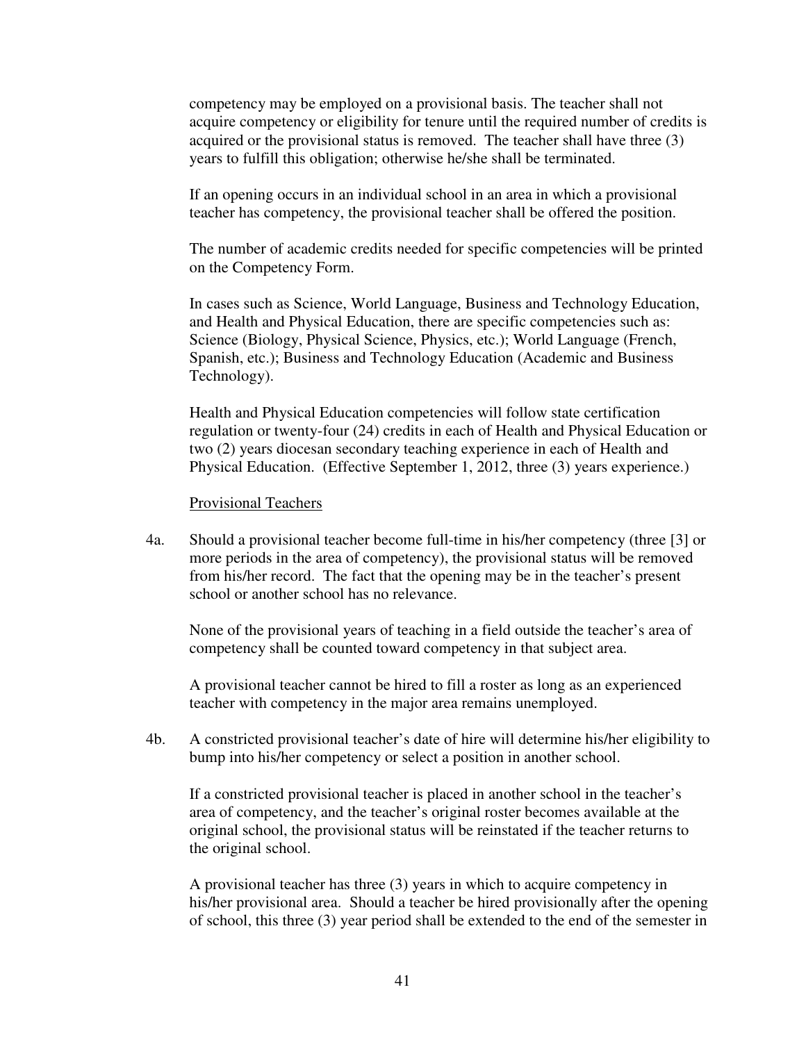competency may be employed on a provisional basis. The teacher shall not acquire competency or eligibility for tenure until the required number of credits is acquired or the provisional status is removed. The teacher shall have three (3) years to fulfill this obligation; otherwise he/she shall be terminated.

If an opening occurs in an individual school in an area in which a provisional teacher has competency, the provisional teacher shall be offered the position.

The number of academic credits needed for specific competencies will be printed on the Competency Form.

In cases such as Science, World Language, Business and Technology Education, and Health and Physical Education, there are specific competencies such as: Science (Biology, Physical Science, Physics, etc.); World Language (French, Spanish, etc.); Business and Technology Education (Academic and Business Technology).

Health and Physical Education competencies will follow state certification regulation or twenty-four (24) credits in each of Health and Physical Education or two (2) years diocesan secondary teaching experience in each of Health and Physical Education. (Effective September 1, 2012, three (3) years experience.)

Provisional Teachers

4a. Should a provisional teacher become full-time in his/her competency (three [3] or more periods in the area of competency), the provisional status will be removed from his/her record. The fact that the opening may be in the teacher's present school or another school has no relevance.

None of the provisional years of teaching in a field outside the teacher's area of competency shall be counted toward competency in that subject area.

A provisional teacher cannot be hired to fill a roster as long as an experienced teacher with competency in the major area remains unemployed.

4b. A constricted provisional teacher's date of hire will determine his/her eligibility to bump into his/her competency or select a position in another school.

If a constricted provisional teacher is placed in another school in the teacher's area of competency, and the teacher's original roster becomes available at the original school, the provisional status will be reinstated if the teacher returns to the original school.

A provisional teacher has three (3) years in which to acquire competency in his/her provisional area. Should a teacher be hired provisionally after the opening of school, this three (3) year period shall be extended to the end of the semester in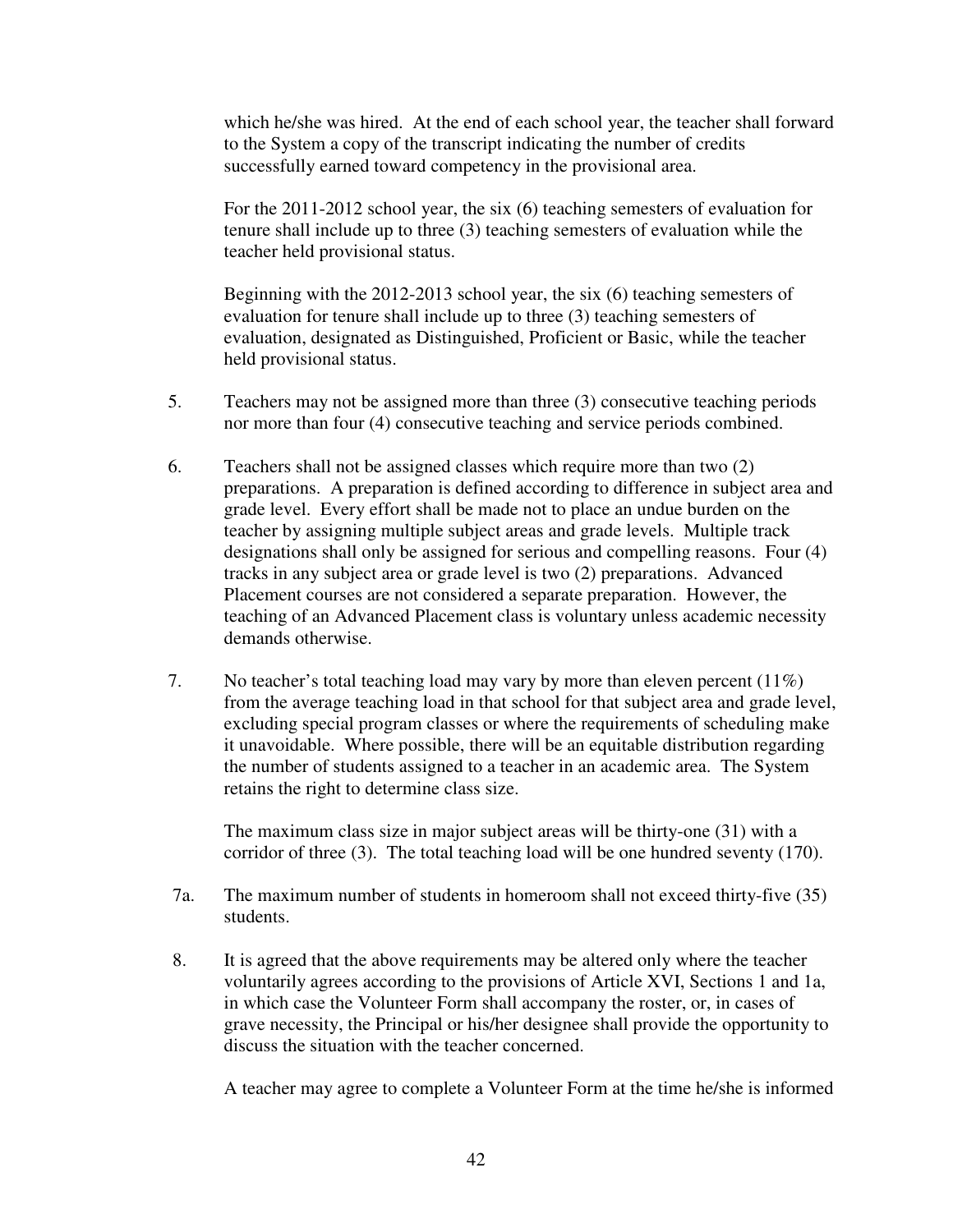which he/she was hired. At the end of each school year, the teacher shall forward to the System a copy of the transcript indicating the number of credits successfully earned toward competency in the provisional area.

For the 2011-2012 school year, the six (6) teaching semesters of evaluation for tenure shall include up to three (3) teaching semesters of evaluation while the teacher held provisional status.

Beginning with the 2012-2013 school year, the six (6) teaching semesters of evaluation for tenure shall include up to three (3) teaching semesters of evaluation, designated as Distinguished, Proficient or Basic, while the teacher held provisional status.

5. Teachers may not be assigned more than three (3) consecutive teaching periods nor more than four (4) consecutive teaching and service periods combined.

6. Teachers shall not be assigned classes which require more than two (2) preparations. A preparation is defined according to difference in subject area and grade level. Every effort shall be made not to place an undue burden on the teacher by assigning multiple subject areas and grade levels. Multiple track designations shall only be assigned for serious and compelling reasons. Four (4) tracks in any subject area or grade level is two (2) preparations. Advanced Placement courses are not considered a separate preparation. However, the teaching of an Advanced Placement class is voluntary unless academic necessity demands otherwise.

7. No teacher's total teaching load may vary by more than eleven percent (11%) from the average teaching load in that school for that subject area and grade level, excluding special program classes or where the requirements of scheduling make it unavoidable. Where possible, there will be an equitable distribution regarding the number of students assigned to a teacher in an academic area. The System retains the right to determine class size.

   The maximum class size in major subject areas will be thirty-one (31) with a corridor of three (3). The total teaching load will be one hundred seventy (170).

7a. The maximum number of students in homeroom shall not exceed thirty-five (35) students.

8. It is agreed that the above requirements may be altered only where the teacher voluntarily agrees according to the provisions of Article XVI, Sections 1 and 1a, in which case the Volunteer Form shall accompany the roster, or, in cases of grave necessity, the Principal or his/her designee shall provide the opportunity to discuss the situation with the teacher concerned.

   A teacher may agree to complete a Volunteer Form at the time he/she is informed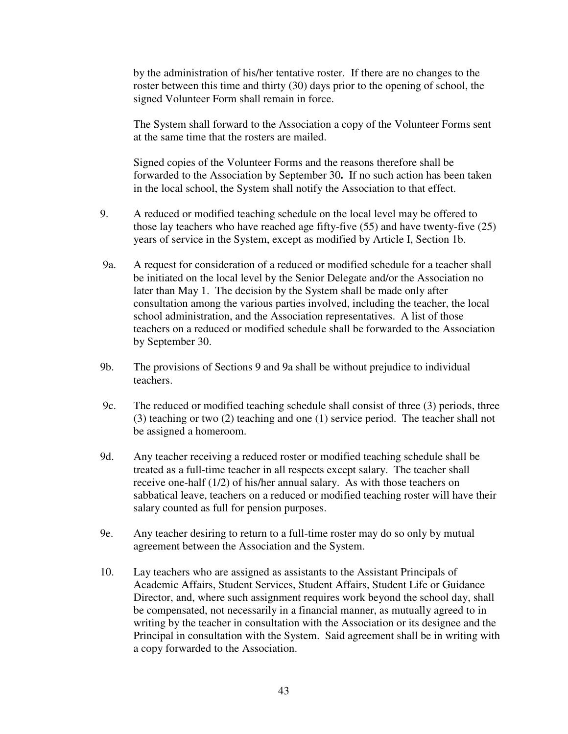by the administration of his/her tentative roster. If there are no changes to the roster between this time and thirty (30) days prior to the opening of school, the signed Volunteer Form shall remain in force.

The System shall forward to the Association a copy of the Volunteer Forms sent at the same time that the rosters are mailed.

Signed copies of the Volunteer Forms and the reasons therefore shall be forwarded to the Association by September 30**.** If no such action has been taken in the local school, the System shall notify the Association to that effect.

9. A reduced or modified teaching schedule on the local level may be offered to those lay teachers who have reached age fifty-five (55) and have twenty-five (25) years of service in the System, except as modified by Article I, Section 1b.

9a. A request for consideration of a reduced or modified schedule for a teacher shall be initiated on the local level by the Senior Delegate and/or the Association no later than May 1. The decision by the System shall be made only after consultation among the various parties involved, including the teacher, the local school administration, and the Association representatives. A list of those teachers on a reduced or modified schedule shall be forwarded to the Association by September 30.

9b. The provisions of Sections 9 and 9a shall be without prejudice to individual teachers.

9c. The reduced or modified teaching schedule shall consist of three (3) periods, three (3) teaching or two (2) teaching and one (1) service period. The teacher shall not be assigned a homeroom.

9d. Any teacher receiving a reduced roster or modified teaching schedule shall be treated as a full-time teacher in all respects except salary. The teacher shall receive one-half (1/2) of his/her annual salary. As with those teachers on sabbatical leave, teachers on a reduced or modified teaching roster will have their salary counted as full for pension purposes.

9e. Any teacher desiring to return to a full-time roster may do so only by mutual agreement between the Association and the System.

10. Lay teachers who are assigned as assistants to the Assistant Principals of Academic Affairs, Student Services, Student Affairs, Student Life or Guidance Director, and, where such assignment requires work beyond the school day, shall be compensated, not necessarily in a financial manner, as mutually agreed to in writing by the teacher in consultation with the Association or its designee and the Principal in consultation with the System. Said agreement shall be in writing with a copy forwarded to the Association.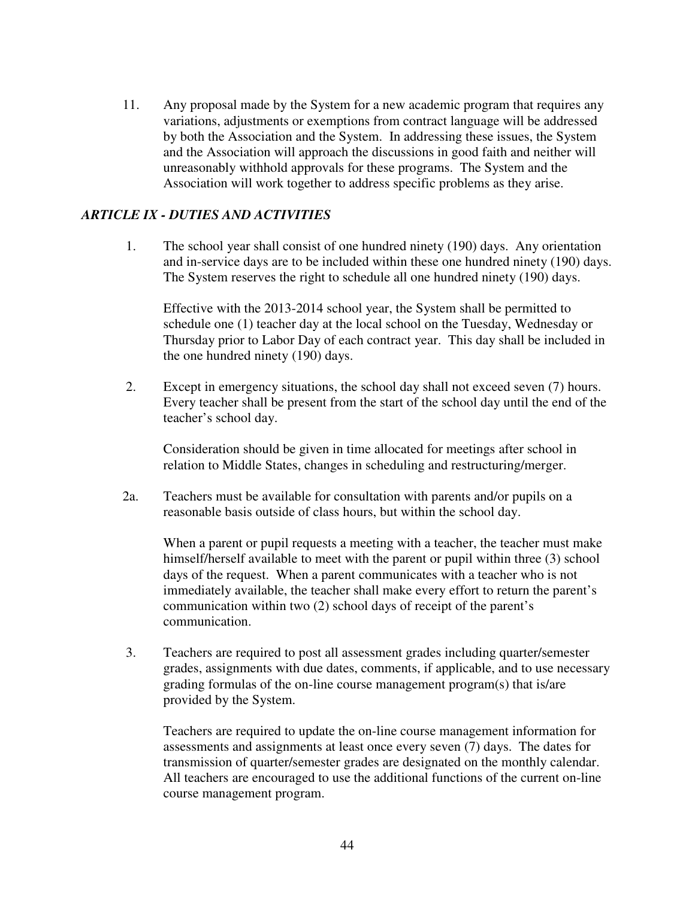11. Any proposal made by the System for a new academic program that requires any variations, adjustments or exemptions from contract language will be addressed by both the Association and the System. In addressing these issues, the System and the Association will approach the discussions in good faith and neither will unreasonably withhold approvals for these programs. The System and the Association will work together to address specific problems as they arise.

### *ARTICLE IX - DUTIES AND ACTIVITIES*

1. The school year shall consist of one hundred ninety (190) days. Any orientation and in-service days are to be included within these one hundred ninety (190) days. The System reserves the right to schedule all one hundred ninety (190) days.

   Effective with the 2013-2014 school year, the System shall be permitted to schedule one (1) teacher day at the local school on the Tuesday, Wednesday or Thursday prior to Labor Day of each contract year. This day shall be included in the one hundred ninety (190) days.

2. Except in emergency situations, the school day shall not exceed seven (7) hours. Every teacher shall be present from the start of the school day until the end of the teacher's school day.

   Consideration should be given in time allocated for meetings after school in relation to Middle States, changes in scheduling and restructuring/merger.

2a. Teachers must be available for consultation with parents and/or pupils on a reasonable basis outside of class hours, but within the school day.

   When a parent or pupil requests a meeting with a teacher, the teacher must make himself/herself available to meet with the parent or pupil within three (3) school days of the request. When a parent communicates with a teacher who is not immediately available, the teacher shall make every effort to return the parent's communication within two (2) school days of receipt of the parent's communication.

3. Teachers are required to post all assessment grades including quarter/semester grades, assignments with due dates, comments, if applicable, and to use necessary grading formulas of the on-line course management program(s) that is/are provided by the System.

   Teachers are required to update the on-line course management information for assessments and assignments at least once every seven (7) days. The dates for transmission of quarter/semester grades are designated on the monthly calendar. All teachers are encouraged to use the additional functions of the current on-line course management program.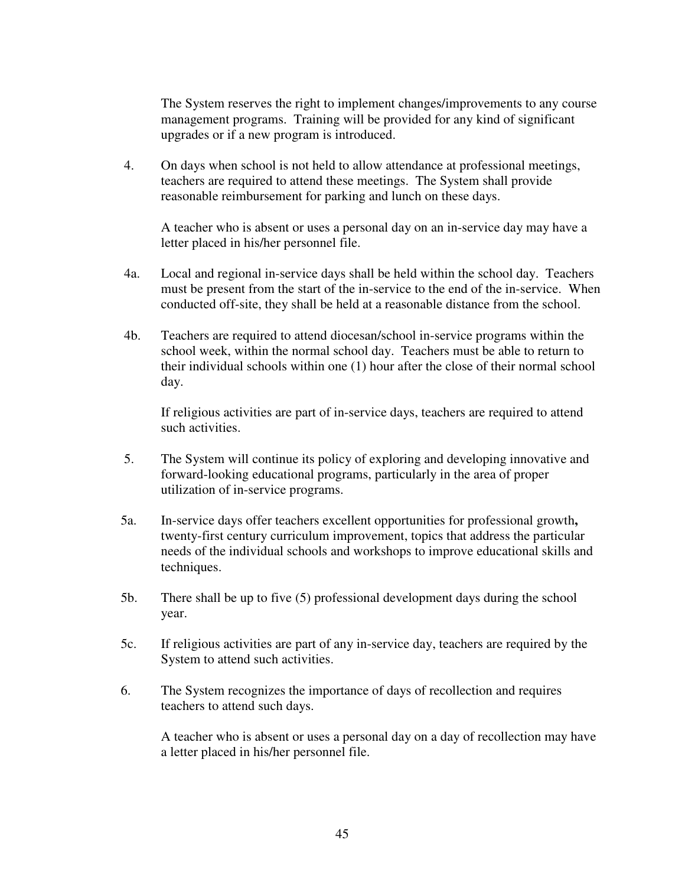The System reserves the right to implement changes/improvements to any course management programs. Training will be provided for any kind of significant upgrades or if a new program is introduced.

4. On days when school is not held to allow attendance at professional meetings, teachers are required to attend these meetings. The System shall provide reasonable reimbursement for parking and lunch on these days.

   A teacher who is absent or uses a personal day on an in-service day may have a letter placed in his/her personnel file.

4a. Local and regional in-service days shall be held within the school day. Teachers must be present from the start of the in-service to the end of the in-service. When conducted off-site, they shall be held at a reasonable distance from the school.

4b. Teachers are required to attend diocesan/school in-service programs within the school week, within the normal school day. Teachers must be able to return to their individual schools within one (1) hour after the close of their normal school day.

   If religious activities are part of in-service days, teachers are required to attend such activities.

5. The System will continue its policy of exploring and developing innovative and forward-looking educational programs, particularly in the area of proper utilization of in-service programs.

5a. In-service days offer teachers excellent opportunities for professional growth**,** twenty-first century curriculum improvement, topics that address the particular needs of the individual schools and workshops to improve educational skills and techniques.

5b. There shall be up to five (5) professional development days during the school year.

5c. If religious activities are part of any in-service day, teachers are required by the System to attend such activities.

6. The System recognizes the importance of days of recollection and requires teachers to attend such days.

   A teacher who is absent or uses a personal day on a day of recollection may have a letter placed in his/her personnel file.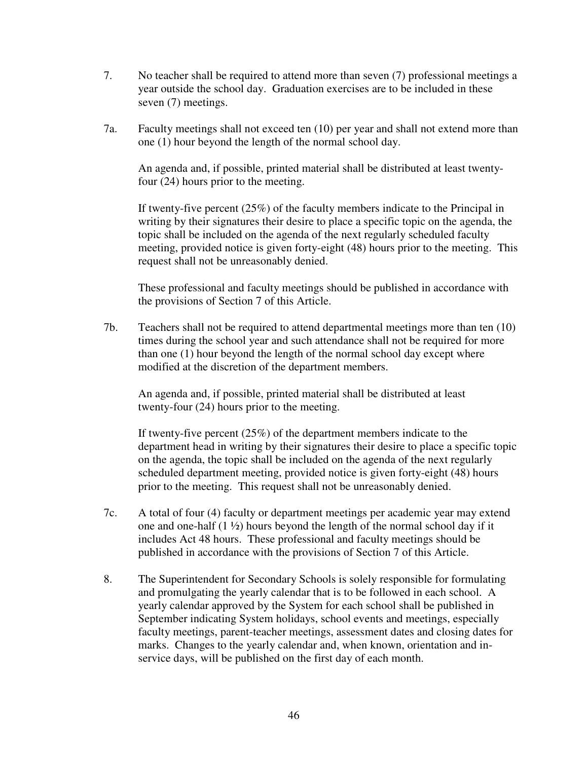7. No teacher shall be required to attend more than seven (7) professional meetings a year outside the school day. Graduation exercises are to be included in these seven (7) meetings.

7a. Faculty meetings shall not exceed ten (10) per year and shall not extend more than one (1) hour beyond the length of the normal school day.

An agenda and, if possible, printed material shall be distributed at least twenty-four (24) hours prior to the meeting.

If twenty-five percent (25%) of the faculty members indicate to the Principal in writing by their signatures their desire to place a specific topic on the agenda, the topic shall be included on the agenda of the next regularly scheduled faculty meeting, provided notice is given forty-eight (48) hours prior to the meeting. This request shall not be unreasonably denied.

These professional and faculty meetings should be published in accordance with the provisions of Section 7 of this Article.

7b. Teachers shall not be required to attend departmental meetings more than ten (10) times during the school year and such attendance shall not be required for more than one (1) hour beyond the length of the normal school day except where modified at the discretion of the department members.

An agenda and, if possible, printed material shall be distributed at least twenty-four (24) hours prior to the meeting.

If twenty-five percent (25%) of the department members indicate to the department head in writing by their signatures their desire to place a specific topic on the agenda, the topic shall be included on the agenda of the next regularly scheduled department meeting, provided notice is given forty-eight (48) hours prior to the meeting. This request shall not be unreasonably denied.

7c. A total of four (4) faculty or department meetings per academic year may extend one and one-half (1 ½) hours beyond the length of the normal school day if it includes Act 48 hours. These professional and faculty meetings should be published in accordance with the provisions of Section 7 of this Article.

8. The Superintendent for Secondary Schools is solely responsible for formulating and promulgating the yearly calendar that is to be followed in each school. A yearly calendar approved by the System for each school shall be published in September indicating System holidays, school events and meetings, especially faculty meetings, parent-teacher meetings, assessment dates and closing dates for marks. Changes to the yearly calendar and, when known, orientation and in-service days, will be published on the first day of each month.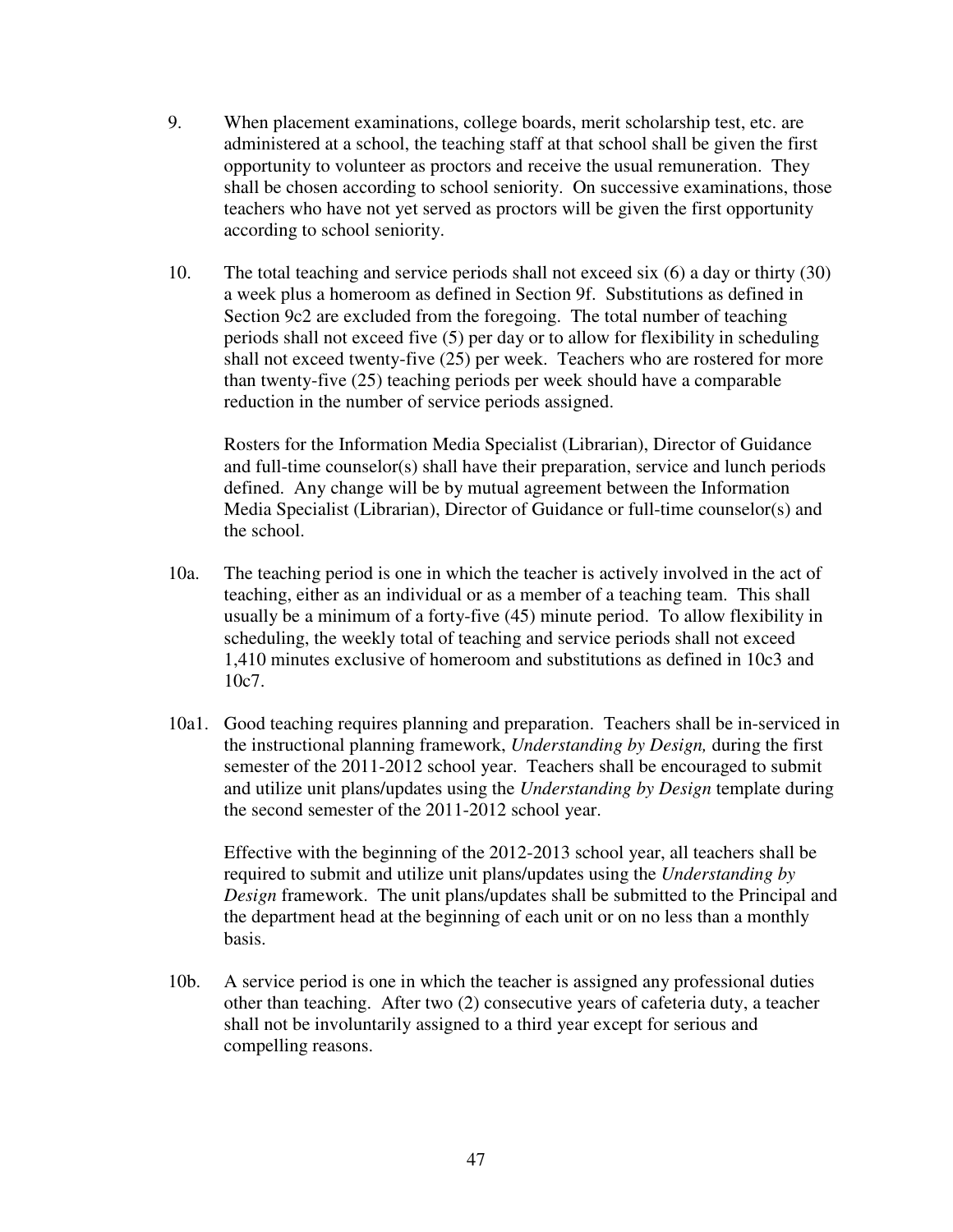9. When placement examinations, college boards, merit scholarship test, etc. are administered at a school, the teaching staff at that school shall be given the first opportunity to volunteer as proctors and receive the usual remuneration. They shall be chosen according to school seniority. On successive examinations, those teachers who have not yet served as proctors will be given the first opportunity according to school seniority.

10. The total teaching and service periods shall not exceed six (6) a day or thirty (30) a week plus a homeroom as defined in Section 9f. Substitutions as defined in Section 9c2 are excluded from the foregoing. The total number of teaching periods shall not exceed five (5) per day or to allow for flexibility in scheduling shall not exceed twenty-five (25) per week. Teachers who are rostered for more than twenty-five (25) teaching periods per week should have a comparable reduction in the number of service periods assigned.

    Rosters for the Information Media Specialist (Librarian), Director of Guidance and full-time counselor(s) shall have their preparation, service and lunch periods defined. Any change will be by mutual agreement between the Information Media Specialist (Librarian), Director of Guidance or full-time counselor(s) and the school.

10a. The teaching period is one in which the teacher is actively involved in the act of teaching, either as an individual or as a member of a teaching team. This shall usually be a minimum of a forty-five (45) minute period. To allow flexibility in scheduling, the weekly total of teaching and service periods shall not exceed 1,410 minutes exclusive of homeroom and substitutions as defined in 10c3 and 10c7.

10a1. Good teaching requires planning and preparation. Teachers shall be in-serviced in the instructional planning framework, *Understanding by Design,* during the first semester of the 2011-2012 school year. Teachers shall be encouraged to submit and utilize unit plans/updates using the *Understanding by Design* template during the second semester of the 2011-2012 school year.

    Effective with the beginning of the 2012-2013 school year, all teachers shall be required to submit and utilize unit plans/updates using the *Understanding by Design* framework. The unit plans/updates shall be submitted to the Principal and the department head at the beginning of each unit or on no less than a monthly basis.

10b. A service period is one in which the teacher is assigned any professional duties other than teaching. After two (2) consecutive years of cafeteria duty, a teacher shall not be involuntarily assigned to a third year except for serious and compelling reasons.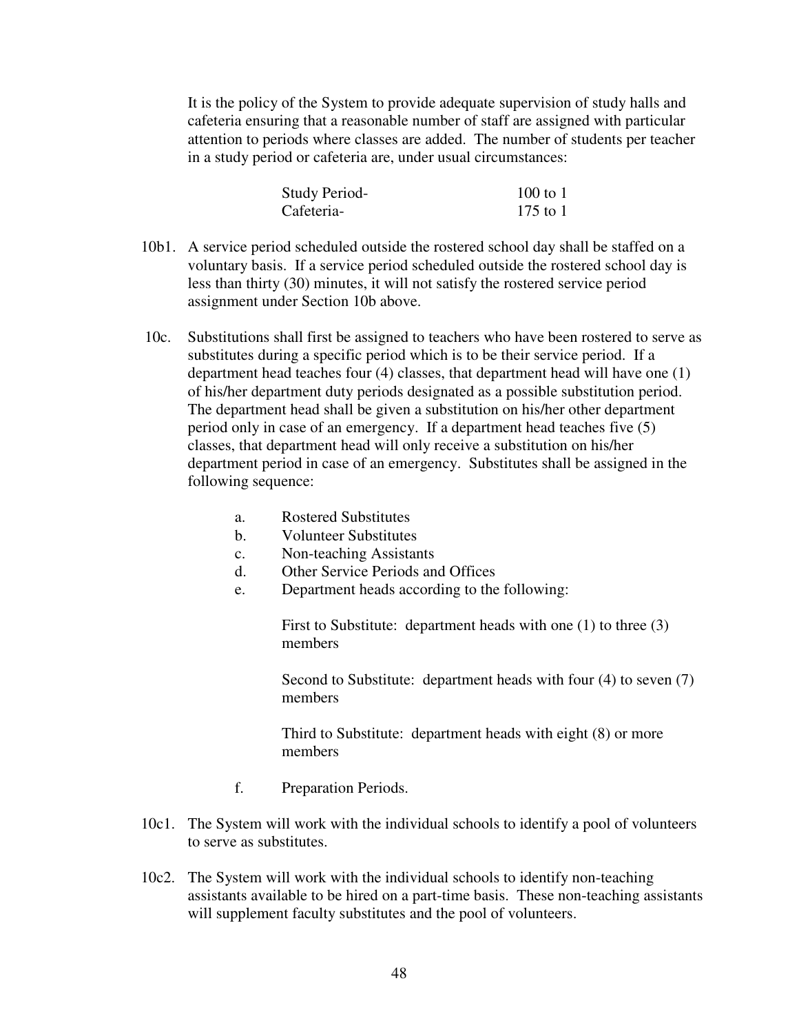It is the policy of the System to provide adequate supervision of study halls and cafeteria ensuring that a reasonable number of staff are assigned with particular attention to periods where classes are added. The number of students per teacher in a study period or cafeteria are, under usual circumstances:

| | |
|---|---|
| Study Period- | 100 to 1 |
| Cafeteria- | 175 to 1 |

10b1. A service period scheduled outside the rostered school day shall be staffed on a voluntary basis. If a service period scheduled outside the rostered school day is less than thirty (30) minutes, it will not satisfy the rostered service period assignment under Section 10b above.

10c. Substitutions shall first be assigned to teachers who have been rostered to serve as substitutes during a specific period which is to be their service period. If a department head teaches four (4) classes, that department head will have one (1) of his/her department duty periods designated as a possible substitution period. The department head shall be given a substitution on his/her other department period only in case of an emergency. If a department head teaches five (5) classes, that department head will only receive a substitution on his/her department period in case of an emergency. Substitutes shall be assigned in the following sequence:

a. Rostered Substitutes

b. Volunteer Substitutes

c. Non-teaching Assistants

d. Other Service Periods and Offices

e. Department heads according to the following:

   First to Substitute: department heads with one (1) to three (3) members

   Second to Substitute: department heads with four (4) to seven (7) members

   Third to Substitute: department heads with eight (8) or more members

f. Preparation Periods.

10c1. The System will work with the individual schools to identify a pool of volunteers to serve as substitutes.

10c2. The System will work with the individual schools to identify non-teaching assistants available to be hired on a part-time basis. These non-teaching assistants will supplement faculty substitutes and the pool of volunteers.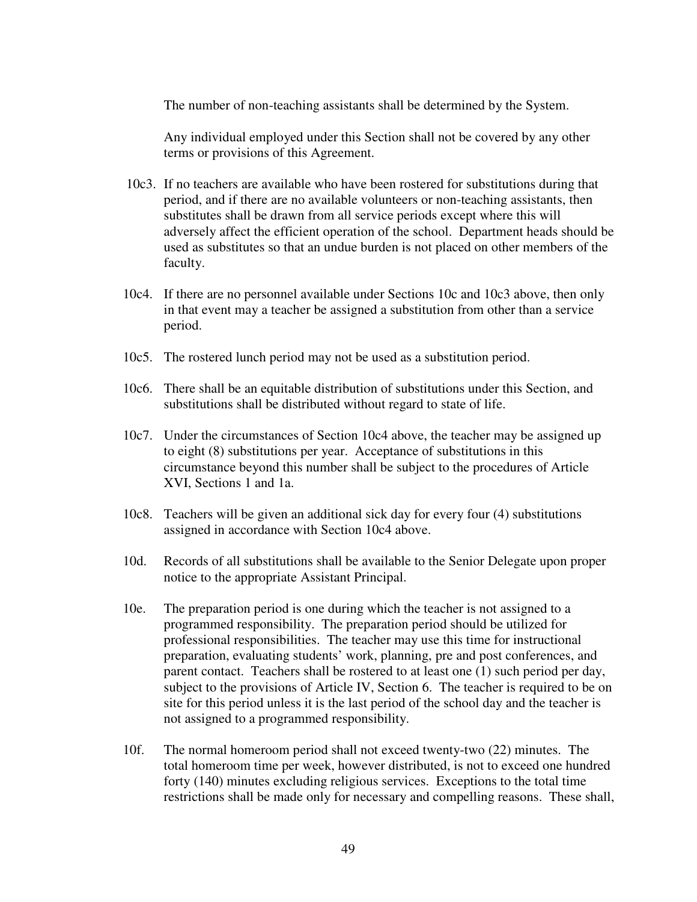The number of non-teaching assistants shall be determined by the System.

Any individual employed under this Section shall not be covered by any other terms or provisions of this Agreement.

10c3. If no teachers are available who have been rostered for substitutions during that period, and if there are no available volunteers or non-teaching assistants, then substitutes shall be drawn from all service periods except where this will adversely affect the efficient operation of the school. Department heads should be used as substitutes so that an undue burden is not placed on other members of the faculty.

10c4. If there are no personnel available under Sections 10c and 10c3 above, then only in that event may a teacher be assigned a substitution from other than a service period.

10c5. The rostered lunch period may not be used as a substitution period.

10c6. There shall be an equitable distribution of substitutions under this Section, and substitutions shall be distributed without regard to state of life.

10c7. Under the circumstances of Section 10c4 above, the teacher may be assigned up to eight (8) substitutions per year. Acceptance of substitutions in this circumstance beyond this number shall be subject to the procedures of Article XVI, Sections 1 and 1a.

10c8. Teachers will be given an additional sick day for every four (4) substitutions assigned in accordance with Section 10c4 above.

10d. Records of all substitutions shall be available to the Senior Delegate upon proper notice to the appropriate Assistant Principal.

10e. The preparation period is one during which the teacher is not assigned to a programmed responsibility. The preparation period should be utilized for professional responsibilities. The teacher may use this time for instructional preparation, evaluating students' work, planning, pre and post conferences, and parent contact. Teachers shall be rostered to at least one (1) such period per day, subject to the provisions of Article IV, Section 6. The teacher is required to be on site for this period unless it is the last period of the school day and the teacher is not assigned to a programmed responsibility.

10f. The normal homeroom period shall not exceed twenty-two (22) minutes. The total homeroom time per week, however distributed, is not to exceed one hundred forty (140) minutes excluding religious services. Exceptions to the total time restrictions shall be made only for necessary and compelling reasons. These shall,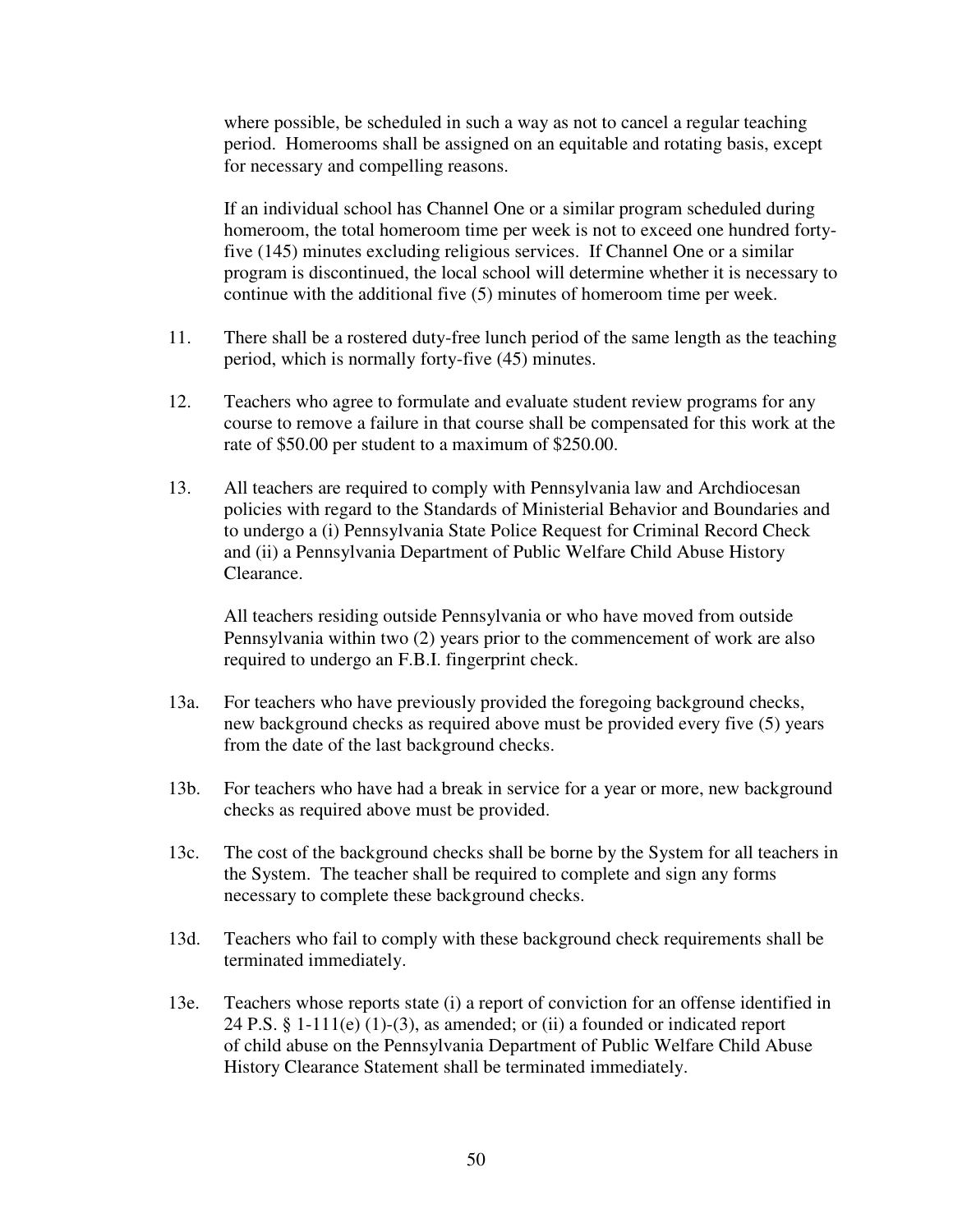where possible, be scheduled in such a way as not to cancel a regular teaching period. Homerooms shall be assigned on an equitable and rotating basis, except for necessary and compelling reasons.

If an individual school has Channel One or a similar program scheduled during homeroom, the total homeroom time per week is not to exceed one hundred forty-five (145) minutes excluding religious services. If Channel One or a similar program is discontinued, the local school will determine whether it is necessary to continue with the additional five (5) minutes of homeroom time per week.

11. There shall be a rostered duty-free lunch period of the same length as the teaching period, which is normally forty-five (45) minutes.

12. Teachers who agree to formulate and evaluate student review programs for any course to remove a failure in that course shall be compensated for this work at the rate of $50.00 per student to a maximum of $250.00.

13. All teachers are required to comply with Pennsylvania law and Archdiocesan policies with regard to the Standards of Ministerial Behavior and Boundaries and to undergo a (i) Pennsylvania State Police Request for Criminal Record Check and (ii) a Pennsylvania Department of Public Welfare Child Abuse History Clearance.

    All teachers residing outside Pennsylvania or who have moved from outside Pennsylvania within two (2) years prior to the commencement of work are also required to undergo an F.B.I. fingerprint check.

13a. For teachers who have previously provided the foregoing background checks, new background checks as required above must be provided every five (5) years from the date of the last background checks.

13b. For teachers who have had a break in service for a year or more, new background checks as required above must be provided.

13c. The cost of the background checks shall be borne by the System for all teachers in the System. The teacher shall be required to complete and sign any forms necessary to complete these background checks.

13d. Teachers who fail to comply with these background check requirements shall be terminated immediately.

13e. Teachers whose reports state (i) a report of conviction for an offense identified in 24 P.S. § 1-111(e) (1)-(3), as amended; or (ii) a founded or indicated report of child abuse on the Pennsylvania Department of Public Welfare Child Abuse History Clearance Statement shall be terminated immediately.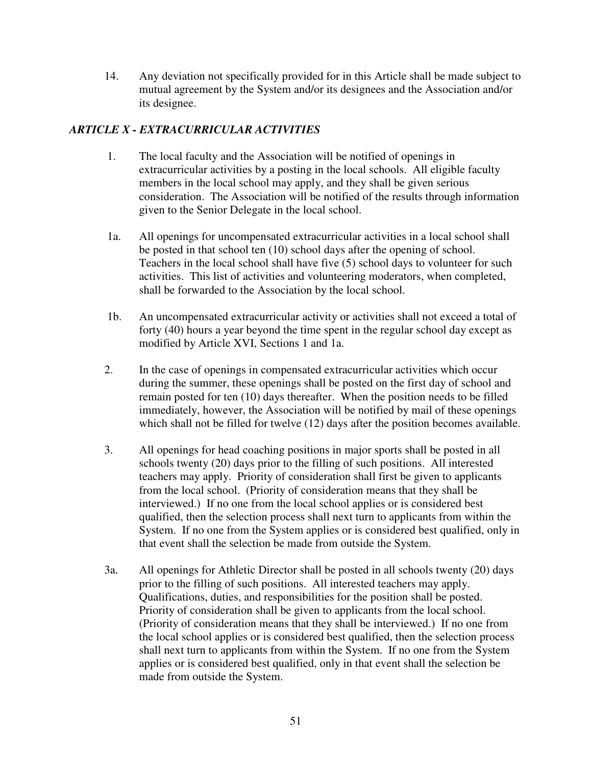14. Any deviation not specifically provided for in this Article shall be made subject to mutual agreement by the System and/or its designees and the Association and/or its designee.

## *ARTICLE X - EXTRACURRICULAR ACTIVITIES*

1. The local faculty and the Association will be notified of openings in extracurricular activities by a posting in the local schools. All eligible faculty members in the local school may apply, and they shall be given serious consideration. The Association will be notified of the results through information given to the Senior Delegate in the local school.

1a. All openings for uncompensated extracurricular activities in a local school shall be posted in that school ten (10) school days after the opening of school. Teachers in the local school shall have five (5) school days to volunteer for such activities. This list of activities and volunteering moderators, when completed, shall be forwarded to the Association by the local school.

1b. An uncompensated extracurricular activity or activities shall not exceed a total of forty (40) hours a year beyond the time spent in the regular school day except as modified by Article XVI, Sections 1 and 1a.

2. In the case of openings in compensated extracurricular activities which occur during the summer, these openings shall be posted on the first day of school and remain posted for ten (10) days thereafter. When the position needs to be filled immediately, however, the Association will be notified by mail of these openings which shall not be filled for twelve (12) days after the position becomes available.

3. All openings for head coaching positions in major sports shall be posted in all schools twenty (20) days prior to the filling of such positions. All interested teachers may apply. Priority of consideration shall first be given to applicants from the local school. (Priority of consideration means that they shall be interviewed.) If no one from the local school applies or is considered best qualified, then the selection process shall next turn to applicants from within the System. If no one from the System applies or is considered best qualified, only in that event shall the selection be made from outside the System.

3a. All openings for Athletic Director shall be posted in all schools twenty (20) days prior to the filling of such positions. All interested teachers may apply. Qualifications, duties, and responsibilities for the position shall be posted. Priority of consideration shall be given to applicants from the local school. (Priority of consideration means that they shall be interviewed.) If no one from the local school applies or is considered best qualified, then the selection process shall next turn to applicants from within the System. If no one from the System applies or is considered best qualified, only in that event shall the selection be made from outside the System.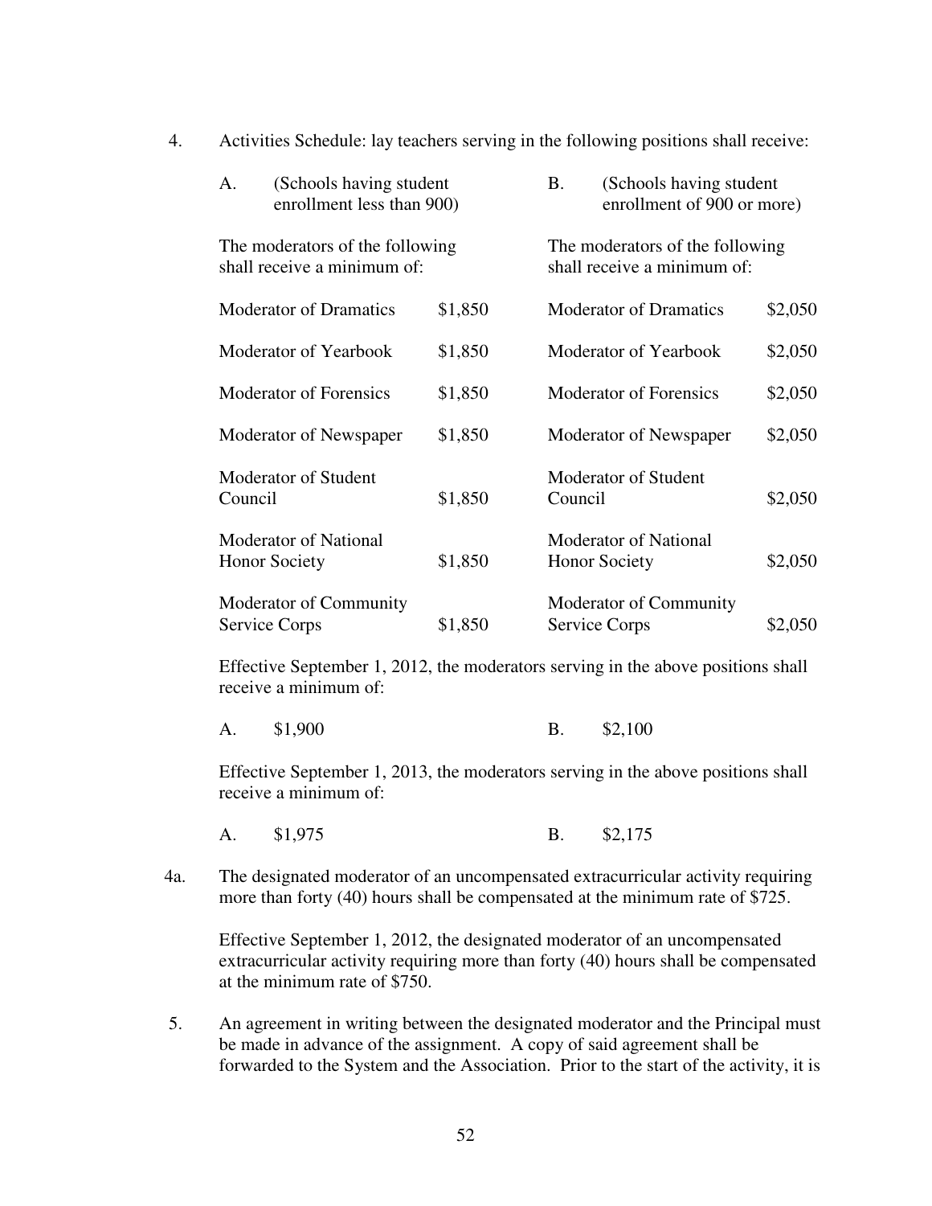4. Activities Schedule: lay teachers serving in the following positions shall receive:

| A. (Schools having student enrollment less than 900) | | B. (Schools having student enrollment of 900 or more) | |
|---|---|---|---|
| The moderators of the following shall receive a minimum of: | | The moderators of the following shall receive a minimum of: | |
| Moderator of Dramatics | $1,850 | Moderator of Dramatics | $2,050 |
| Moderator of Yearbook | $1,850 | Moderator of Yearbook | $2,050 |
| Moderator of Forensics | $1,850 | Moderator of Forensics | $2,050 |
| Moderator of Newspaper | $1,850 | Moderator of Newspaper | $2,050 |
| Moderator of Student Council | $1,850 | Moderator of Student Council | $2,050 |
| Moderator of National Honor Society | $1,850 | Moderator of National Honor Society | $2,050 |
| Moderator of Community Service Corps | $1,850 | Moderator of Community Service Corps | $2,050 |

Effective September 1, 2012, the moderators serving in the above positions shall receive a minimum of:

A. $1,900 B. $2,100

Effective September 1, 2013, the moderators serving in the above positions shall receive a minimum of:

A. $1,975 B. $2,175

4a. The designated moderator of an uncompensated extracurricular activity requiring more than forty (40) hours shall be compensated at the minimum rate of $725.

Effective September 1, 2012, the designated moderator of an uncompensated extracurricular activity requiring more than forty (40) hours shall be compensated at the minimum rate of $750.

5. An agreement in writing between the designated moderator and the Principal must be made in advance of the assignment. A copy of said agreement shall be forwarded to the System and the Association. Prior to the start of the activity, it is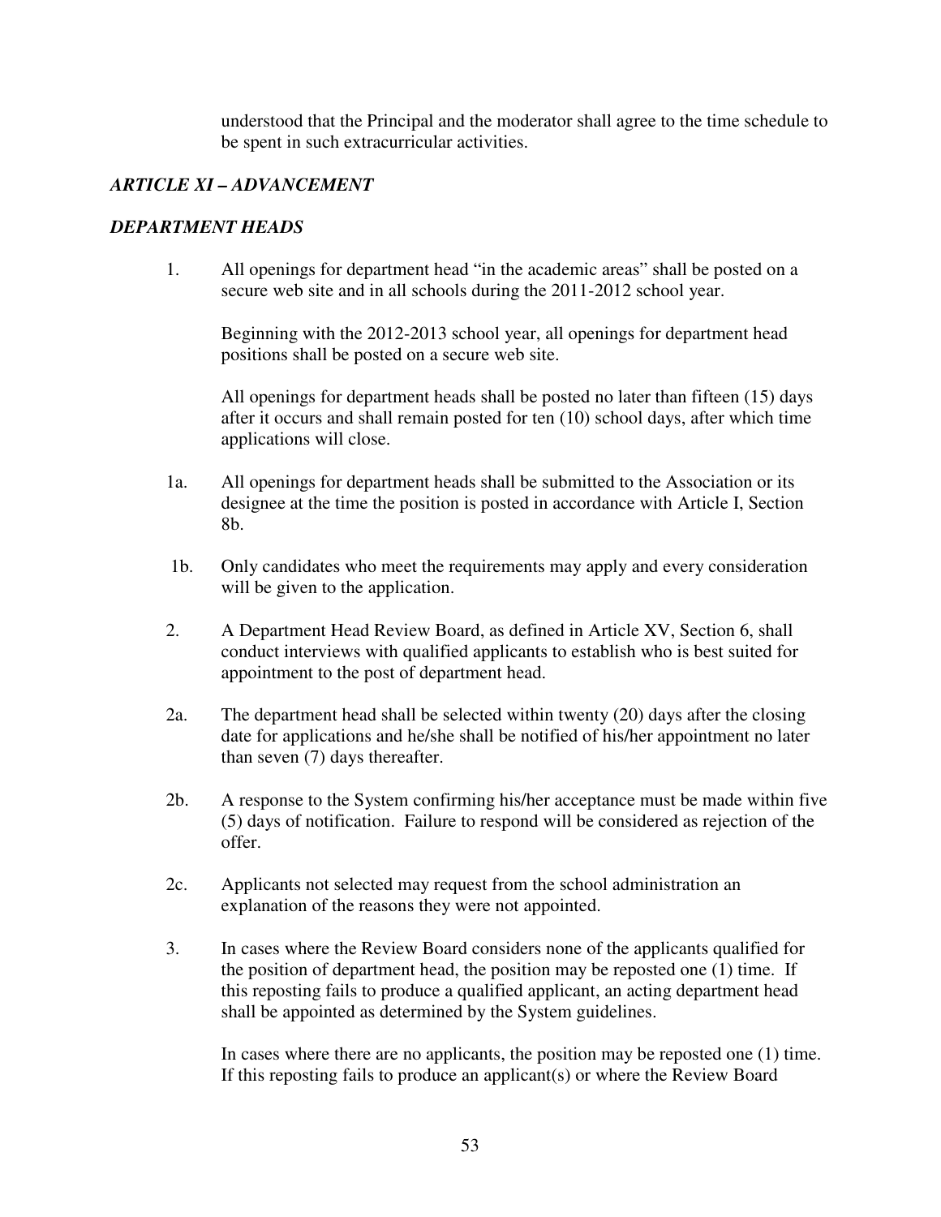understood that the Principal and the moderator shall agree to the time schedule to be spent in such extracurricular activities.

## *ARTICLE XI – ADVANCEMENT*

### *DEPARTMENT HEADS*

1. All openings for department head "in the academic areas" shall be posted on a secure web site and in all schools during the 2011-2012 school year.

   Beginning with the 2012-2013 school year, all openings for department head positions shall be posted on a secure web site.

   All openings for department heads shall be posted no later than fifteen (15) days after it occurs and shall remain posted for ten (10) school days, after which time applications will close.

1a. All openings for department heads shall be submitted to the Association or its designee at the time the position is posted in accordance with Article I, Section 8b.

1b. Only candidates who meet the requirements may apply and every consideration will be given to the application.

2. A Department Head Review Board, as defined in Article XV, Section 6, shall conduct interviews with qualified applicants to establish who is best suited for appointment to the post of department head.

2a. The department head shall be selected within twenty (20) days after the closing date for applications and he/she shall be notified of his/her appointment no later than seven (7) days thereafter.

2b. A response to the System confirming his/her acceptance must be made within five (5) days of notification. Failure to respond will be considered as rejection of the offer.

2c. Applicants not selected may request from the school administration an explanation of the reasons they were not appointed.

3. In cases where the Review Board considers none of the applicants qualified for the position of department head, the position may be reposted one (1) time. If this reposting fails to produce a qualified applicant, an acting department head shall be appointed as determined by the System guidelines.

   In cases where there are no applicants, the position may be reposted one (1) time. If this reposting fails to produce an applicant(s) or where the Review Board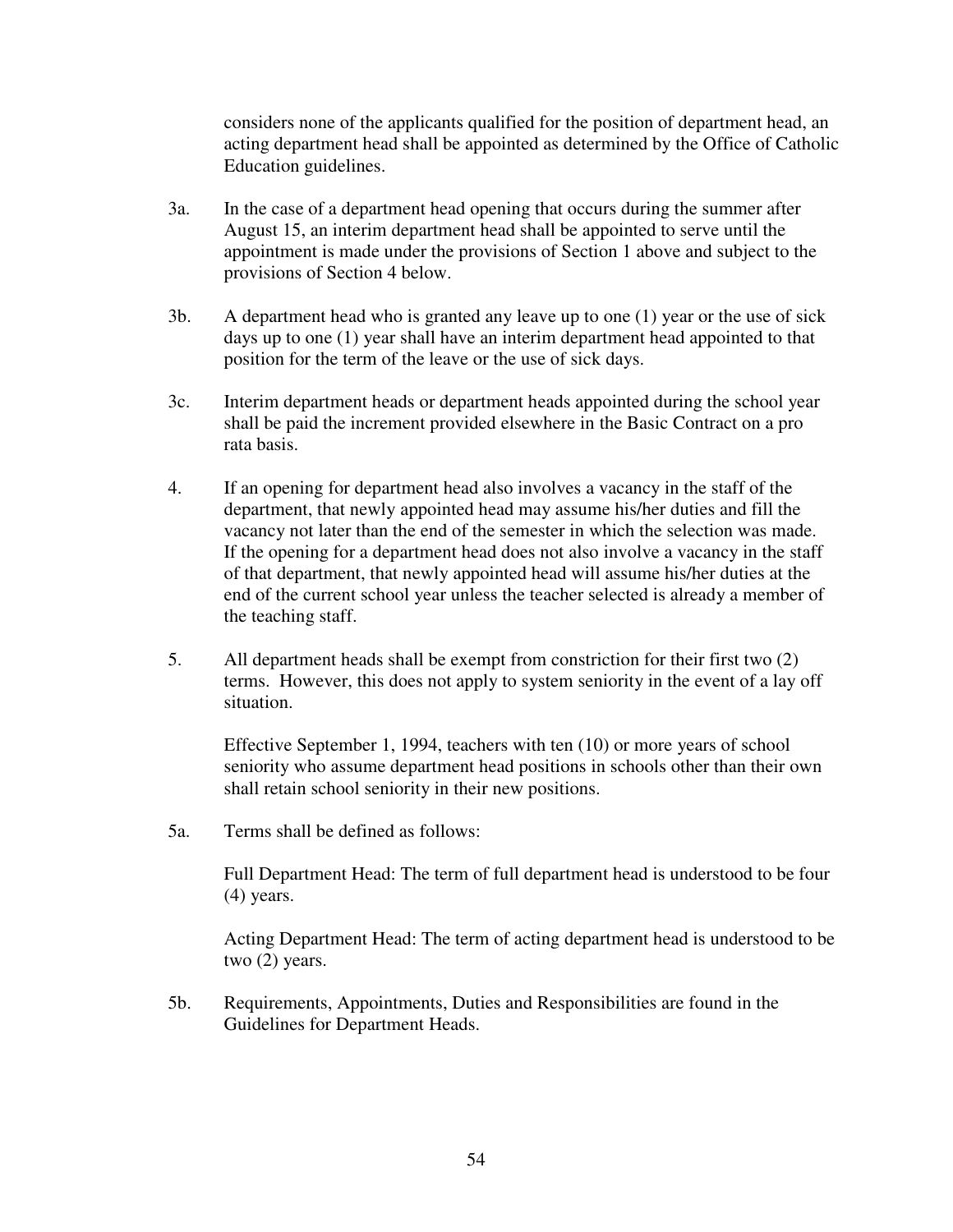considers none of the applicants qualified for the position of department head, an acting department head shall be appointed as determined by the Office of Catholic Education guidelines.

3a. In the case of a department head opening that occurs during the summer after August 15, an interim department head shall be appointed to serve until the appointment is made under the provisions of Section 1 above and subject to the provisions of Section 4 below.

3b. A department head who is granted any leave up to one (1) year or the use of sick days up to one (1) year shall have an interim department head appointed to that position for the term of the leave or the use of sick days.

3c. Interim department heads or department heads appointed during the school year shall be paid the increment provided elsewhere in the Basic Contract on a pro rata basis.

4. If an opening for department head also involves a vacancy in the staff of the department, that newly appointed head may assume his/her duties and fill the vacancy not later than the end of the semester in which the selection was made. If the opening for a department head does not also involve a vacancy in the staff of that department, that newly appointed head will assume his/her duties at the end of the current school year unless the teacher selected is already a member of the teaching staff.

5. All department heads shall be exempt from constriction for their first two (2) terms. However, this does not apply to system seniority in the event of a lay off situation.

   Effective September 1, 1994, teachers with ten (10) or more years of school seniority who assume department head positions in schools other than their own shall retain school seniority in their new positions.

5a. Terms shall be defined as follows:

   Full Department Head: The term of full department head is understood to be four (4) years.

   Acting Department Head: The term of acting department head is understood to be two (2) years.

5b. Requirements, Appointments, Duties and Responsibilities are found in the Guidelines for Department Heads.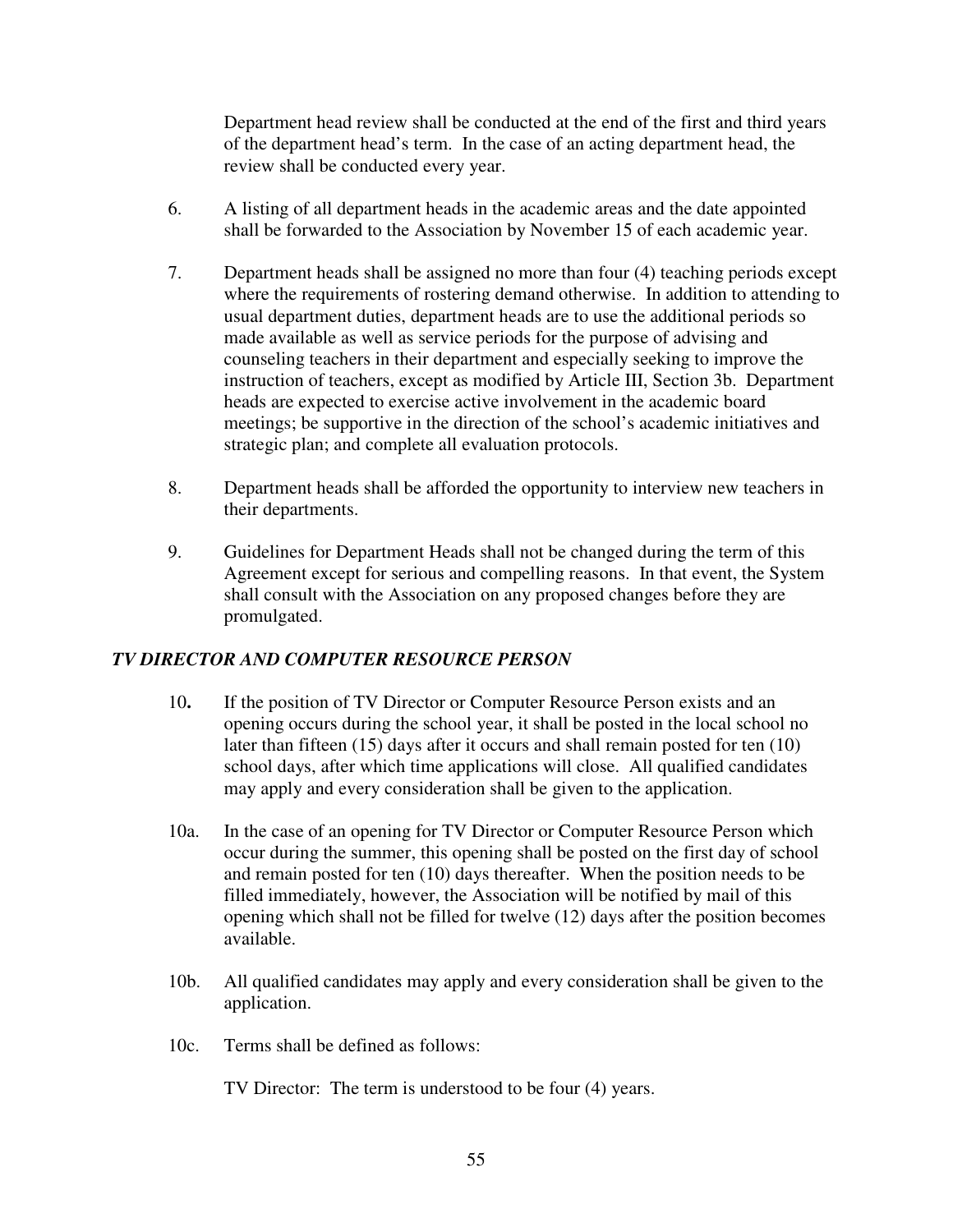Department head review shall be conducted at the end of the first and third years of the department head's term. In the case of an acting department head, the review shall be conducted every year.

6. A listing of all department heads in the academic areas and the date appointed shall be forwarded to the Association by November 15 of each academic year.

7. Department heads shall be assigned no more than four (4) teaching periods except where the requirements of rostering demand otherwise. In addition to attending to usual department duties, department heads are to use the additional periods so made available as well as service periods for the purpose of advising and counseling teachers in their department and especially seeking to improve the instruction of teachers, except as modified by Article III, Section 3b. Department heads are expected to exercise active involvement in the academic board meetings; be supportive in the direction of the school's academic initiatives and strategic plan; and complete all evaluation protocols.

8. Department heads shall be afforded the opportunity to interview new teachers in their departments.

9. Guidelines for Department Heads shall not be changed during the term of this Agreement except for serious and compelling reasons. In that event, the System shall consult with the Association on any proposed changes before they are promulgated.

### *TV DIRECTOR AND COMPUTER RESOURCE PERSON*

**10.** If the position of TV Director or Computer Resource Person exists and an opening occurs during the school year, it shall be posted in the local school no later than fifteen (15) days after it occurs and shall remain posted for ten (10) school days, after which time applications will close. All qualified candidates may apply and every consideration shall be given to the application.

10a. In the case of an opening for TV Director or Computer Resource Person which occur during the summer, this opening shall be posted on the first day of school and remain posted for ten (10) days thereafter. When the position needs to be filled immediately, however, the Association will be notified by mail of this opening which shall not be filled for twelve (12) days after the position becomes available.

10b. All qualified candidates may apply and every consideration shall be given to the application.

10c. Terms shall be defined as follows:

TV Director: The term is understood to be four (4) years.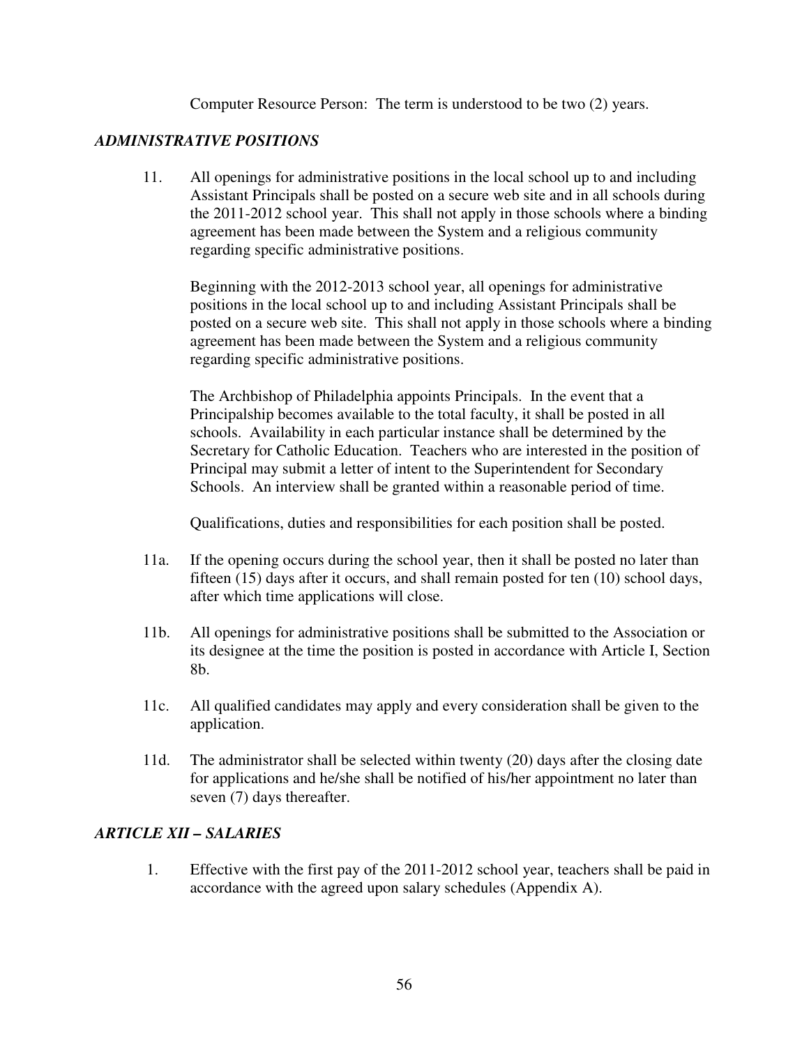Computer Resource Person: The term is understood to be two (2) years.

### *ADMINISTRATIVE POSITIONS*

11. All openings for administrative positions in the local school up to and including Assistant Principals shall be posted on a secure web site and in all schools during the 2011-2012 school year. This shall not apply in those schools where a binding agreement has been made between the System and a religious community regarding specific administrative positions.

    Beginning with the 2012-2013 school year, all openings for administrative positions in the local school up to and including Assistant Principals shall be posted on a secure web site. This shall not apply in those schools where a binding agreement has been made between the System and a religious community regarding specific administrative positions.

    The Archbishop of Philadelphia appoints Principals. In the event that a Principalship becomes available to the total faculty, it shall be posted in all schools. Availability in each particular instance shall be determined by the Secretary for Catholic Education. Teachers who are interested in the position of Principal may submit a letter of intent to the Superintendent for Secondary Schools. An interview shall be granted within a reasonable period of time.

    Qualifications, duties and responsibilities for each position shall be posted.

11a. If the opening occurs during the school year, then it shall be posted no later than fifteen (15) days after it occurs, and shall remain posted for ten (10) school days, after which time applications will close.

11b. All openings for administrative positions shall be submitted to the Association or its designee at the time the position is posted in accordance with Article I, Section 8b.

11c. All qualified candidates may apply and every consideration shall be given to the application.

11d. The administrator shall be selected within twenty (20) days after the closing date for applications and he/she shall be notified of his/her appointment no later than seven (7) days thereafter.

### *ARTICLE XII – SALARIES*

1. Effective with the first pay of the 2011-2012 school year, teachers shall be paid in accordance with the agreed upon salary schedules (Appendix A).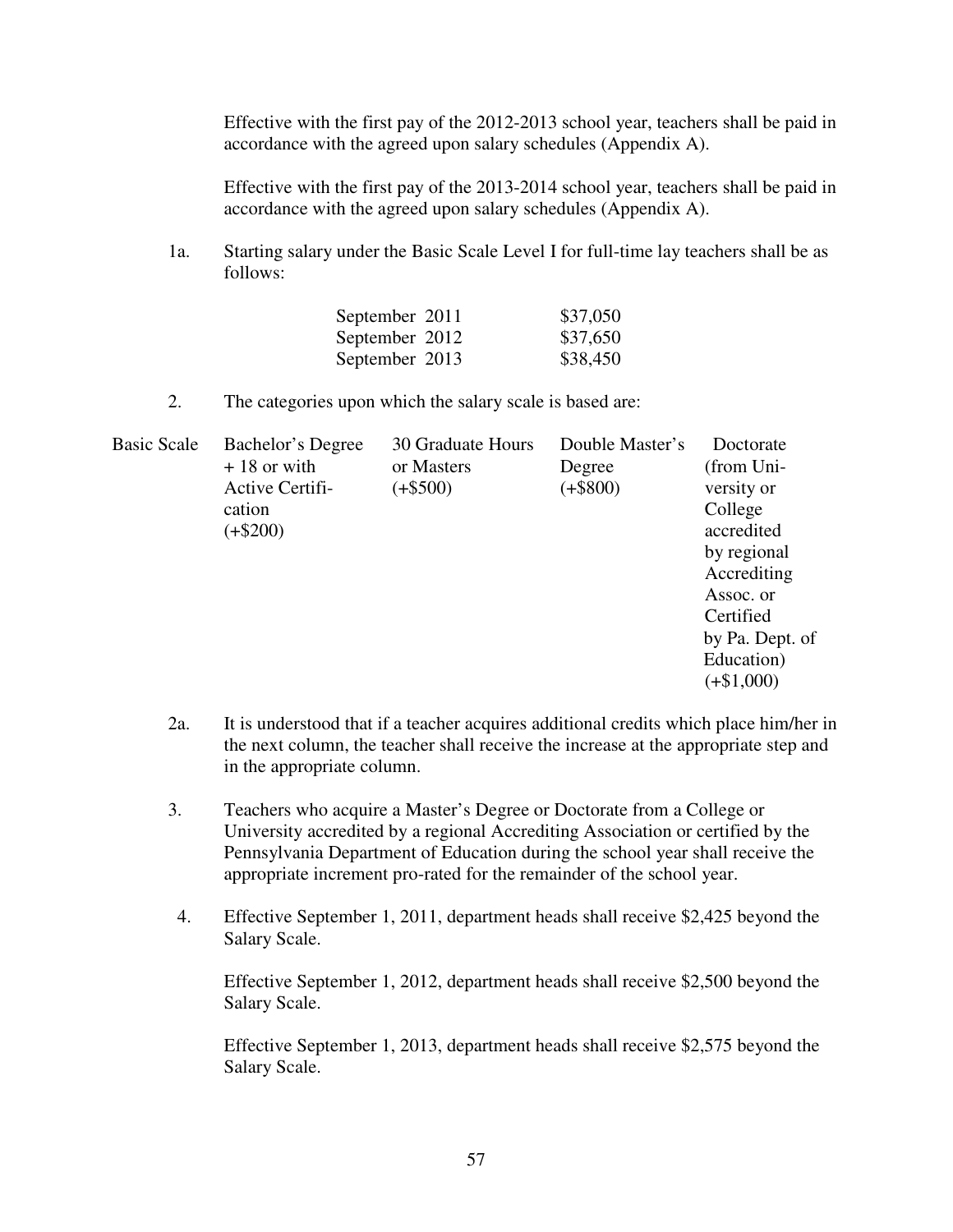Effective with the first pay of the 2012-2013 school year, teachers shall be paid in accordance with the agreed upon salary schedules (Appendix A).

Effective with the first pay of the 2013-2014 school year, teachers shall be paid in accordance with the agreed upon salary schedules (Appendix A).

1a. Starting salary under the Basic Scale Level I for full-time lay teachers shall be as follows:

| | |
|---|---|
| September 2011 | $37,050 |
| September 2012 | $37,650 |
| September 2013 | $38,450 |

2. The categories upon which the salary scale is based are:

| Basic Scale | Bachelor's Degree + 18 or with Active Certification (+$200) | 30 Graduate Hours or Masters (+$500) | Double Master's Degree (+$800) | Doctorate (from University or College accredited by regional Accrediting Assoc. or Certified by Pa. Dept. of Education) (+$1,000) |
|---|---|---|---|---|

2a. It is understood that if a teacher acquires additional credits which place him/her in the next column, the teacher shall receive the increase at the appropriate step and in the appropriate column.

3. Teachers who acquire a Master's Degree or Doctorate from a College or University accredited by a regional Accrediting Association or certified by the Pennsylvania Department of Education during the school year shall receive the appropriate increment pro-rated for the remainder of the school year.

4. Effective September 1, 2011, department heads shall receive $2,425 beyond the Salary Scale.

   Effective September 1, 2012, department heads shall receive $2,500 beyond the Salary Scale.

   Effective September 1, 2013, department heads shall receive $2,575 beyond the Salary Scale.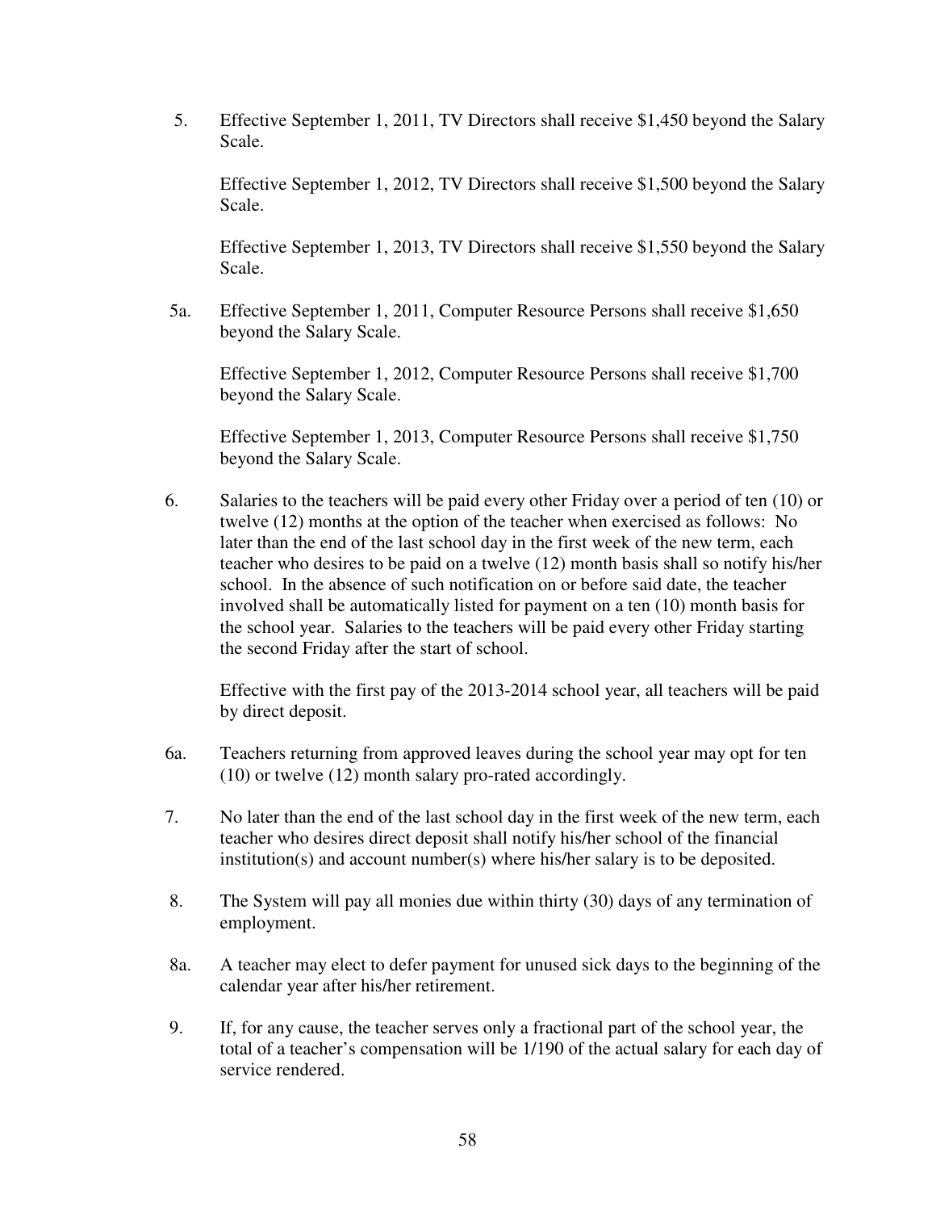5. Effective September 1, 2011, TV Directors shall receive $1,450 beyond the Salary Scale.

   Effective September 1, 2012, TV Directors shall receive $1,500 beyond the Salary Scale.

   Effective September 1, 2013, TV Directors shall receive $1,550 beyond the Salary Scale.

5a. Effective September 1, 2011, Computer Resource Persons shall receive $1,650 beyond the Salary Scale.

   Effective September 1, 2012, Computer Resource Persons shall receive $1,700 beyond the Salary Scale.

   Effective September 1, 2013, Computer Resource Persons shall receive $1,750 beyond the Salary Scale.

6. Salaries to the teachers will be paid every other Friday over a period of ten (10) or twelve (12) months at the option of the teacher when exercised as follows: No later than the end of the last school day in the first week of the new term, each teacher who desires to be paid on a twelve (12) month basis shall so notify his/her school. In the absence of such notification on or before said date, the teacher involved shall be automatically listed for payment on a ten (10) month basis for the school year. Salaries to the teachers will be paid every other Friday starting the second Friday after the start of school.

   Effective with the first pay of the 2013-2014 school year, all teachers will be paid by direct deposit.

6a. Teachers returning from approved leaves during the school year may opt for ten (10) or twelve (12) month salary pro-rated accordingly.

7. No later than the end of the last school day in the first week of the new term, each teacher who desires direct deposit shall notify his/her school of the financial institution(s) and account number(s) where his/her salary is to be deposited.

8. The System will pay all monies due within thirty (30) days of any termination of employment.

8a. A teacher may elect to defer payment for unused sick days to the beginning of the calendar year after his/her retirement.

9. If, for any cause, the teacher serves only a fractional part of the school year, the total of a teacher's compensation will be 1/190 of the actual salary for each day of service rendered.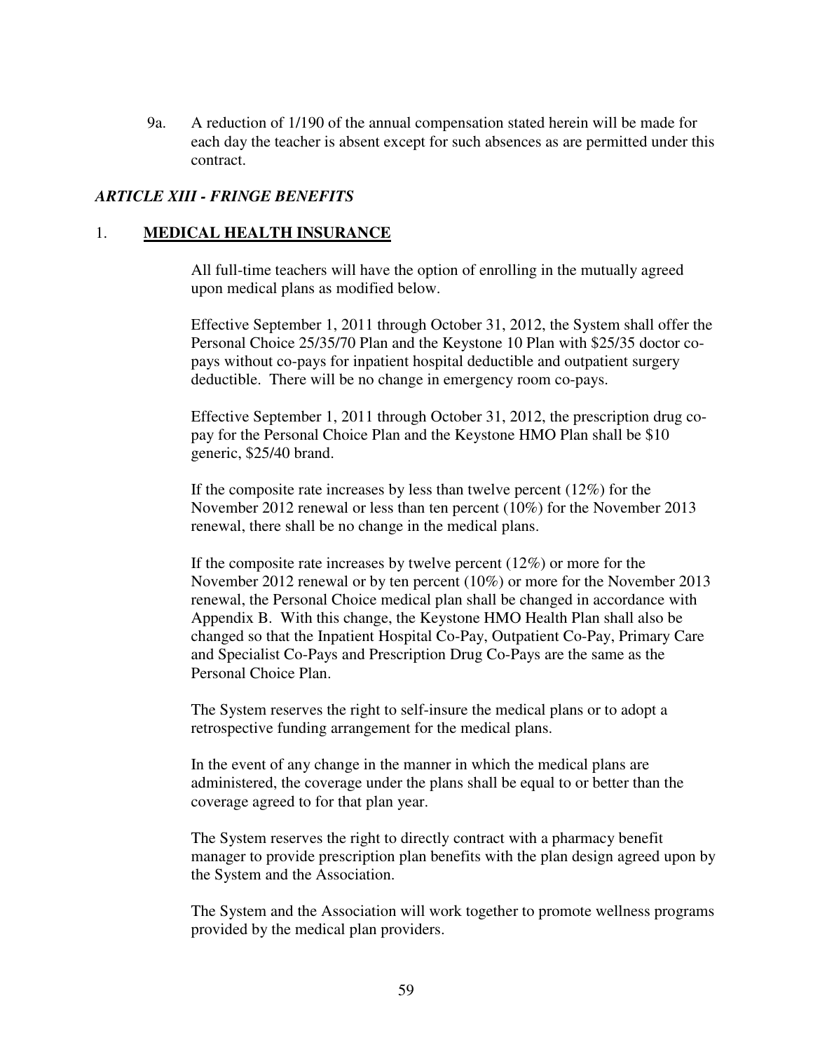9a. A reduction of 1/190 of the annual compensation stated herein will be made for each day the teacher is absent except for such absences as are permitted under this contract.

## *ARTICLE XIII - FRINGE BENEFITS*

### 1. **MEDICAL HEALTH INSURANCE**

All full-time teachers will have the option of enrolling in the mutually agreed upon medical plans as modified below.

Effective September 1, 2011 through October 31, 2012, the System shall offer the Personal Choice 25/35/70 Plan and the Keystone 10 Plan with $25/35 doctor co-pays without co-pays for inpatient hospital deductible and outpatient surgery deductible. There will be no change in emergency room co-pays.

Effective September 1, 2011 through October 31, 2012, the prescription drug co-pay for the Personal Choice Plan and the Keystone HMO Plan shall be $10 generic, $25/40 brand.

If the composite rate increases by less than twelve percent (12%) for the November 2012 renewal or less than ten percent (10%) for the November 2013 renewal, there shall be no change in the medical plans.

If the composite rate increases by twelve percent (12%) or more for the November 2012 renewal or by ten percent (10%) or more for the November 2013 renewal, the Personal Choice medical plan shall be changed in accordance with Appendix B. With this change, the Keystone HMO Health Plan shall also be changed so that the Inpatient Hospital Co-Pay, Outpatient Co-Pay, Primary Care and Specialist Co-Pays and Prescription Drug Co-Pays are the same as the Personal Choice Plan.

The System reserves the right to self-insure the medical plans or to adopt a retrospective funding arrangement for the medical plans.

In the event of any change in the manner in which the medical plans are administered, the coverage under the plans shall be equal to or better than the coverage agreed to for that plan year.

The System reserves the right to directly contract with a pharmacy benefit manager to provide prescription plan benefits with the plan design agreed upon by the System and the Association.

The System and the Association will work together to promote wellness programs provided by the medical plan providers.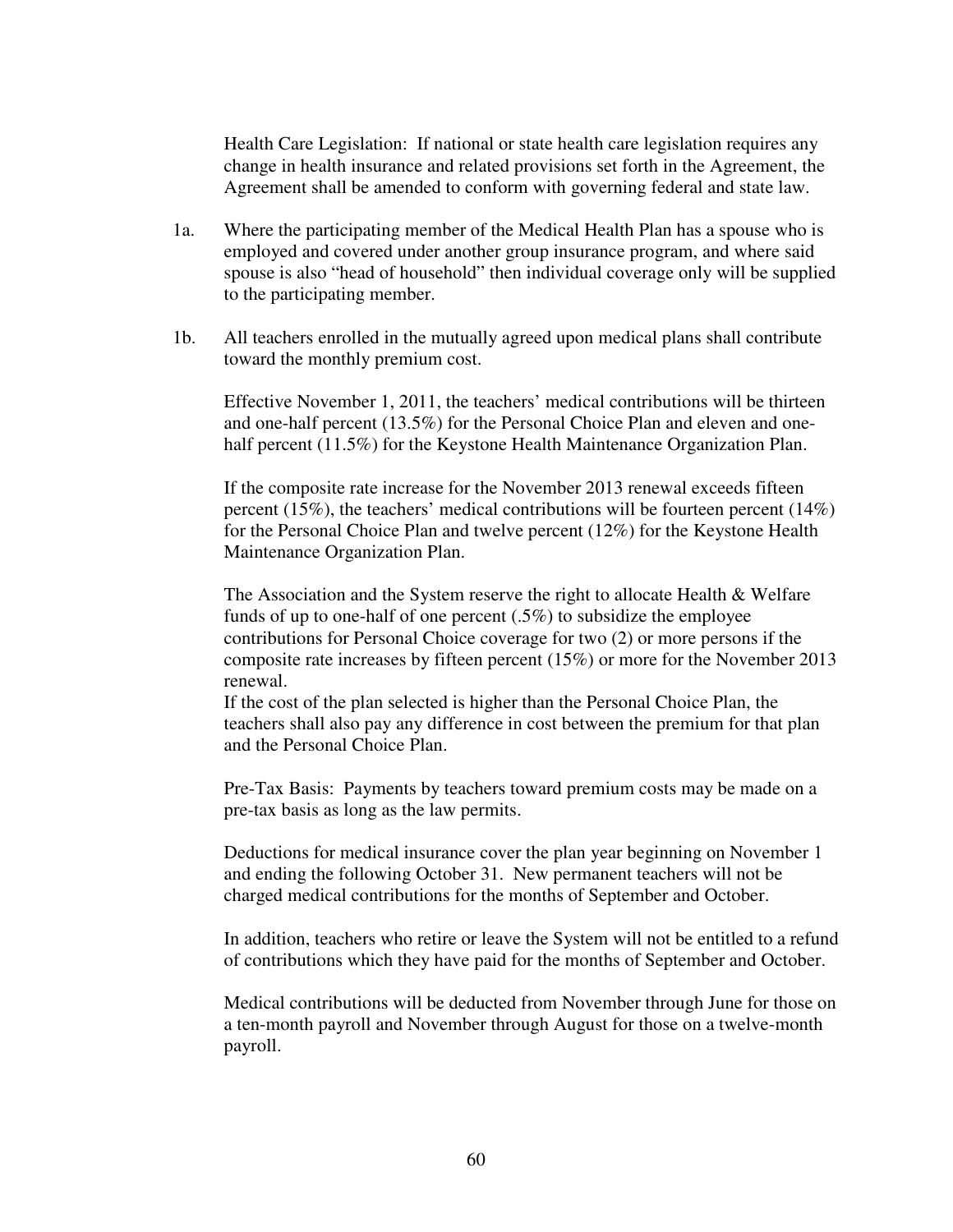Health Care Legislation: If national or state health care legislation requires any change in health insurance and related provisions set forth in the Agreement, the Agreement shall be amended to conform with governing federal and state law.

1a. Where the participating member of the Medical Health Plan has a spouse who is employed and covered under another group insurance program, and where said spouse is also "head of household" then individual coverage only will be supplied to the participating member.

1b. All teachers enrolled in the mutually agreed upon medical plans shall contribute toward the monthly premium cost.

Effective November 1, 2011, the teachers' medical contributions will be thirteen and one-half percent (13.5%) for the Personal Choice Plan and eleven and one-half percent (11.5%) for the Keystone Health Maintenance Organization Plan.

If the composite rate increase for the November 2013 renewal exceeds fifteen percent (15%), the teachers' medical contributions will be fourteen percent (14%) for the Personal Choice Plan and twelve percent (12%) for the Keystone Health Maintenance Organization Plan.

The Association and the System reserve the right to allocate Health & Welfare funds of up to one-half of one percent (.5%) to subsidize the employee contributions for Personal Choice coverage for two (2) or more persons if the composite rate increases by fifteen percent (15%) or more for the November 2013 renewal.
If the cost of the plan selected is higher than the Personal Choice Plan, the teachers shall also pay any difference in cost between the premium for that plan and the Personal Choice Plan.

Pre-Tax Basis: Payments by teachers toward premium costs may be made on a pre-tax basis as long as the law permits.

Deductions for medical insurance cover the plan year beginning on November 1 and ending the following October 31. New permanent teachers will not be charged medical contributions for the months of September and October.

In addition, teachers who retire or leave the System will not be entitled to a refund of contributions which they have paid for the months of September and October.

Medical contributions will be deducted from November through June for those on a ten-month payroll and November through August for those on a twelve-month payroll.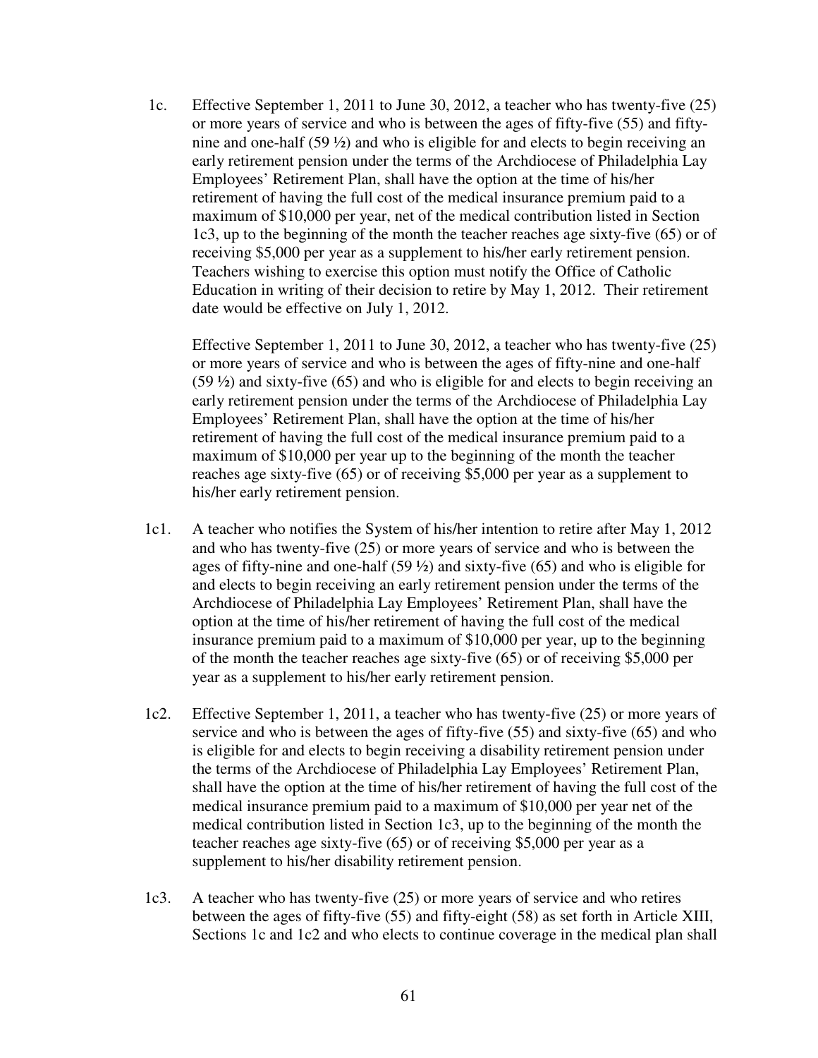1c. Effective September 1, 2011 to June 30, 2012, a teacher who has twenty-five (25) or more years of service and who is between the ages of fifty-five (55) and fifty-nine and one-half (59 ½) and who is eligible for and elects to begin receiving an early retirement pension under the terms of the Archdiocese of Philadelphia Lay Employees' Retirement Plan, shall have the option at the time of his/her retirement of having the full cost of the medical insurance premium paid to a maximum of $10,000 per year, net of the medical contribution listed in Section 1c3, up to the beginning of the month the teacher reaches age sixty-five (65) or of receiving $5,000 per year as a supplement to his/her early retirement pension. Teachers wishing to exercise this option must notify the Office of Catholic Education in writing of their decision to retire by May 1, 2012. Their retirement date would be effective on July 1, 2012.

Effective September 1, 2011 to June 30, 2012, a teacher who has twenty-five (25) or more years of service and who is between the ages of fifty-nine and one-half (59 ½) and sixty-five (65) and who is eligible for and elects to begin receiving an early retirement pension under the terms of the Archdiocese of Philadelphia Lay Employees' Retirement Plan, shall have the option at the time of his/her retirement of having the full cost of the medical insurance premium paid to a maximum of $10,000 per year up to the beginning of the month the teacher reaches age sixty-five (65) or of receiving $5,000 per year as a supplement to his/her early retirement pension.

1c1. A teacher who notifies the System of his/her intention to retire after May 1, 2012 and who has twenty-five (25) or more years of service and who is between the ages of fifty-nine and one-half (59 ½) and sixty-five (65) and who is eligible for and elects to begin receiving an early retirement pension under the terms of the Archdiocese of Philadelphia Lay Employees' Retirement Plan, shall have the option at the time of his/her retirement of having the full cost of the medical insurance premium paid to a maximum of $10,000 per year, up to the beginning of the month the teacher reaches age sixty-five (65) or of receiving $5,000 per year as a supplement to his/her early retirement pension.

1c2. Effective September 1, 2011, a teacher who has twenty-five (25) or more years of service and who is between the ages of fifty-five (55) and sixty-five (65) and who is eligible for and elects to begin receiving a disability retirement pension under the terms of the Archdiocese of Philadelphia Lay Employees' Retirement Plan, shall have the option at the time of his/her retirement of having the full cost of the medical insurance premium paid to a maximum of $10,000 per year net of the medical contribution listed in Section 1c3, up to the beginning of the month the teacher reaches age sixty-five (65) or of receiving $5,000 per year as a supplement to his/her disability retirement pension.

1c3. A teacher who has twenty-five (25) or more years of service and who retires between the ages of fifty-five (55) and fifty-eight (58) as set forth in Article XIII, Sections 1c and 1c2 and who elects to continue coverage in the medical plan shall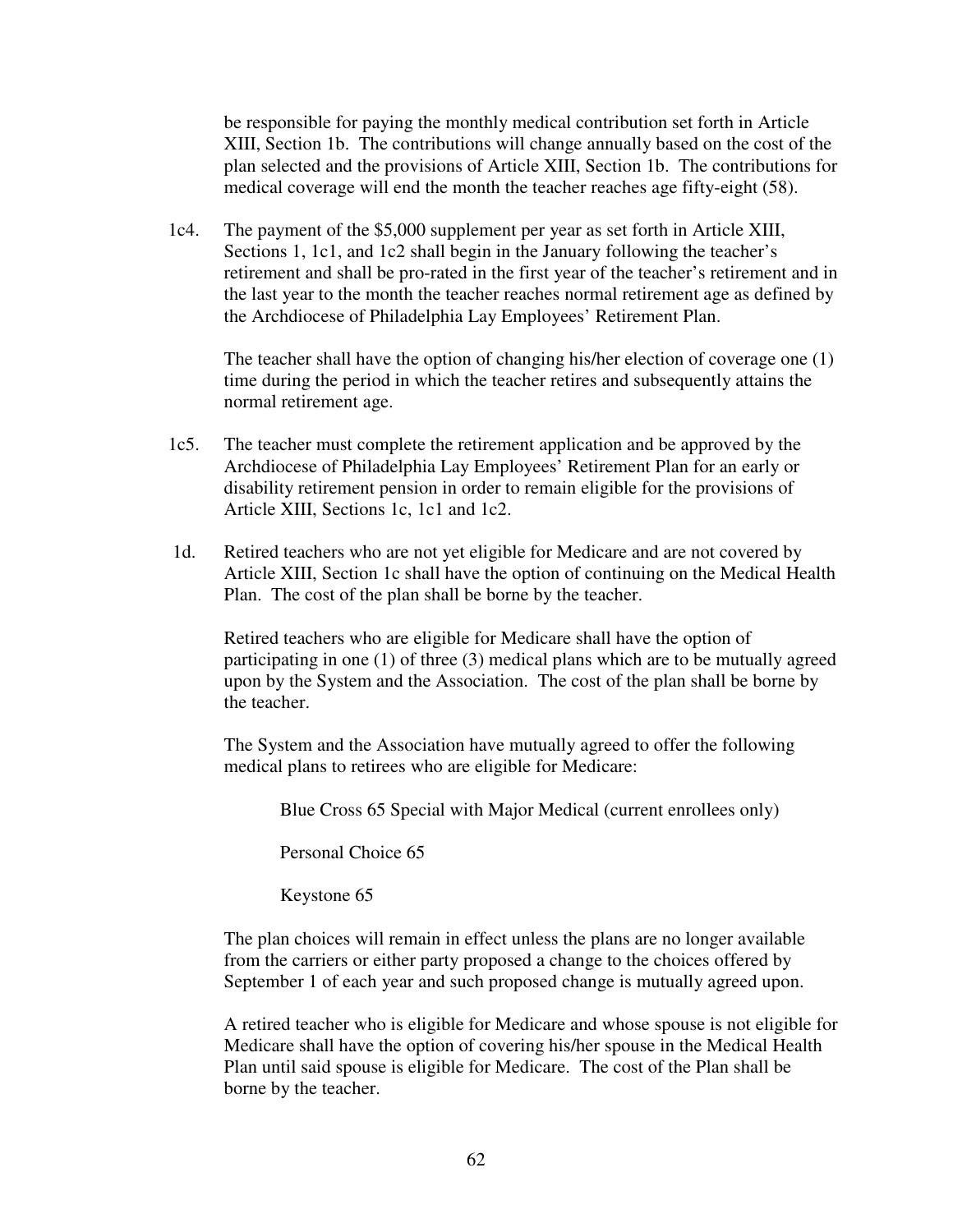be responsible for paying the monthly medical contribution set forth in Article XIII, Section 1b. The contributions will change annually based on the cost of the plan selected and the provisions of Article XIII, Section 1b. The contributions for medical coverage will end the month the teacher reaches age fifty-eight (58).

1c4. The payment of the $5,000 supplement per year as set forth in Article XIII, Sections 1, 1c1, and 1c2 shall begin in the January following the teacher's retirement and shall be pro-rated in the first year of the teacher's retirement and in the last year to the month the teacher reaches normal retirement age as defined by the Archdiocese of Philadelphia Lay Employees' Retirement Plan.

The teacher shall have the option of changing his/her election of coverage one (1) time during the period in which the teacher retires and subsequently attains the normal retirement age.

1c5. The teacher must complete the retirement application and be approved by the Archdiocese of Philadelphia Lay Employees' Retirement Plan for an early or disability retirement pension in order to remain eligible for the provisions of Article XIII, Sections 1c, 1c1 and 1c2.

1d. Retired teachers who are not yet eligible for Medicare and are not covered by Article XIII, Section 1c shall have the option of continuing on the Medical Health Plan. The cost of the plan shall be borne by the teacher.

Retired teachers who are eligible for Medicare shall have the option of participating in one (1) of three (3) medical plans which are to be mutually agreed upon by the System and the Association. The cost of the plan shall be borne by the teacher.

The System and the Association have mutually agreed to offer the following medical plans to retirees who are eligible for Medicare:

Blue Cross 65 Special with Major Medical (current enrollees only)

Personal Choice 65

Keystone 65

The plan choices will remain in effect unless the plans are no longer available from the carriers or either party proposed a change to the choices offered by September 1 of each year and such proposed change is mutually agreed upon.

A retired teacher who is eligible for Medicare and whose spouse is not eligible for Medicare shall have the option of covering his/her spouse in the Medical Health Plan until said spouse is eligible for Medicare. The cost of the Plan shall be borne by the teacher.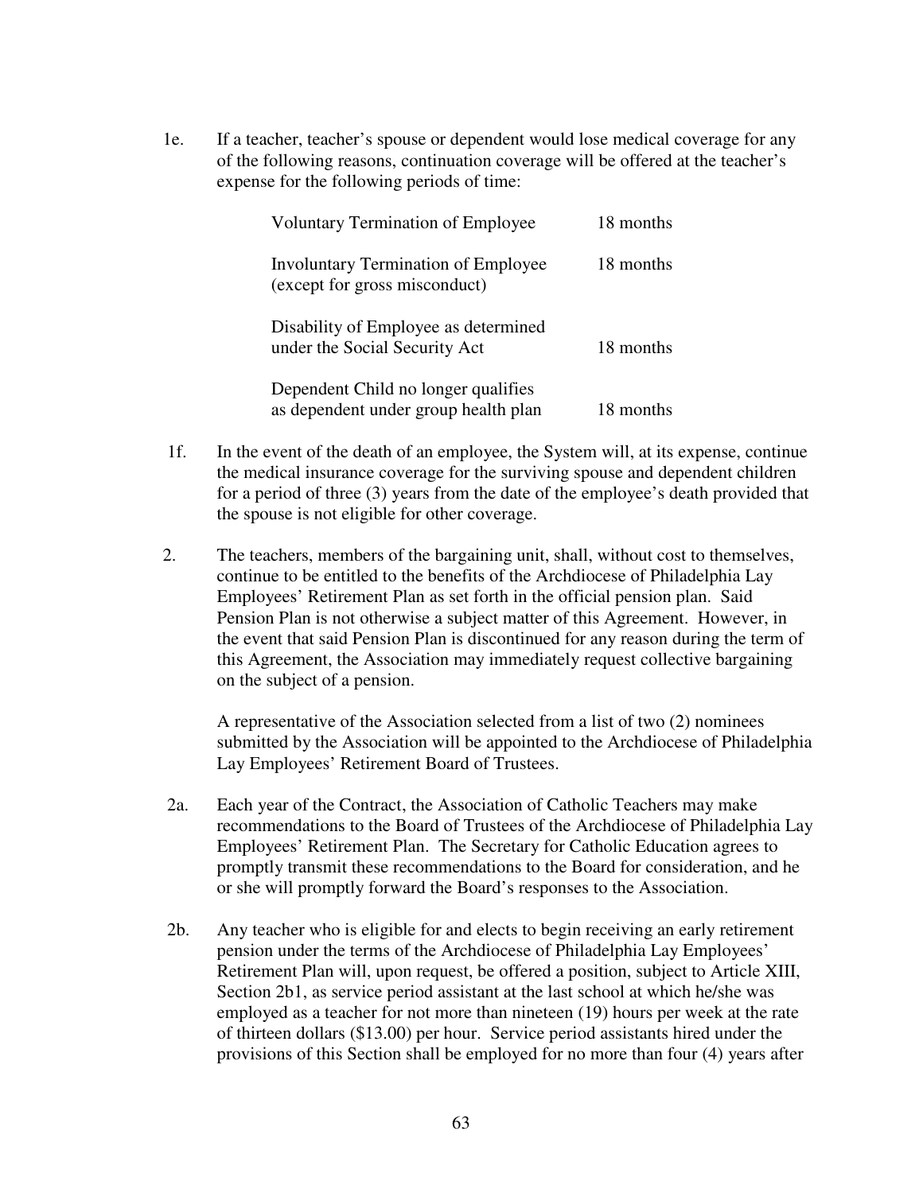1e. If a teacher, teacher's spouse or dependent would lose medical coverage for any of the following reasons, continuation coverage will be offered at the teacher's expense for the following periods of time:

| | |
|---|---|
| Voluntary Termination of Employee | 18 months |
| Involuntary Termination of Employee (except for gross misconduct) | 18 months |
| Disability of Employee as determined under the Social Security Act | 18 months |
| Dependent Child no longer qualifies as dependent under group health plan | 18 months |

1f. In the event of the death of an employee, the System will, at its expense, continue the medical insurance coverage for the surviving spouse and dependent children for a period of three (3) years from the date of the employee's death provided that the spouse is not eligible for other coverage.

2. The teachers, members of the bargaining unit, shall, without cost to themselves, continue to be entitled to the benefits of the Archdiocese of Philadelphia Lay Employees' Retirement Plan as set forth in the official pension plan. Said Pension Plan is not otherwise a subject matter of this Agreement. However, in the event that said Pension Plan is discontinued for any reason during the term of this Agreement, the Association may immediately request collective bargaining on the subject of a pension.

   A representative of the Association selected from a list of two (2) nominees submitted by the Association will be appointed to the Archdiocese of Philadelphia Lay Employees' Retirement Board of Trustees.

2a. Each year of the Contract, the Association of Catholic Teachers may make recommendations to the Board of Trustees of the Archdiocese of Philadelphia Lay Employees' Retirement Plan. The Secretary for Catholic Education agrees to promptly transmit these recommendations to the Board for consideration, and he or she will promptly forward the Board's responses to the Association.

2b. Any teacher who is eligible for and elects to begin receiving an early retirement pension under the terms of the Archdiocese of Philadelphia Lay Employees' Retirement Plan will, upon request, be offered a position, subject to Article XIII, Section 2b1, as service period assistant at the last school at which he/she was employed as a teacher for not more than nineteen (19) hours per week at the rate of thirteen dollars ($13.00) per hour. Service period assistants hired under the provisions of this Section shall be employed for no more than four (4) years after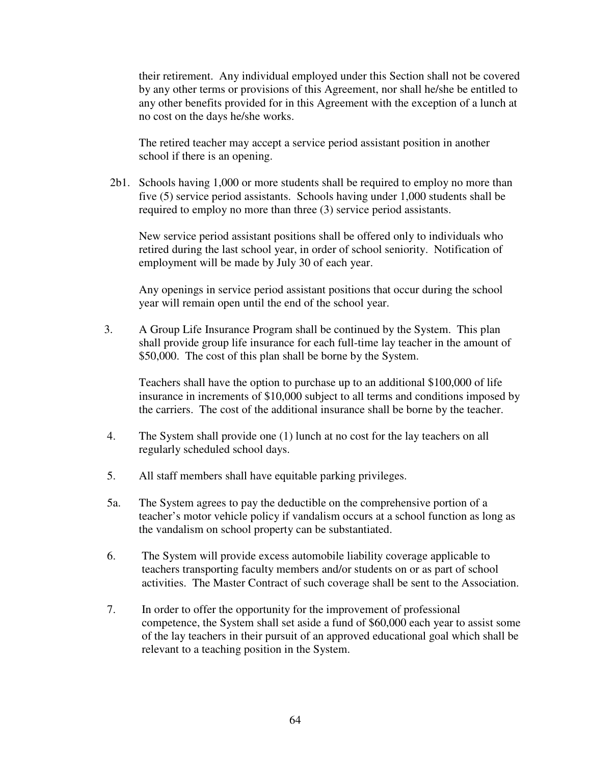their retirement. Any individual employed under this Section shall not be covered by any other terms or provisions of this Agreement, nor shall he/she be entitled to any other benefits provided for in this Agreement with the exception of a lunch at no cost on the days he/she works.

The retired teacher may accept a service period assistant position in another school if there is an opening.

2b1. Schools having 1,000 or more students shall be required to employ no more than five (5) service period assistants. Schools having under 1,000 students shall be required to employ no more than three (3) service period assistants.

New service period assistant positions shall be offered only to individuals who retired during the last school year, in order of school seniority. Notification of employment will be made by July 30 of each year.

Any openings in service period assistant positions that occur during the school year will remain open until the end of the school year.

3. A Group Life Insurance Program shall be continued by the System. This plan shall provide group life insurance for each full-time lay teacher in the amount of $50,000. The cost of this plan shall be borne by the System.

   Teachers shall have the option to purchase up to an additional $100,000 of life insurance in increments of $10,000 subject to all terms and conditions imposed by the carriers. The cost of the additional insurance shall be borne by the teacher.

4. The System shall provide one (1) lunch at no cost for the lay teachers on all regularly scheduled school days.

5. All staff members shall have equitable parking privileges.

5a. The System agrees to pay the deductible on the comprehensive portion of a teacher's motor vehicle policy if vandalism occurs at a school function as long as the vandalism on school property can be substantiated.

6. The System will provide excess automobile liability coverage applicable to teachers transporting faculty members and/or students on or as part of school activities. The Master Contract of such coverage shall be sent to the Association.

7. In order to offer the opportunity for the improvement of professional competence, the System shall set aside a fund of $60,000 each year to assist some of the lay teachers in their pursuit of an approved educational goal which shall be relevant to a teaching position in the System.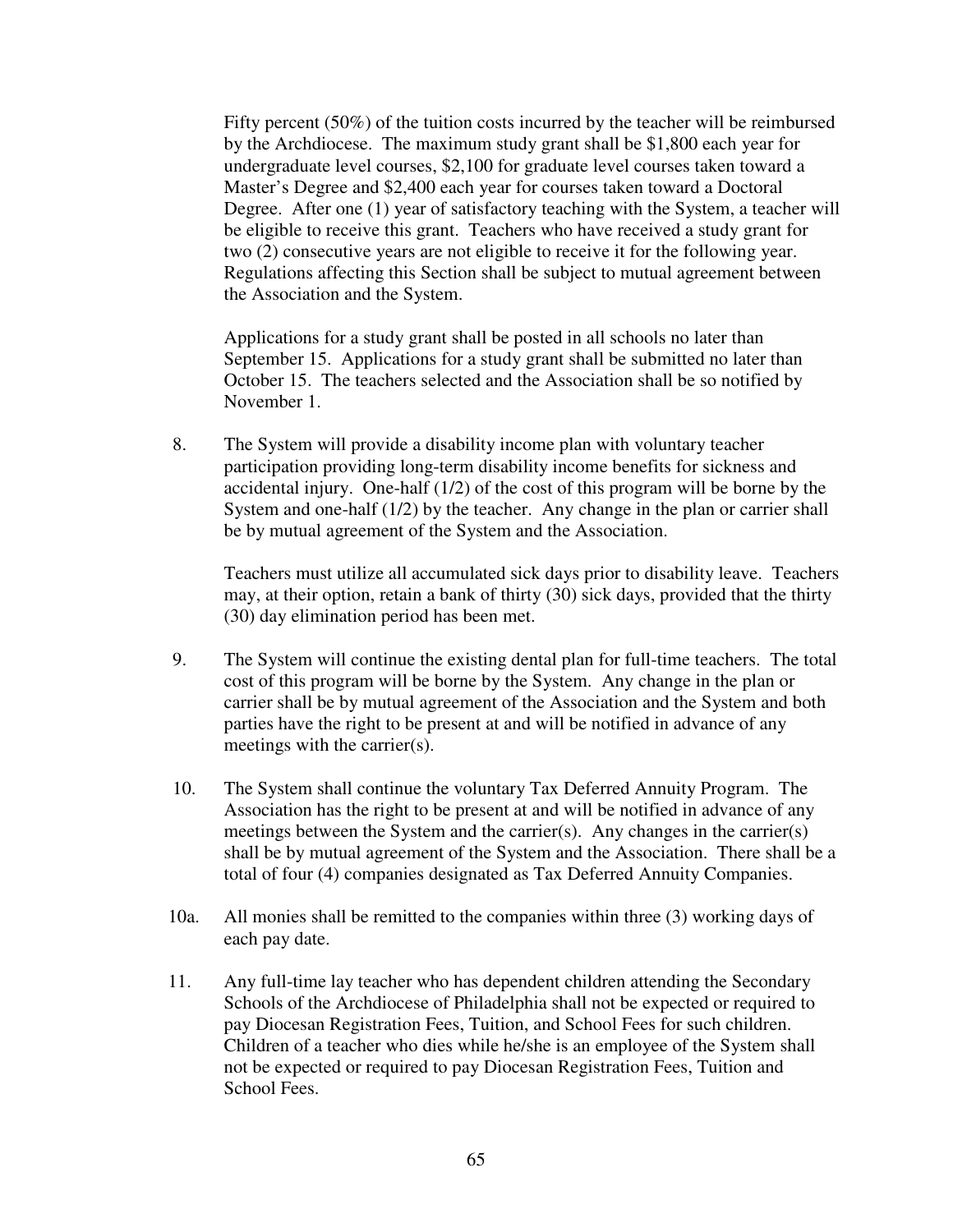Fifty percent (50%) of the tuition costs incurred by the teacher will be reimbursed by the Archdiocese. The maximum study grant shall be $1,800 each year for undergraduate level courses, $2,100 for graduate level courses taken toward a Master's Degree and $2,400 each year for courses taken toward a Doctoral Degree. After one (1) year of satisfactory teaching with the System, a teacher will be eligible to receive this grant. Teachers who have received a study grant for two (2) consecutive years are not eligible to receive it for the following year. Regulations affecting this Section shall be subject to mutual agreement between the Association and the System.

Applications for a study grant shall be posted in all schools no later than September 15. Applications for a study grant shall be submitted no later than October 15. The teachers selected and the Association shall be so notified by November 1.

8. The System will provide a disability income plan with voluntary teacher participation providing long-term disability income benefits for sickness and accidental injury. One-half (1/2) of the cost of this program will be borne by the System and one-half (1/2) by the teacher. Any change in the plan or carrier shall be by mutual agreement of the System and the Association.

   Teachers must utilize all accumulated sick days prior to disability leave. Teachers may, at their option, retain a bank of thirty (30) sick days, provided that the thirty (30) day elimination period has been met.

9. The System will continue the existing dental plan for full-time teachers. The total cost of this program will be borne by the System. Any change in the plan or carrier shall be by mutual agreement of the Association and the System and both parties have the right to be present at and will be notified in advance of any meetings with the carrier(s).

10. The System shall continue the voluntary Tax Deferred Annuity Program. The Association has the right to be present at and will be notified in advance of any meetings between the System and the carrier(s). Any changes in the carrier(s) shall be by mutual agreement of the System and the Association. There shall be a total of four (4) companies designated as Tax Deferred Annuity Companies.

10a. All monies shall be remitted to the companies within three (3) working days of each pay date.

11. Any full-time lay teacher who has dependent children attending the Secondary Schools of the Archdiocese of Philadelphia shall not be expected or required to pay Diocesan Registration Fees, Tuition, and School Fees for such children. Children of a teacher who dies while he/she is an employee of the System shall not be expected or required to pay Diocesan Registration Fees, Tuition and School Fees.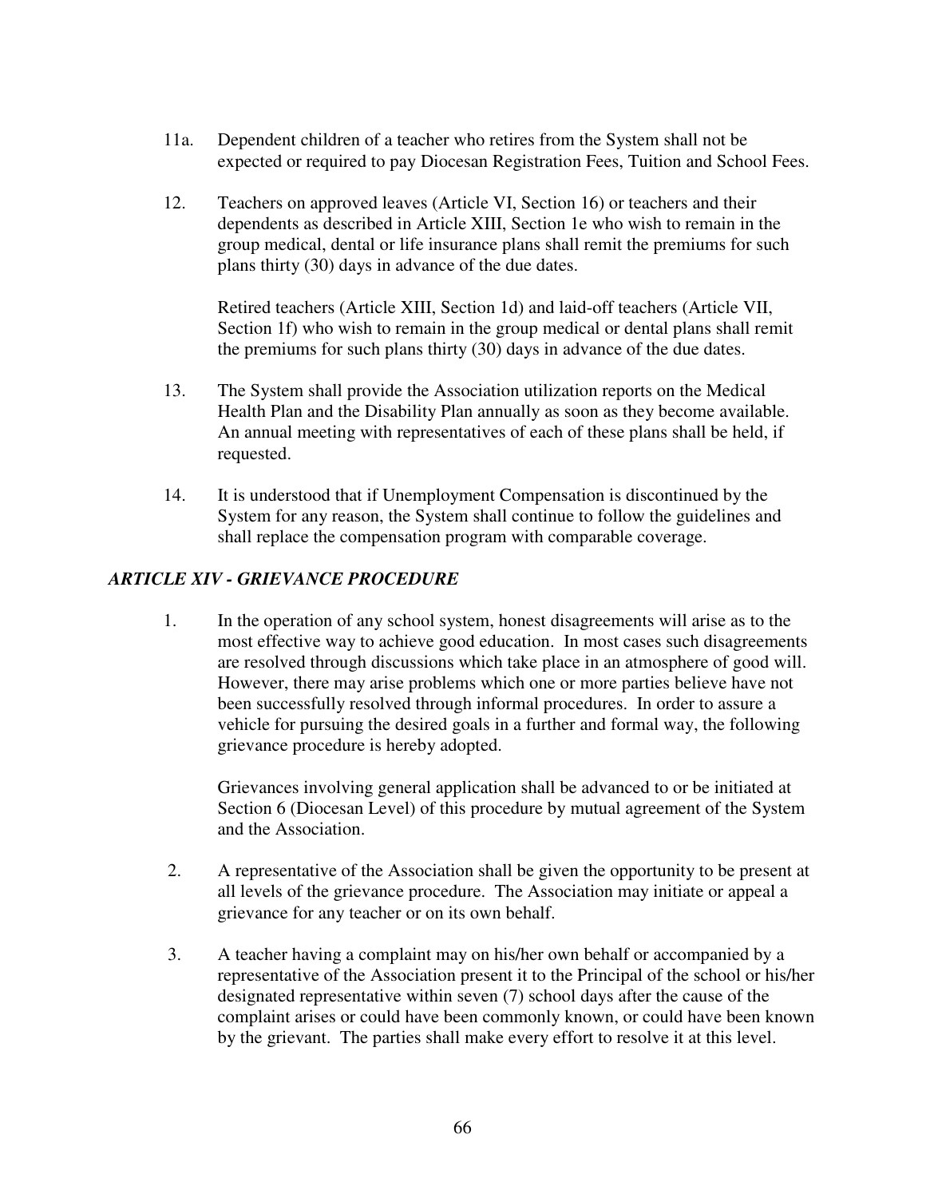11a. Dependent children of a teacher who retires from the System shall not be expected or required to pay Diocesan Registration Fees, Tuition and School Fees.

12. Teachers on approved leaves (Article VI, Section 16) or teachers and their dependents as described in Article XIII, Section 1e who wish to remain in the group medical, dental or life insurance plans shall remit the premiums for such plans thirty (30) days in advance of the due dates.

    Retired teachers (Article XIII, Section 1d) and laid-off teachers (Article VII, Section 1f) who wish to remain in the group medical or dental plans shall remit the premiums for such plans thirty (30) days in advance of the due dates.

13. The System shall provide the Association utilization reports on the Medical Health Plan and the Disability Plan annually as soon as they become available. An annual meeting with representatives of each of these plans shall be held, if requested.

14. It is understood that if Unemployment Compensation is discontinued by the System for any reason, the System shall continue to follow the guidelines and shall replace the compensation program with comparable coverage.

### *ARTICLE XIV - GRIEVANCE PROCEDURE*

1. In the operation of any school system, honest disagreements will arise as to the most effective way to achieve good education. In most cases such disagreements are resolved through discussions which take place in an atmosphere of good will. However, there may arise problems which one or more parties believe have not been successfully resolved through informal procedures. In order to assure a vehicle for pursuing the desired goals in a further and formal way, the following grievance procedure is hereby adopted.

    Grievances involving general application shall be advanced to or be initiated at Section 6 (Diocesan Level) of this procedure by mutual agreement of the System and the Association.

2. A representative of the Association shall be given the opportunity to be present at all levels of the grievance procedure. The Association may initiate or appeal a grievance for any teacher or on its own behalf.

3. A teacher having a complaint may on his/her own behalf or accompanied by a representative of the Association present it to the Principal of the school or his/her designated representative within seven (7) school days after the cause of the complaint arises or could have been commonly known, or could have been known by the grievant. The parties shall make every effort to resolve it at this level.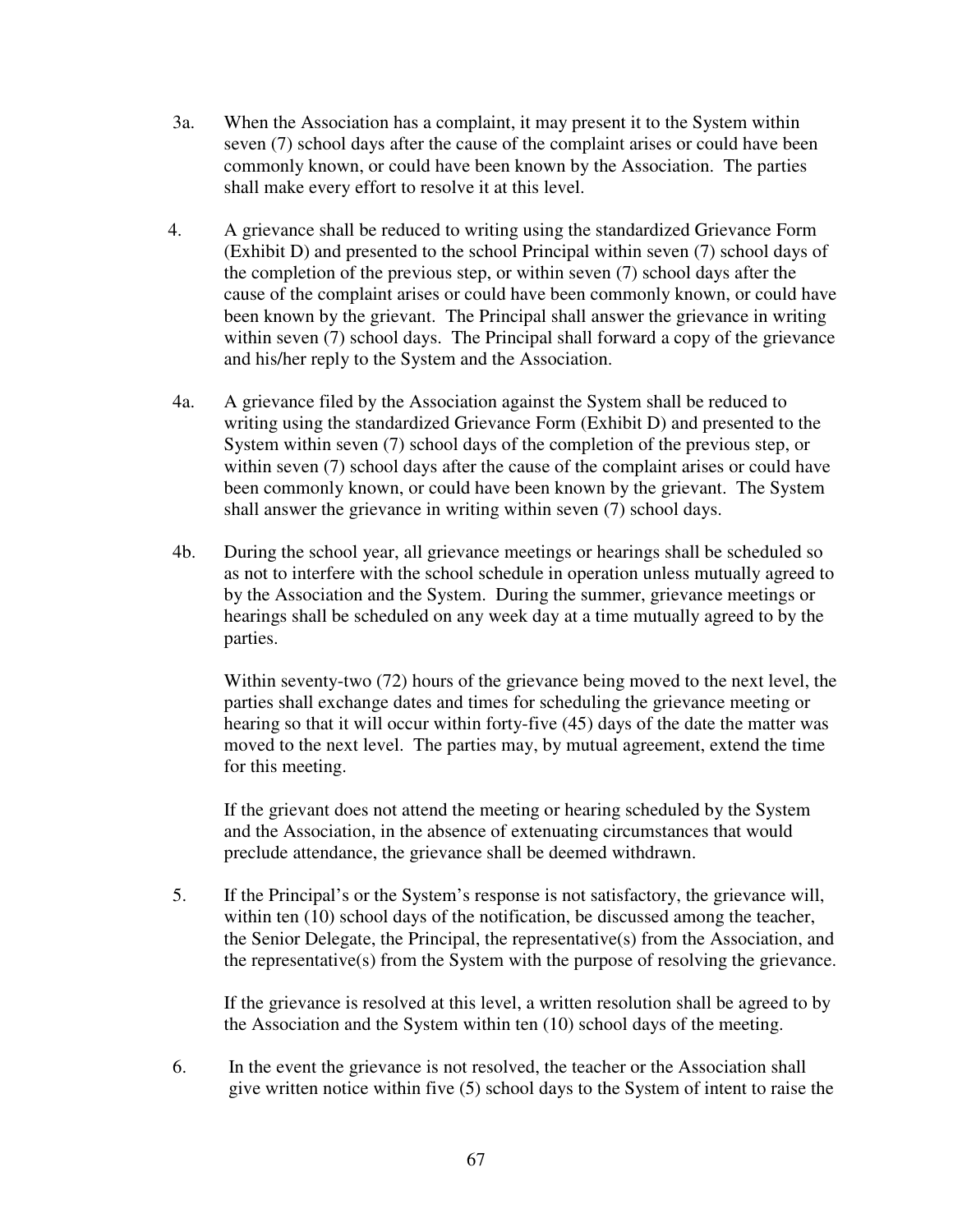3a. When the Association has a complaint, it may present it to the System within seven (7) school days after the cause of the complaint arises or could have been commonly known, or could have been known by the Association. The parties shall make every effort to resolve it at this level.

4. A grievance shall be reduced to writing using the standardized Grievance Form (Exhibit D) and presented to the school Principal within seven (7) school days of the completion of the previous step, or within seven (7) school days after the cause of the complaint arises or could have been commonly known, or could have been known by the grievant. The Principal shall answer the grievance in writing within seven (7) school days. The Principal shall forward a copy of the grievance and his/her reply to the System and the Association.

4a. A grievance filed by the Association against the System shall be reduced to writing using the standardized Grievance Form (Exhibit D) and presented to the System within seven (7) school days of the completion of the previous step, or within seven (7) school days after the cause of the complaint arises or could have been commonly known, or could have been known by the grievant. The System shall answer the grievance in writing within seven (7) school days.

4b. During the school year, all grievance meetings or hearings shall be scheduled so as not to interfere with the school schedule in operation unless mutually agreed to by the Association and the System. During the summer, grievance meetings or hearings shall be scheduled on any week day at a time mutually agreed to by the parties.

Within seventy-two (72) hours of the grievance being moved to the next level, the parties shall exchange dates and times for scheduling the grievance meeting or hearing so that it will occur within forty-five (45) days of the date the matter was moved to the next level. The parties may, by mutual agreement, extend the time for this meeting.

If the grievant does not attend the meeting or hearing scheduled by the System and the Association, in the absence of extenuating circumstances that would preclude attendance, the grievance shall be deemed withdrawn.

5. If the Principal's or the System's response is not satisfactory, the grievance will, within ten (10) school days of the notification, be discussed among the teacher, the Senior Delegate, the Principal, the representative(s) from the Association, and the representative(s) from the System with the purpose of resolving the grievance.

If the grievance is resolved at this level, a written resolution shall be agreed to by the Association and the System within ten (10) school days of the meeting.

6. In the event the grievance is not resolved, the teacher or the Association shall give written notice within five (5) school days to the System of intent to raise the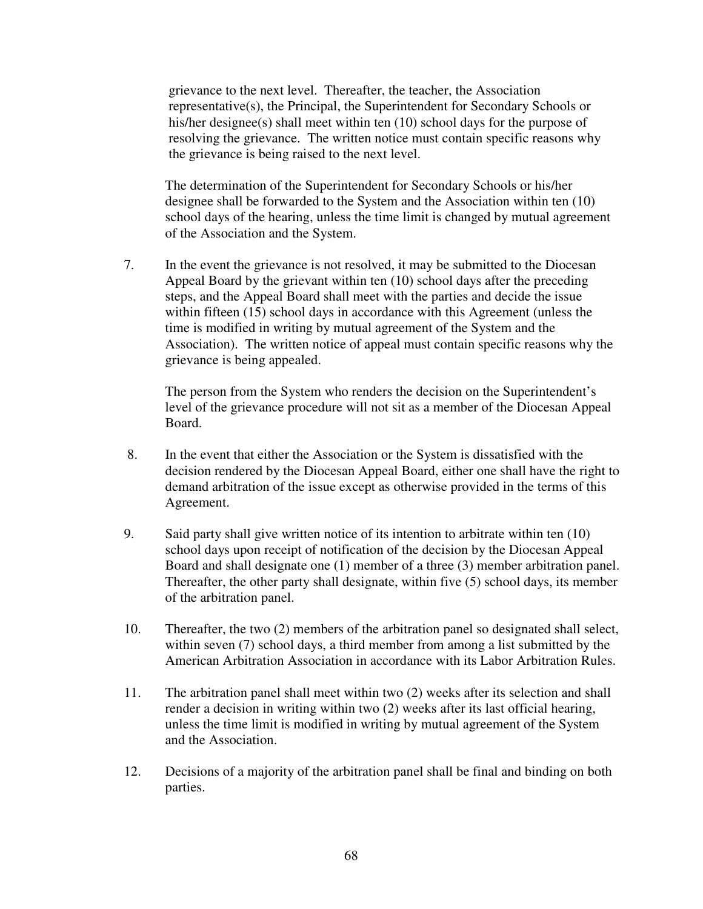grievance to the next level. Thereafter, the teacher, the Association representative(s), the Principal, the Superintendent for Secondary Schools or his/her designee(s) shall meet within ten (10) school days for the purpose of resolving the grievance. The written notice must contain specific reasons why the grievance is being raised to the next level.

The determination of the Superintendent for Secondary Schools or his/her designee shall be forwarded to the System and the Association within ten (10) school days of the hearing, unless the time limit is changed by mutual agreement of the Association and the System.

7. In the event the grievance is not resolved, it may be submitted to the Diocesan Appeal Board by the grievant within ten (10) school days after the preceding steps, and the Appeal Board shall meet with the parties and decide the issue within fifteen (15) school days in accordance with this Agreement (unless the time is modified in writing by mutual agreement of the System and the Association). The written notice of appeal must contain specific reasons why the grievance is being appealed.

   The person from the System who renders the decision on the Superintendent's level of the grievance procedure will not sit as a member of the Diocesan Appeal Board.

8. In the event that either the Association or the System is dissatisfied with the decision rendered by the Diocesan Appeal Board, either one shall have the right to demand arbitration of the issue except as otherwise provided in the terms of this Agreement.

9. Said party shall give written notice of its intention to arbitrate within ten (10) school days upon receipt of notification of the decision by the Diocesan Appeal Board and shall designate one (1) member of a three (3) member arbitration panel. Thereafter, the other party shall designate, within five (5) school days, its member of the arbitration panel.

10. Thereafter, the two (2) members of the arbitration panel so designated shall select, within seven (7) school days, a third member from among a list submitted by the American Arbitration Association in accordance with its Labor Arbitration Rules.

11. The arbitration panel shall meet within two (2) weeks after its selection and shall render a decision in writing within two (2) weeks after its last official hearing, unless the time limit is modified in writing by mutual agreement of the System and the Association.

12. Decisions of a majority of the arbitration panel shall be final and binding on both parties.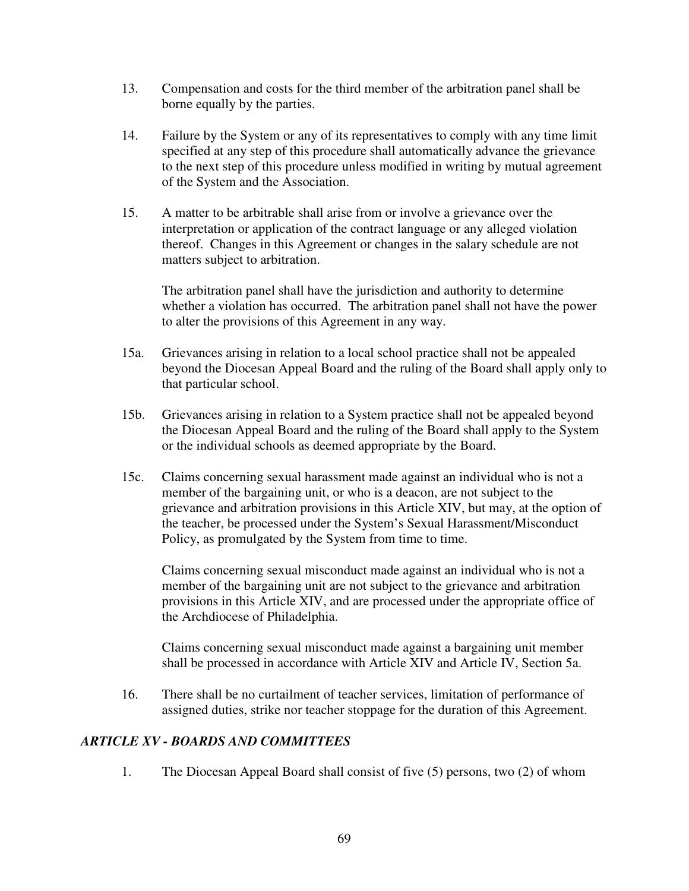13. Compensation and costs for the third member of the arbitration panel shall be borne equally by the parties.

14. Failure by the System or any of its representatives to comply with any time limit specified at any step of this procedure shall automatically advance the grievance to the next step of this procedure unless modified in writing by mutual agreement of the System and the Association.

15. A matter to be arbitrable shall arise from or involve a grievance over the interpretation or application of the contract language or any alleged violation thereof. Changes in this Agreement or changes in the salary schedule are not matters subject to arbitration.

    The arbitration panel shall have the jurisdiction and authority to determine whether a violation has occurred. The arbitration panel shall not have the power to alter the provisions of this Agreement in any way.

15a. Grievances arising in relation to a local school practice shall not be appealed beyond the Diocesan Appeal Board and the ruling of the Board shall apply only to that particular school.

15b. Grievances arising in relation to a System practice shall not be appealed beyond the Diocesan Appeal Board and the ruling of the Board shall apply to the System or the individual schools as deemed appropriate by the Board.

15c. Claims concerning sexual harassment made against an individual who is not a member of the bargaining unit, or who is a deacon, are not subject to the grievance and arbitration provisions in this Article XIV, but may, at the option of the teacher, be processed under the System's Sexual Harassment/Misconduct Policy, as promulgated by the System from time to time.

    Claims concerning sexual misconduct made against an individual who is not a member of the bargaining unit are not subject to the grievance and arbitration provisions in this Article XIV, and are processed under the appropriate office of the Archdiocese of Philadelphia.

    Claims concerning sexual misconduct made against a bargaining unit member shall be processed in accordance with Article XIV and Article IV, Section 5a.

16. There shall be no curtailment of teacher services, limitation of performance of assigned duties, strike nor teacher stoppage for the duration of this Agreement.

## *ARTICLE XV - BOARDS AND COMMITTEES*

1. The Diocesan Appeal Board shall consist of five (5) persons, two (2) of whom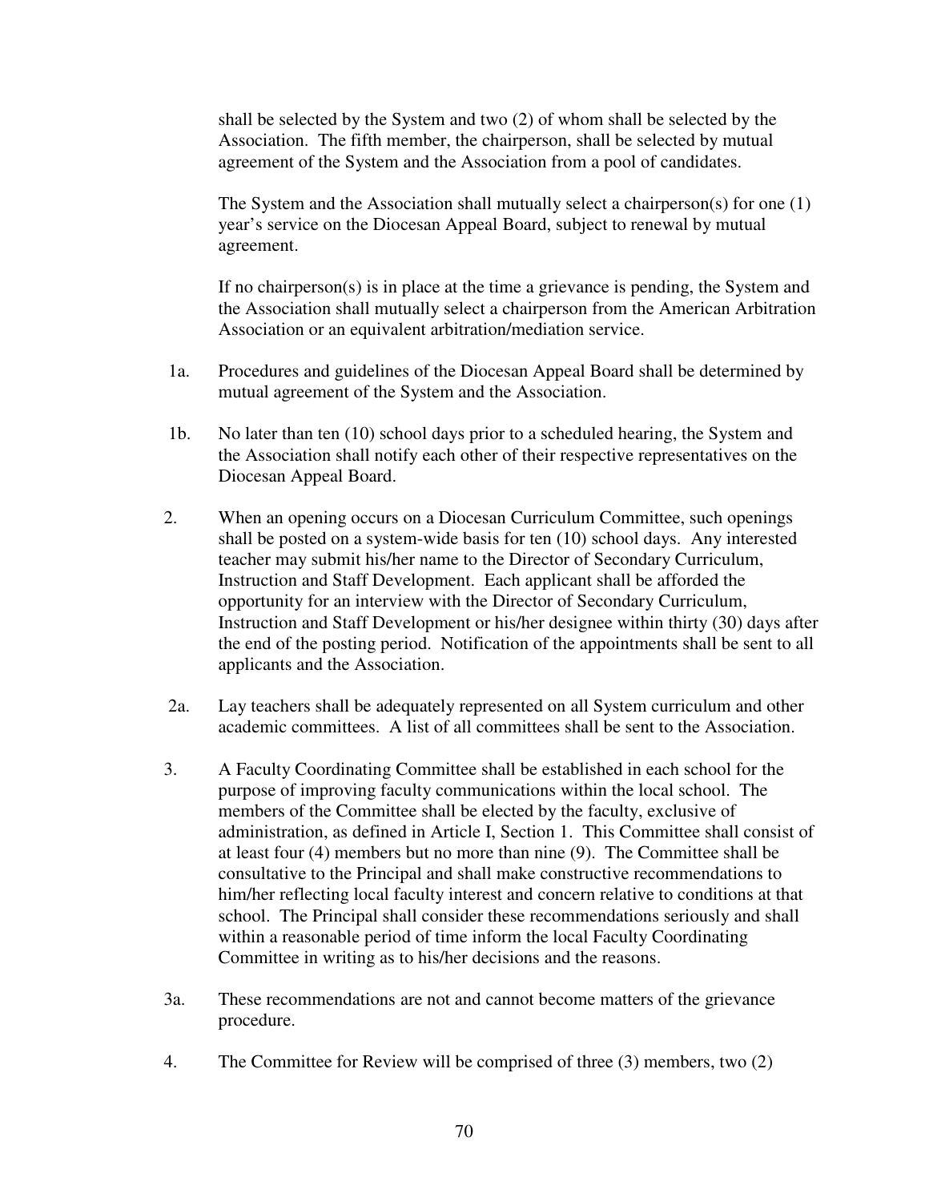shall be selected by the System and two (2) of whom shall be selected by the Association. The fifth member, the chairperson, shall be selected by mutual agreement of the System and the Association from a pool of candidates.

The System and the Association shall mutually select a chairperson(s) for one (1) year's service on the Diocesan Appeal Board, subject to renewal by mutual agreement.

If no chairperson(s) is in place at the time a grievance is pending, the System and the Association shall mutually select a chairperson from the American Arbitration Association or an equivalent arbitration/mediation service.

1a. Procedures and guidelines of the Diocesan Appeal Board shall be determined by mutual agreement of the System and the Association.

1b. No later than ten (10) school days prior to a scheduled hearing, the System and the Association shall notify each other of their respective representatives on the Diocesan Appeal Board.

2. When an opening occurs on a Diocesan Curriculum Committee, such openings shall be posted on a system-wide basis for ten (10) school days. Any interested teacher may submit his/her name to the Director of Secondary Curriculum, Instruction and Staff Development. Each applicant shall be afforded the opportunity for an interview with the Director of Secondary Curriculum, Instruction and Staff Development or his/her designee within thirty (30) days after the end of the posting period. Notification of the appointments shall be sent to all applicants and the Association.

2a. Lay teachers shall be adequately represented on all System curriculum and other academic committees. A list of all committees shall be sent to the Association.

3. A Faculty Coordinating Committee shall be established in each school for the purpose of improving faculty communications within the local school. The members of the Committee shall be elected by the faculty, exclusive of administration, as defined in Article I, Section 1. This Committee shall consist of at least four (4) members but no more than nine (9). The Committee shall be consultative to the Principal and shall make constructive recommendations to him/her reflecting local faculty interest and concern relative to conditions at that school. The Principal shall consider these recommendations seriously and shall within a reasonable period of time inform the local Faculty Coordinating Committee in writing as to his/her decisions and the reasons.

3a. These recommendations are not and cannot become matters of the grievance procedure.

4. The Committee for Review will be comprised of three (3) members, two (2)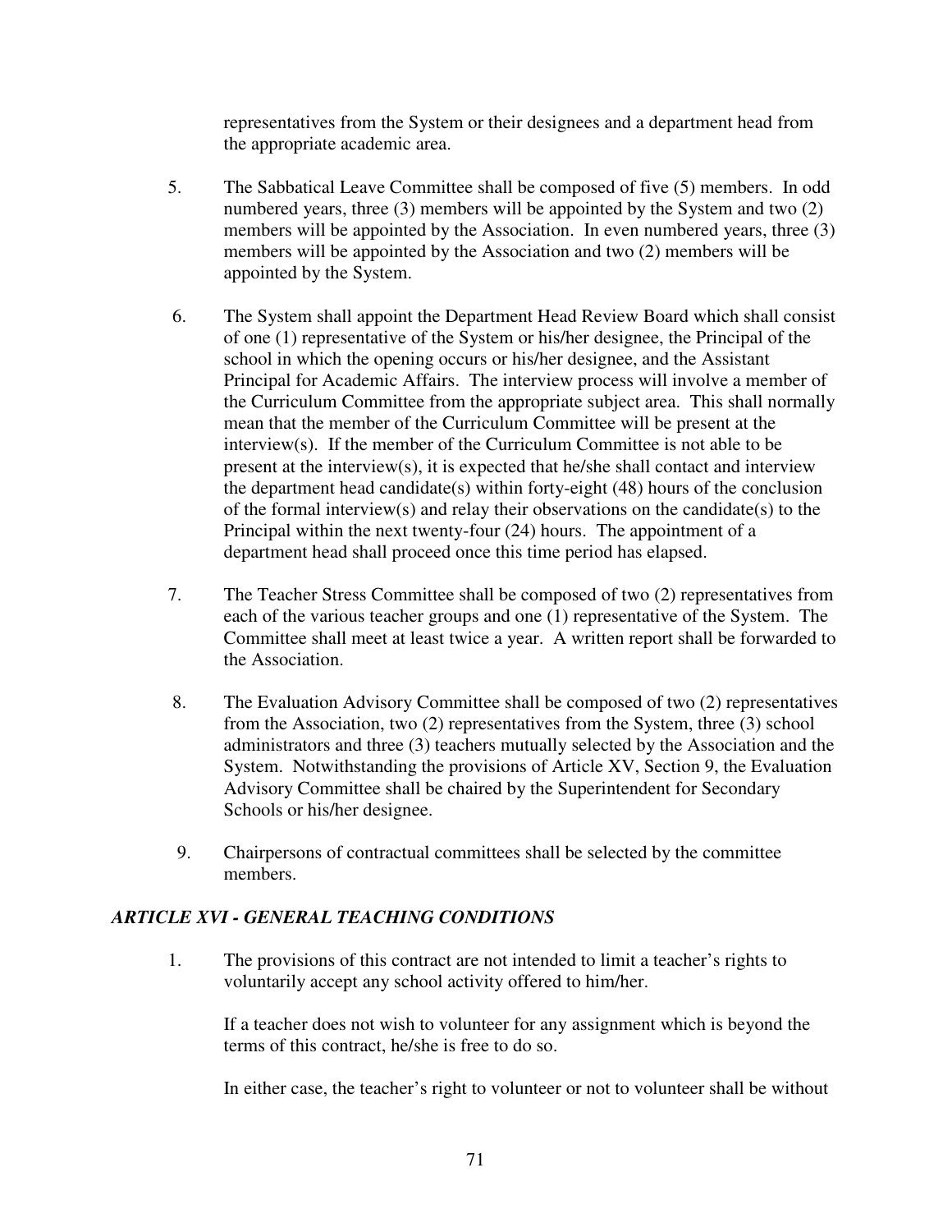representatives from the System or their designees and a department head from the appropriate academic area.

5. The Sabbatical Leave Committee shall be composed of five (5) members. In odd numbered years, three (3) members will be appointed by the System and two (2) members will be appointed by the Association. In even numbered years, three (3) members will be appointed by the Association and two (2) members will be appointed by the System.

6. The System shall appoint the Department Head Review Board which shall consist of one (1) representative of the System or his/her designee, the Principal of the school in which the opening occurs or his/her designee, and the Assistant Principal for Academic Affairs. The interview process will involve a member of the Curriculum Committee from the appropriate subject area. This shall normally mean that the member of the Curriculum Committee will be present at the interview(s). If the member of the Curriculum Committee is not able to be present at the interview(s), it is expected that he/she shall contact and interview the department head candidate(s) within forty-eight (48) hours of the conclusion of the formal interview(s) and relay their observations on the candidate(s) to the Principal within the next twenty-four (24) hours. The appointment of a department head shall proceed once this time period has elapsed.

7. The Teacher Stress Committee shall be composed of two (2) representatives from each of the various teacher groups and one (1) representative of the System. The Committee shall meet at least twice a year. A written report shall be forwarded to the Association.

8. The Evaluation Advisory Committee shall be composed of two (2) representatives from the Association, two (2) representatives from the System, three (3) school administrators and three (3) teachers mutually selected by the Association and the System. Notwithstanding the provisions of Article XV, Section 9, the Evaluation Advisory Committee shall be chaired by the Superintendent for Secondary Schools or his/her designee.

9. Chairpersons of contractual committees shall be selected by the committee members.

## *ARTICLE XVI - GENERAL TEACHING CONDITIONS*

1. The provisions of this contract are not intended to limit a teacher's rights to voluntarily accept any school activity offered to him/her.

   If a teacher does not wish to volunteer for any assignment which is beyond the terms of this contract, he/she is free to do so.

   In either case, the teacher's right to volunteer or not to volunteer shall be without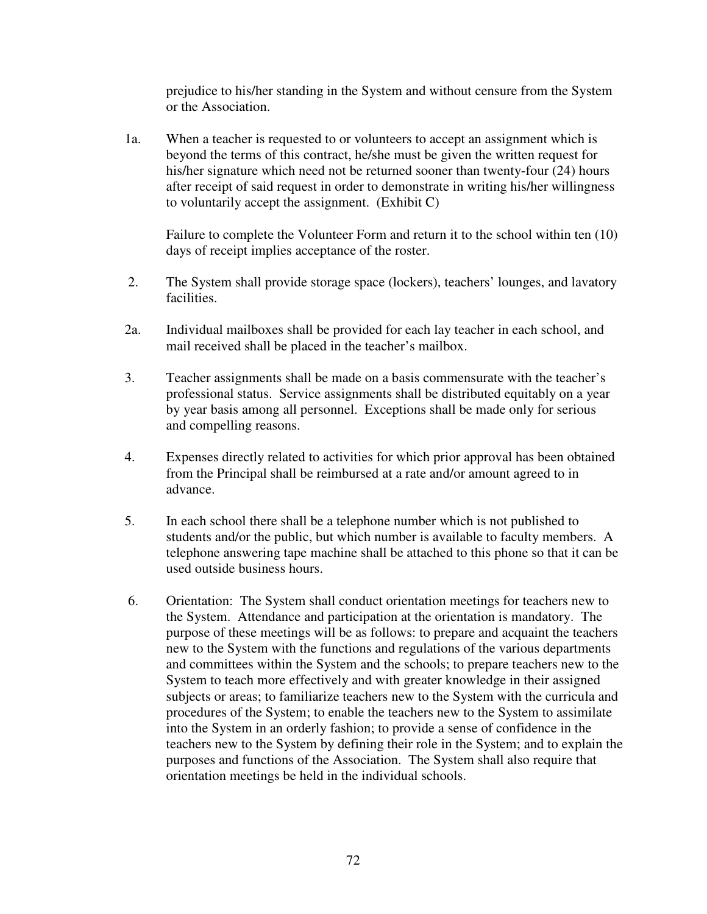prejudice to his/her standing in the System and without censure from the System or the Association.

1a. When a teacher is requested to or volunteers to accept an assignment which is beyond the terms of this contract, he/she must be given the written request for his/her signature which need not be returned sooner than twenty-four (24) hours after receipt of said request in order to demonstrate in writing his/her willingness to voluntarily accept the assignment. (Exhibit C)

Failure to complete the Volunteer Form and return it to the school within ten (10) days of receipt implies acceptance of the roster.

2. The System shall provide storage space (lockers), teachers' lounges, and lavatory facilities.

2a. Individual mailboxes shall be provided for each lay teacher in each school, and mail received shall be placed in the teacher's mailbox.

3. Teacher assignments shall be made on a basis commensurate with the teacher's professional status. Service assignments shall be distributed equitably on a year by year basis among all personnel. Exceptions shall be made only for serious and compelling reasons.

4. Expenses directly related to activities for which prior approval has been obtained from the Principal shall be reimbursed at a rate and/or amount agreed to in advance.

5. In each school there shall be a telephone number which is not published to students and/or the public, but which number is available to faculty members. A telephone answering tape machine shall be attached to this phone so that it can be used outside business hours.

6. Orientation: The System shall conduct orientation meetings for teachers new to the System. Attendance and participation at the orientation is mandatory. The purpose of these meetings will be as follows: to prepare and acquaint the teachers new to the System with the functions and regulations of the various departments and committees within the System and the schools; to prepare teachers new to the System to teach more effectively and with greater knowledge in their assigned subjects or areas; to familiarize teachers new to the System with the curricula and procedures of the System; to enable the teachers new to the System to assimilate into the System in an orderly fashion; to provide a sense of confidence in the teachers new to the System by defining their role in the System; and to explain the purposes and functions of the Association. The System shall also require that orientation meetings be held in the individual schools.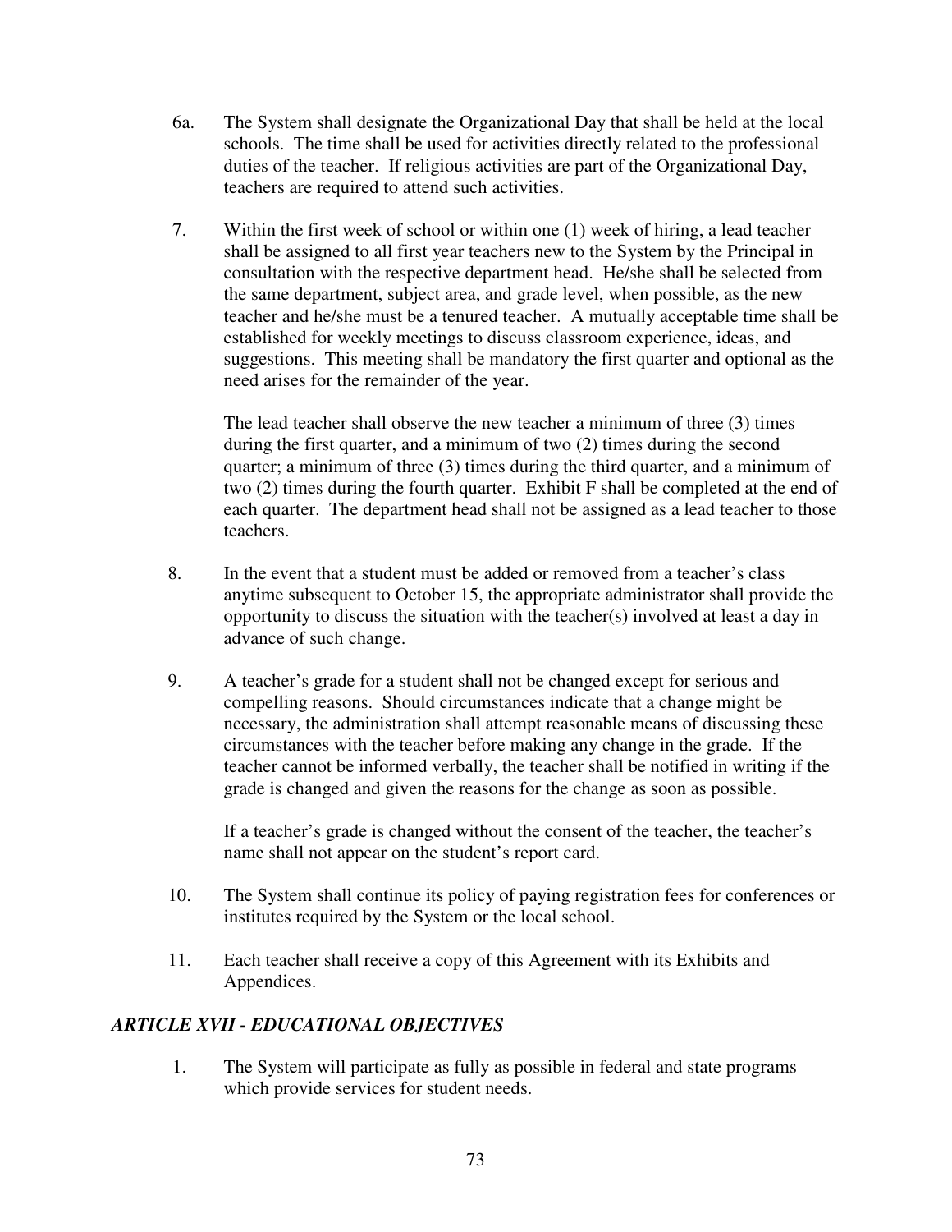6a. The System shall designate the Organizational Day that shall be held at the local schools. The time shall be used for activities directly related to the professional duties of the teacher. If religious activities are part of the Organizational Day, teachers are required to attend such activities.

7. Within the first week of school or within one (1) week of hiring, a lead teacher shall be assigned to all first year teachers new to the System by the Principal in consultation with the respective department head. He/she shall be selected from the same department, subject area, and grade level, when possible, as the new teacher and he/she must be a tenured teacher. A mutually acceptable time shall be established for weekly meetings to discuss classroom experience, ideas, and suggestions. This meeting shall be mandatory the first quarter and optional as the need arises for the remainder of the year.

   The lead teacher shall observe the new teacher a minimum of three (3) times during the first quarter, and a minimum of two (2) times during the second quarter; a minimum of three (3) times during the third quarter, and a minimum of two (2) times during the fourth quarter. Exhibit F shall be completed at the end of each quarter. The department head shall not be assigned as a lead teacher to those teachers.

8. In the event that a student must be added or removed from a teacher's class anytime subsequent to October 15, the appropriate administrator shall provide the opportunity to discuss the situation with the teacher(s) involved at least a day in advance of such change.

9. A teacher's grade for a student shall not be changed except for serious and compelling reasons. Should circumstances indicate that a change might be necessary, the administration shall attempt reasonable means of discussing these circumstances with the teacher before making any change in the grade. If the teacher cannot be informed verbally, the teacher shall be notified in writing if the grade is changed and given the reasons for the change as soon as possible.

   If a teacher's grade is changed without the consent of the teacher, the teacher's name shall not appear on the student's report card.

10. The System shall continue its policy of paying registration fees for conferences or institutes required by the System or the local school.

11. Each teacher shall receive a copy of this Agreement with its Exhibits and Appendices.

## *ARTICLE XVII - EDUCATIONAL OBJECTIVES*

1. The System will participate as fully as possible in federal and state programs which provide services for student needs.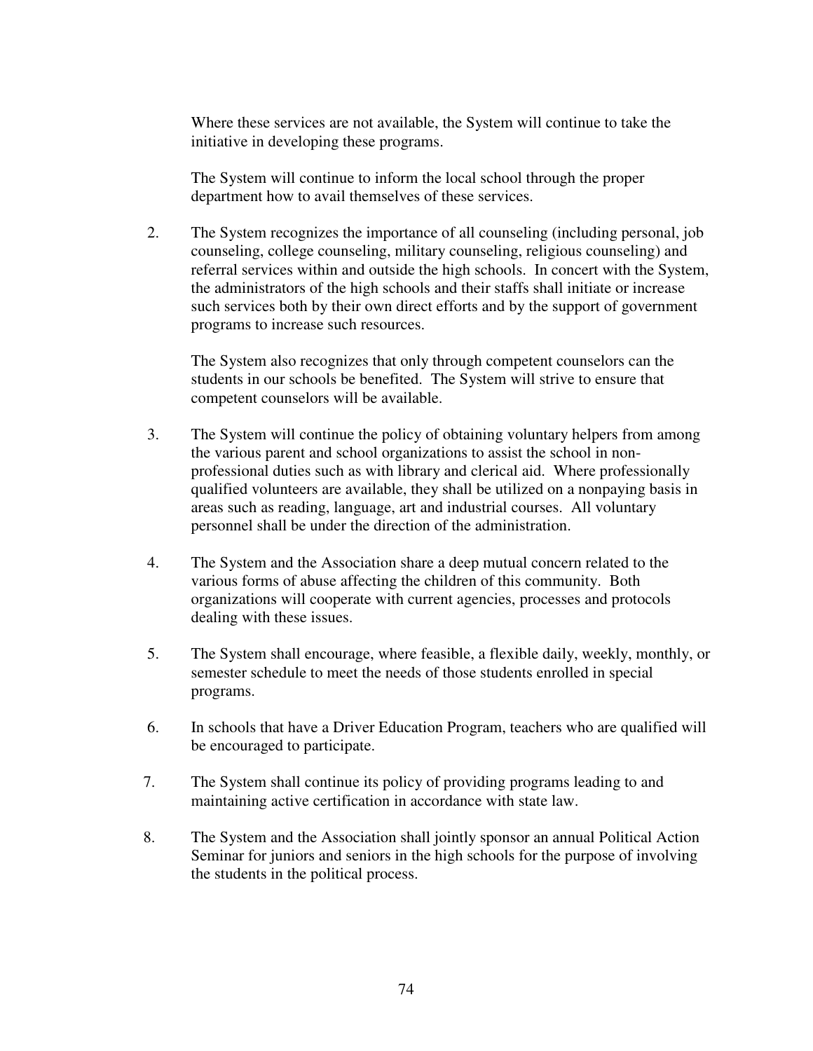Where these services are not available, the System will continue to take the initiative in developing these programs.

The System will continue to inform the local school through the proper department how to avail themselves of these services.

2. The System recognizes the importance of all counseling (including personal, job counseling, college counseling, military counseling, religious counseling) and referral services within and outside the high schools. In concert with the System, the administrators of the high schools and their staffs shall initiate or increase such services both by their own direct efforts and by the support of government programs to increase such resources.

   The System also recognizes that only through competent counselors can the students in our schools be benefited. The System will strive to ensure that competent counselors will be available.

3. The System will continue the policy of obtaining voluntary helpers from among the various parent and school organizations to assist the school in non-professional duties such as with library and clerical aid. Where professionally qualified volunteers are available, they shall be utilized on a nonpaying basis in areas such as reading, language, art and industrial courses. All voluntary personnel shall be under the direction of the administration.

4. The System and the Association share a deep mutual concern related to the various forms of abuse affecting the children of this community. Both organizations will cooperate with current agencies, processes and protocols dealing with these issues.

5. The System shall encourage, where feasible, a flexible daily, weekly, monthly, or semester schedule to meet the needs of those students enrolled in special programs.

6. In schools that have a Driver Education Program, teachers who are qualified will be encouraged to participate.

7. The System shall continue its policy of providing programs leading to and maintaining active certification in accordance with state law.

8. The System and the Association shall jointly sponsor an annual Political Action Seminar for juniors and seniors in the high schools for the purpose of involving the students in the political process.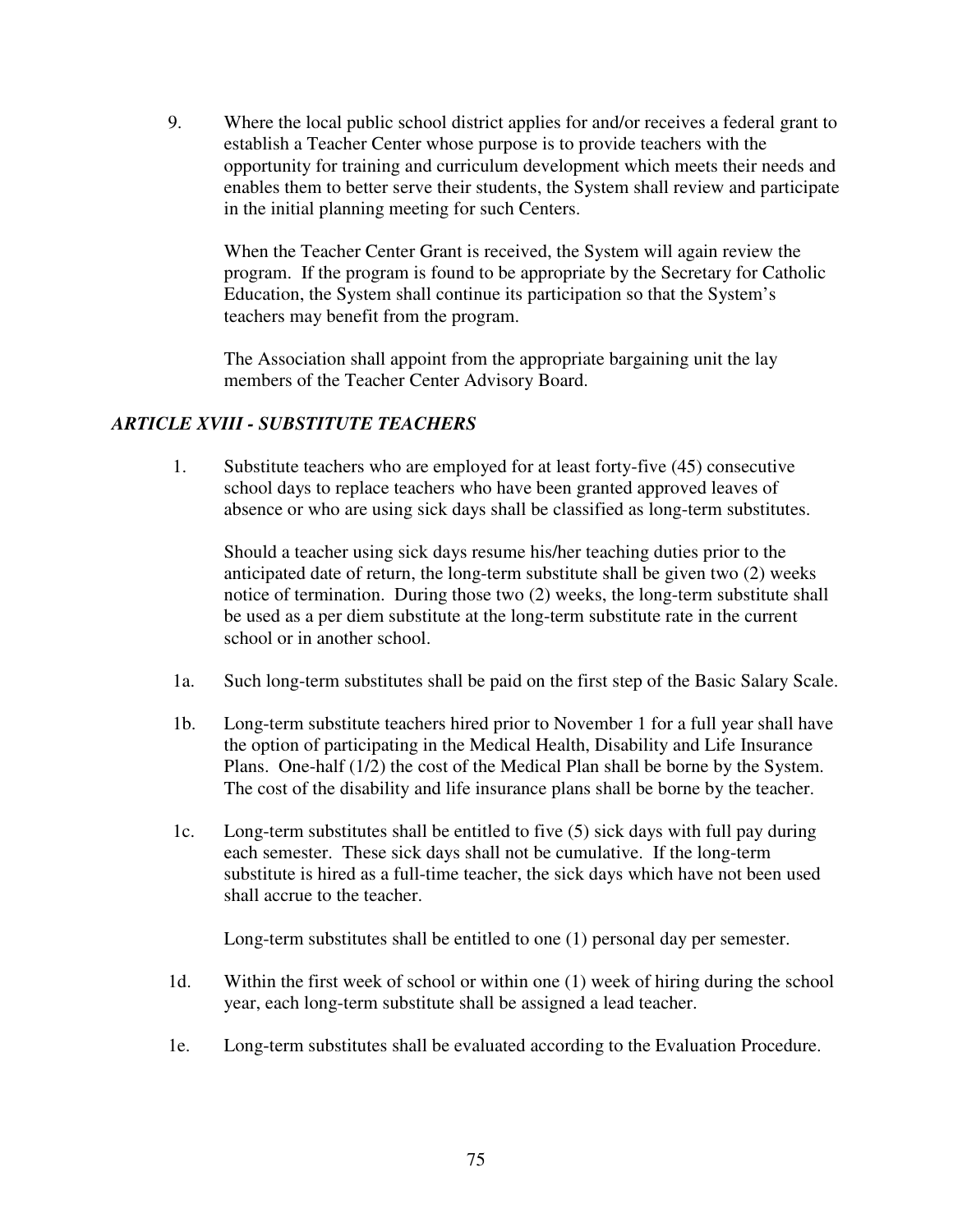9. Where the local public school district applies for and/or receives a federal grant to establish a Teacher Center whose purpose is to provide teachers with the opportunity for training and curriculum development which meets their needs and enables them to better serve their students, the System shall review and participate in the initial planning meeting for such Centers.

   When the Teacher Center Grant is received, the System will again review the program. If the program is found to be appropriate by the Secretary for Catholic Education, the System shall continue its participation so that the System's teachers may benefit from the program.

   The Association shall appoint from the appropriate bargaining unit the lay members of the Teacher Center Advisory Board.

### *ARTICLE XVIII - SUBSTITUTE TEACHERS*

1. Substitute teachers who are employed for at least forty-five (45) consecutive school days to replace teachers who have been granted approved leaves of absence or who are using sick days shall be classified as long-term substitutes.

   Should a teacher using sick days resume his/her teaching duties prior to the anticipated date of return, the long-term substitute shall be given two (2) weeks notice of termination. During those two (2) weeks, the long-term substitute shall be used as a per diem substitute at the long-term substitute rate in the current school or in another school.

1a. Such long-term substitutes shall be paid on the first step of the Basic Salary Scale.

1b. Long-term substitute teachers hired prior to November 1 for a full year shall have the option of participating in the Medical Health, Disability and Life Insurance Plans. One-half (1/2) the cost of the Medical Plan shall be borne by the System. The cost of the disability and life insurance plans shall be borne by the teacher.

1c. Long-term substitutes shall be entitled to five (5) sick days with full pay during each semester. These sick days shall not be cumulative. If the long-term substitute is hired as a full-time teacher, the sick days which have not been used shall accrue to the teacher.

   Long-term substitutes shall be entitled to one (1) personal day per semester.

1d. Within the first week of school or within one (1) week of hiring during the school year, each long-term substitute shall be assigned a lead teacher.

1e. Long-term substitutes shall be evaluated according to the Evaluation Procedure.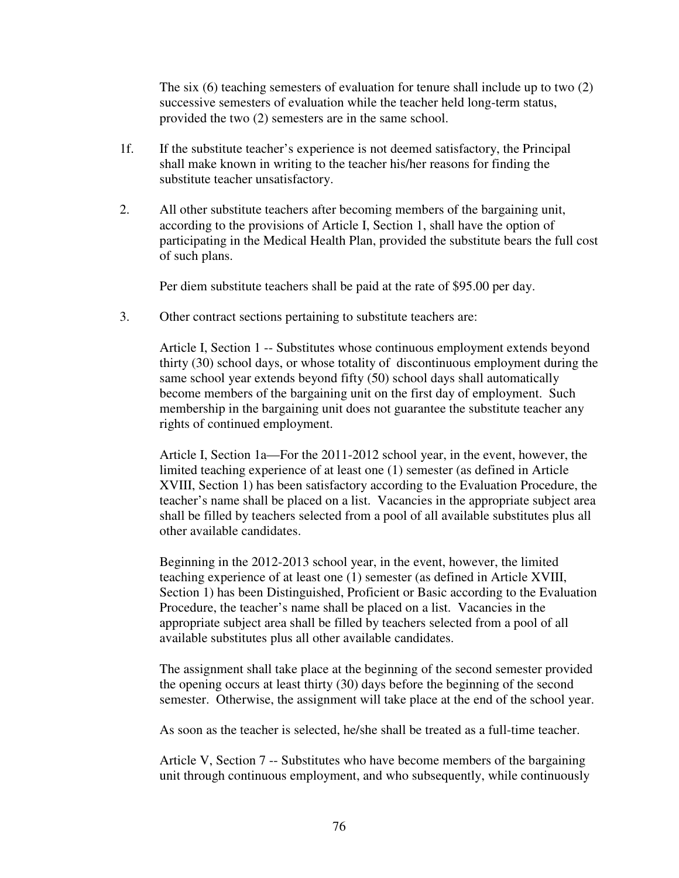The six (6) teaching semesters of evaluation for tenure shall include up to two (2) successive semesters of evaluation while the teacher held long-term status, provided the two (2) semesters are in the same school.

1f. If the substitute teacher's experience is not deemed satisfactory, the Principal shall make known in writing to the teacher his/her reasons for finding the substitute teacher unsatisfactory.

2. All other substitute teachers after becoming members of the bargaining unit, according to the provisions of Article I, Section 1, shall have the option of participating in the Medical Health Plan, provided the substitute bears the full cost of such plans.

   Per diem substitute teachers shall be paid at the rate of $95.00 per day.

3. Other contract sections pertaining to substitute teachers are:

   Article I, Section 1 -- Substitutes whose continuous employment extends beyond thirty (30) school days, or whose totality of discontinuous employment during the same school year extends beyond fifty (50) school days shall automatically become members of the bargaining unit on the first day of employment. Such membership in the bargaining unit does not guarantee the substitute teacher any rights of continued employment.

   Article I, Section 1a—For the 2011-2012 school year, in the event, however, the limited teaching experience of at least one (1) semester (as defined in Article XVIII, Section 1) has been satisfactory according to the Evaluation Procedure, the teacher's name shall be placed on a list. Vacancies in the appropriate subject area shall be filled by teachers selected from a pool of all available substitutes plus all other available candidates.

   Beginning in the 2012-2013 school year, in the event, however, the limited teaching experience of at least one (1) semester (as defined in Article XVIII, Section 1) has been Distinguished, Proficient or Basic according to the Evaluation Procedure, the teacher's name shall be placed on a list. Vacancies in the appropriate subject area shall be filled by teachers selected from a pool of all available substitutes plus all other available candidates.

   The assignment shall take place at the beginning of the second semester provided the opening occurs at least thirty (30) days before the beginning of the second semester. Otherwise, the assignment will take place at the end of the school year.

   As soon as the teacher is selected, he/she shall be treated as a full-time teacher.

   Article V, Section 7 -- Substitutes who have become members of the bargaining unit through continuous employment, and who subsequently, while continuously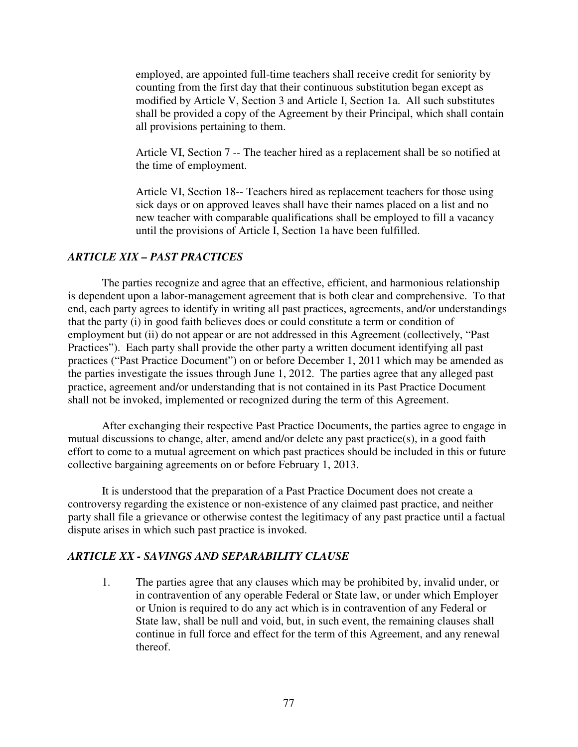employed, are appointed full-time teachers shall receive credit for seniority by counting from the first day that their continuous substitution began except as modified by Article V, Section 3 and Article I, Section 1a. All such substitutes shall be provided a copy of the Agreement by their Principal, which shall contain all provisions pertaining to them.

Article VI, Section 7 -- The teacher hired as a replacement shall be so notified at the time of employment.

Article VI, Section 18-- Teachers hired as replacement teachers for those using sick days or on approved leaves shall have their names placed on a list and no new teacher with comparable qualifications shall be employed to fill a vacancy until the provisions of Article I, Section 1a have been fulfilled.

### *ARTICLE XIX – PAST PRACTICES*

The parties recognize and agree that an effective, efficient, and harmonious relationship is dependent upon a labor-management agreement that is both clear and comprehensive. To that end, each party agrees to identify in writing all past practices, agreements, and/or understandings that the party (i) in good faith believes does or could constitute a term or condition of employment but (ii) do not appear or are not addressed in this Agreement (collectively, "Past Practices"). Each party shall provide the other party a written document identifying all past practices ("Past Practice Document") on or before December 1, 2011 which may be amended as the parties investigate the issues through June 1, 2012. The parties agree that any alleged past practice, agreement and/or understanding that is not contained in its Past Practice Document shall not be invoked, implemented or recognized during the term of this Agreement.

After exchanging their respective Past Practice Documents, the parties agree to engage in mutual discussions to change, alter, amend and/or delete any past practice(s), in a good faith effort to come to a mutual agreement on which past practices should be included in this or future collective bargaining agreements on or before February 1, 2013.

It is understood that the preparation of a Past Practice Document does not create a controversy regarding the existence or non-existence of any claimed past practice, and neither party shall file a grievance or otherwise contest the legitimacy of any past practice until a factual dispute arises in which such past practice is invoked.

### *ARTICLE XX - SAVINGS AND SEPARABILITY CLAUSE*

1. The parties agree that any clauses which may be prohibited by, invalid under, or in contravention of any operable Federal or State law, or under which Employer or Union is required to do any act which is in contravention of any Federal or State law, shall be null and void, but, in such event, the remaining clauses shall continue in full force and effect for the term of this Agreement, and any renewal thereof.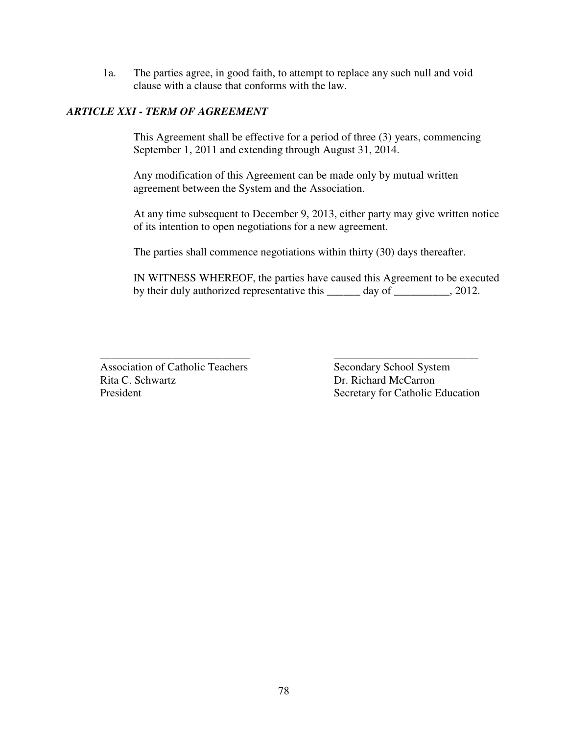1a. The parties agree, in good faith, to attempt to replace any such null and void clause with a clause that conforms with the law.

### *ARTICLE XXI - TERM OF AGREEMENT*

This Agreement shall be effective for a period of three (3) years, commencing September 1, 2011 and extending through August 31, 2014.

Any modification of this Agreement can be made only by mutual written agreement between the System and the Association.

At any time subsequent to December 9, 2013, either party may give written notice of its intention to open negotiations for a new agreement.

The parties shall commence negotiations within thirty (30) days thereafter.

IN WITNESS WHEREOF, the parties have caused this Agreement to be executed by their duly authorized representative this ______ day of __________, 2012.

| | |
|---|---|
| ___________________________ | __________________________ |
| Association of Catholic Teachers | Secondary School System |
| Rita C. Schwartz | Dr. Richard McCarron |
| President | Secretary for Catholic Education |